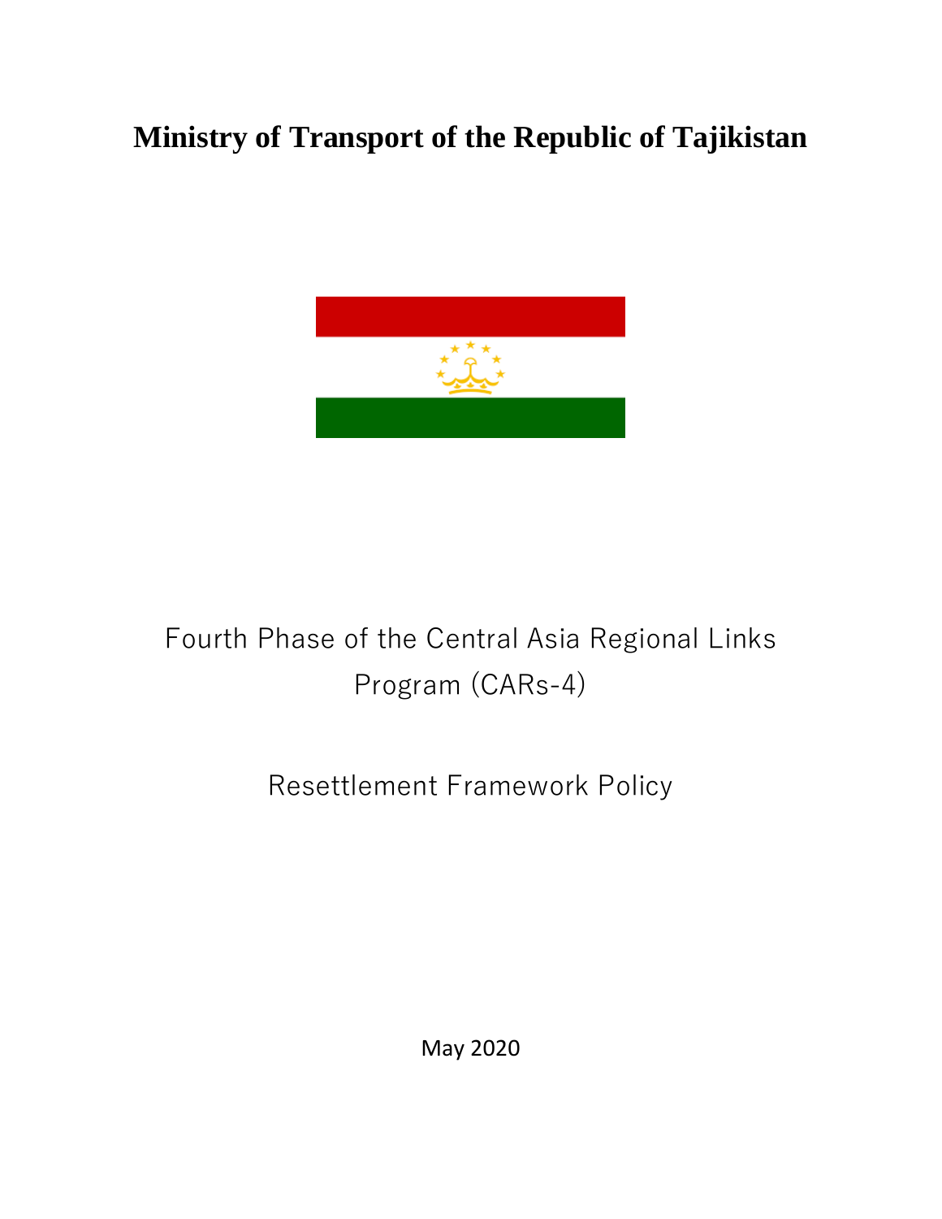# Ministry of Transport of the Republic of Tajikistan

Fourth Phase of the Central Asia Regional Links Program (CARs-4)

Resettlement Framework Policy

May 2020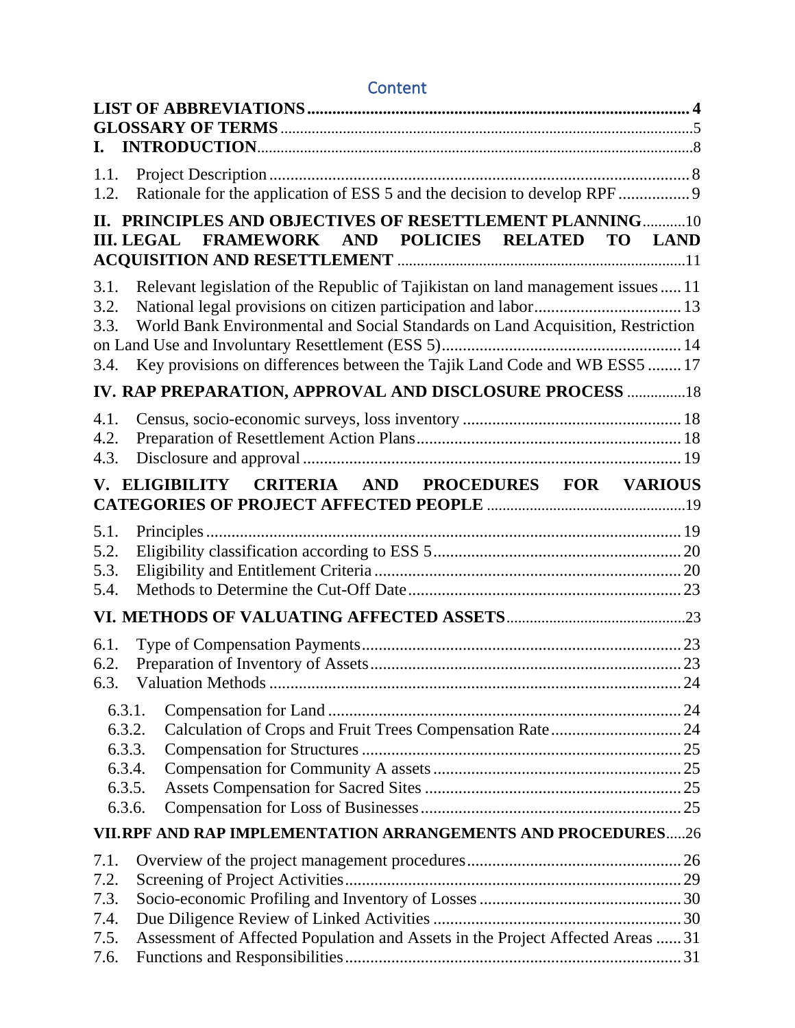# Content

**LIST OF ABBREVIATIONS** .......................................................................... 4
**GLOSSARY OF TERMS** .......................................................................... 5
**I. INTRODUCTION** .......................................................................... 8

1.1. Project Description .......................................................................... 8
1.2. Rationale for the application of ESS 5 and the decision to develop RPF .......................... 9

**II. PRINCIPLES AND OBJECTIVES OF RESETTLEMENT PLANNING** .......................... 10
**III. LEGAL FRAMEWORK AND POLICIES RELATED TO LAND ACQUISITION AND RESETTLEMENT** .......................... 11

3.1. Relevant legislation of the Republic of Tajikistan on land management issues ..... 11
3.2. National legal provisions on citizen participation and labor .......................... 13
3.3. World Bank Environmental and Social Standards on Land Acquisition, Restriction on Land Use and Involuntary Resettlement (ESS 5) .......................... 14
3.4. Key provisions on differences between the Tajik Land Code and WB ESS5 ........ 17

**IV. RAP PREPARATION, APPROVAL AND DISCLOSURE PROCESS** .......................... 18

4.1. Census, socio-economic surveys, loss inventory .......................... 18
4.2. Preparation of Resettlement Action Plans .......................... 18
4.3. Disclosure and approval .......................... 19

**V. ELIGIBILITY CRITERIA AND PROCEDURES FOR VARIOUS CATEGORIES OF PROJECT AFFECTED PEOPLE** .......................... 19

5.1. Principles .......................... 19
5.2. Eligibility classification according to ESS 5 .......................... 20
5.3. Eligibility and Entitlement Criteria .......................... 20
5.4. Methods to Determine the Cut-Off Date .......................... 23

**VI. METHODS OF VALUATING AFFECTED ASSETS** .......................... 23

6.1. Type of Compensation Payments .......................... 23
6.2. Preparation of Inventory of Assets .......................... 23
6.3. Valuation Methods .......................... 24

- 6.3.1. Compensation for Land .......................... 24
- 6.3.2. Calculation of Crops and Fruit Trees Compensation Rate .......................... 24
- 6.3.3. Compensation for Structures .......................... 25
- 6.3.4. Compensation for Community A assets .......................... 25
- 6.3.5. Assets Compensation for Sacred Sites .......................... 25
- 6.3.6. Compensation for Loss of Businesses .......................... 25

**VII. RPF AND RAP IMPLEMENTATION ARRANGEMENTS AND PROCEDURES** ..... 26

7.1. Overview of the project management procedures .......................... 26
7.2. Screening of Project Activities .......................... 29
7.3. Socio-economic Profiling and Inventory of Losses .......................... 30
7.4. Due Diligence Review of Linked Activities .......................... 30
7.5. Assessment of Affected Population and Assets in the Project Affected Areas ...... 31
7.6. Functions and Responsibilities .......................... 31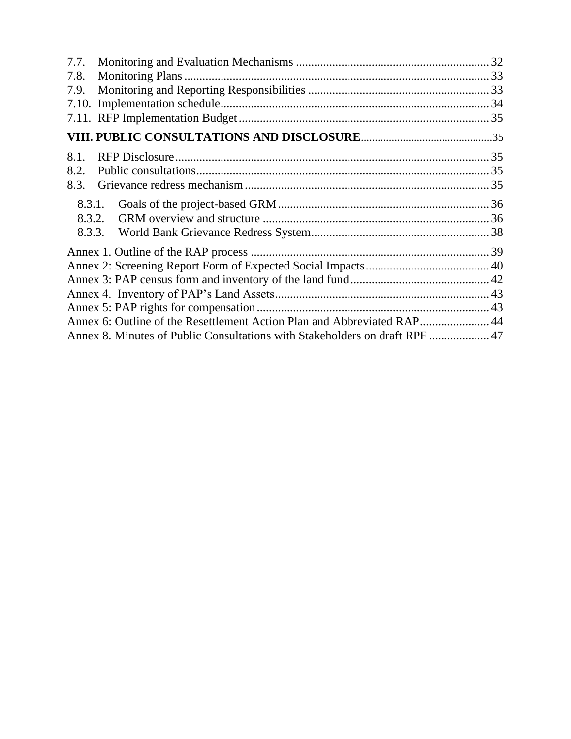7.7. Monitoring and Evaluation Mechanisms ............................................................... 32
7.8. Monitoring Plans ..................................................................................................... 33
7.9. Monitoring and Reporting Responsibilities ............................................................ 33
7.10. Implementation schedule ........................................................................................ 34
7.11. RFP Implementation Budget .................................................................................. 35

**VIII. PUBLIC CONSULTATIONS AND DISCLOSURE** .............................................. 35

8.1. RFP Disclosure ....................................................................................................... 35
8.2. Public consultations ................................................................................................ 35
8.3. Grievance redress mechanism ................................................................................ 35

8.3.1. Goals of the project-based GRM ...................................................................... 36
8.3.2. GRM overview and structure ........................................................................... 36
8.3.3. World Bank Grievance Redress System ........................................................... 38

Annex 1. Outline of the RAP process ............................................................................... 39
Annex 2: Screening Report Form of Expected Social Impacts ......................................... 40
Annex 3: PAP census form and inventory of the land fund .............................................. 42
Annex 4. Inventory of PAP's Land Assets ....................................................................... 43
Annex 5: PAP rights for compensation ............................................................................ 43
Annex 6: Outline of the Resettlement Action Plan and Abbreviated RAP ....................... 44
Annex 8. Minutes of Public Consultations with Stakeholders on draft RPF .................... 47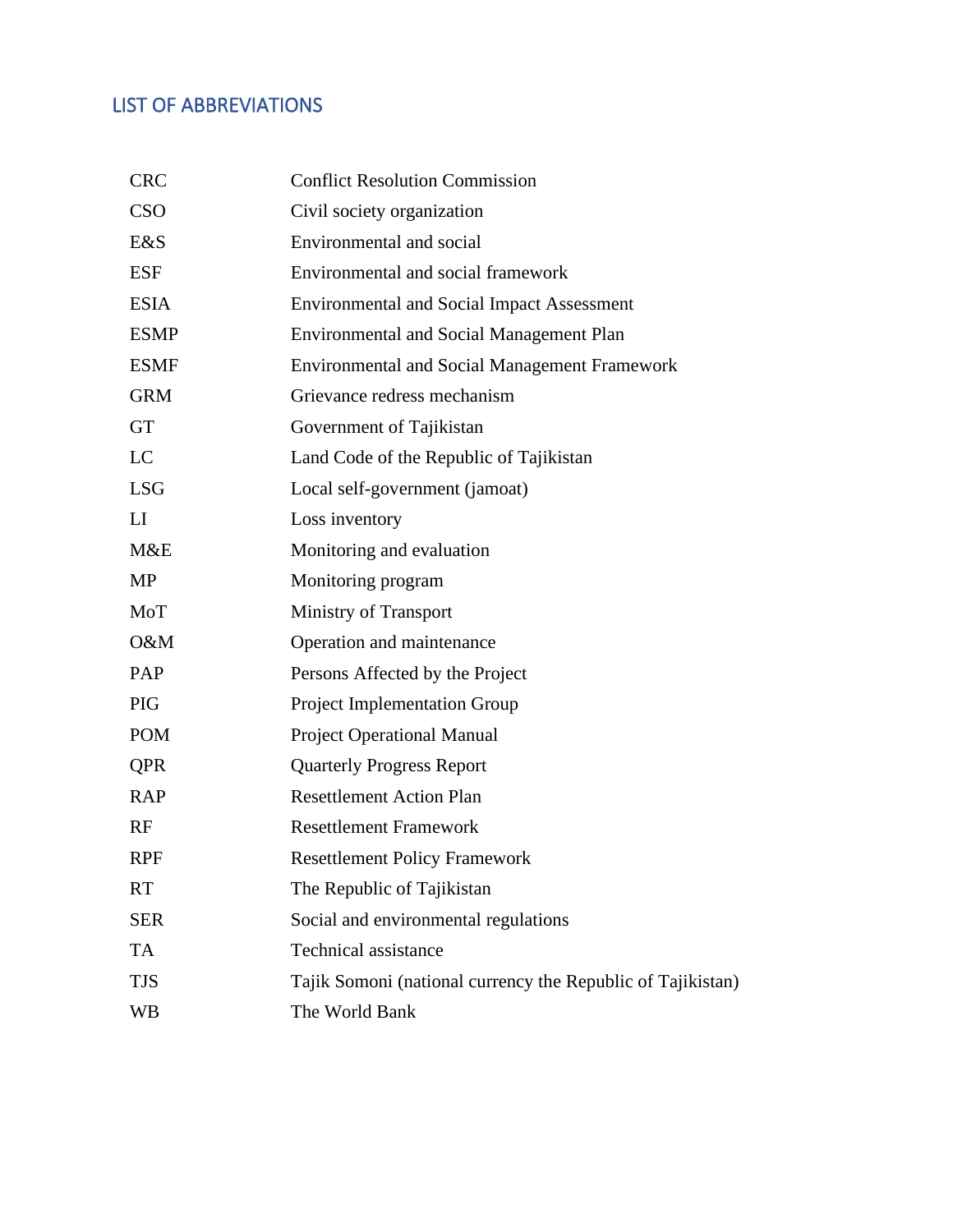## LIST OF ABBREVIATIONS

| | |
|---|---|
| CRC | Conflict Resolution Commission |
| CSO | Civil society organization |
| E&S | Environmental and social |
| ESF | Environmental and social framework |
| ESIA | Environmental and Social Impact Assessment |
| ESMP | Environmental and Social Management Plan |
| ESMF | Environmental and Social Management Framework |
| GRM | Grievance redress mechanism |
| GT | Government of Tajikistan |
| LC | Land Code of the Republic of Tajikistan |
| LSG | Local self-government (jamoat) |
| LI | Loss inventory |
| M&E | Monitoring and evaluation |
| MP | Monitoring program |
| MoT | Ministry of Transport |
| O&M | Operation and maintenance |
| PAP | Persons Affected by the Project |
| PIG | Project Implementation Group |
| POM | Project Operational Manual |
| QPR | Quarterly Progress Report |
| RAP | Resettlement Action Plan |
| RF | Resettlement Framework |
| RPF | Resettlement Policy Framework |
| RT | The Republic of Tajikistan |
| SER | Social and environmental regulations |
| TA | Technical assistance |
| TJS | Tajik Somoni (national currency the Republic of Tajikistan) |
| WB | The World Bank |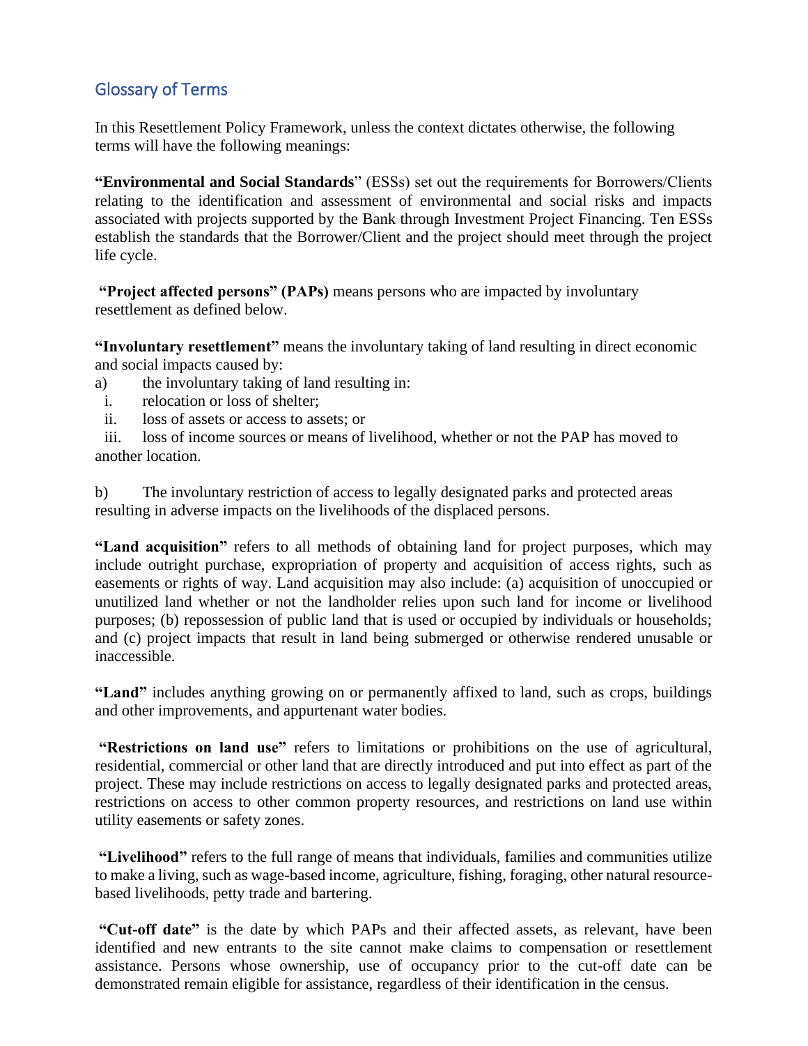## Glossary of Terms

In this Resettlement Policy Framework, unless the context dictates otherwise, the following terms will have the following meanings:

**"Environmental and Social Standards**" (ESSs) set out the requirements for Borrowers/Clients relating to the identification and assessment of environmental and social risks and impacts associated with projects supported by the Bank through Investment Project Financing. Ten ESSs establish the standards that the Borrower/Client and the project should meet through the project life cycle.

**"Project affected persons" (PAPs)** means persons who are impacted by involuntary resettlement as defined below.

**"Involuntary resettlement"** means the involuntary taking of land resulting in direct economic and social impacts caused by:

a) the involuntary taking of land resulting in:
   i. relocation or loss of shelter;
   ii. loss of assets or access to assets; or
   iii. loss of income sources or means of livelihood, whether or not the PAP has moved to another location.

b) The involuntary restriction of access to legally designated parks and protected areas resulting in adverse impacts on the livelihoods of the displaced persons.

**"Land acquisition"** refers to all methods of obtaining land for project purposes, which may include outright purchase, expropriation of property and acquisition of access rights, such as easements or rights of way. Land acquisition may also include: (a) acquisition of unoccupied or unutilized land whether or not the landholder relies upon such land for income or livelihood purposes; (b) repossession of public land that is used or occupied by individuals or households; and (c) project impacts that result in land being submerged or otherwise rendered unusable or inaccessible.

**"Land"** includes anything growing on or permanently affixed to land, such as crops, buildings and other improvements, and appurtenant water bodies.

**"Restrictions on land use"** refers to limitations or prohibitions on the use of agricultural, residential, commercial or other land that are directly introduced and put into effect as part of the project. These may include restrictions on access to legally designated parks and protected areas, restrictions on access to other common property resources, and restrictions on land use within utility easements or safety zones.

**"Livelihood"** refers to the full range of means that individuals, families and communities utilize to make a living, such as wage-based income, agriculture, fishing, foraging, other natural resource-based livelihoods, petty trade and bartering.

**"Cut-off date"** is the date by which PAPs and their affected assets, as relevant, have been identified and new entrants to the site cannot make claims to compensation or resettlement assistance. Persons whose ownership, use of occupancy prior to the cut-off date can be demonstrated remain eligible for assistance, regardless of their identification in the census.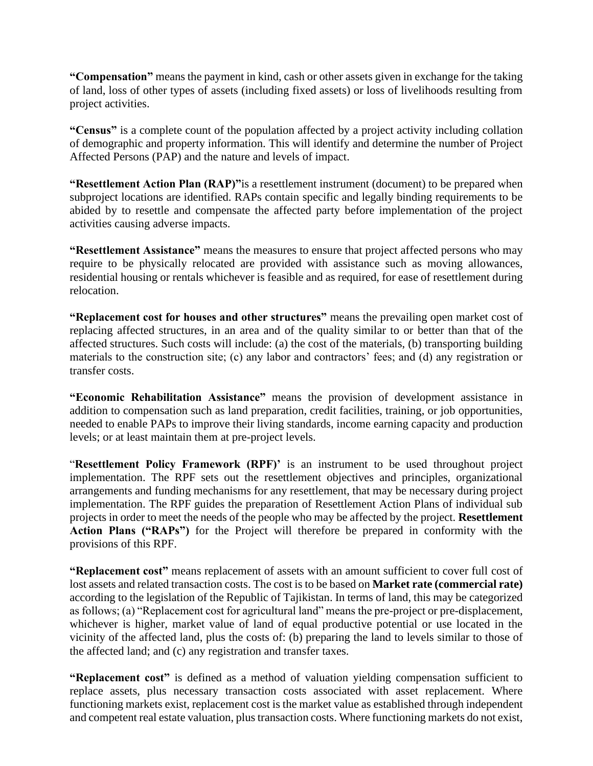**"Compensation"** means the payment in kind, cash or other assets given in exchange for the taking of land, loss of other types of assets (including fixed assets) or loss of livelihoods resulting from project activities.

**"Census"** is a complete count of the population affected by a project activity including collation of demographic and property information. This will identify and determine the number of Project Affected Persons (PAP) and the nature and levels of impact.

**"Resettlement Action Plan (RAP)"**is a resettlement instrument (document) to be prepared when subproject locations are identified. RAPs contain specific and legally binding requirements to be abided by to resettle and compensate the affected party before implementation of the project activities causing adverse impacts.

**"Resettlement Assistance"** means the measures to ensure that project affected persons who may require to be physically relocated are provided with assistance such as moving allowances, residential housing or rentals whichever is feasible and as required, for ease of resettlement during relocation.

**"Replacement cost for houses and other structures"** means the prevailing open market cost of replacing affected structures, in an area and of the quality similar to or better than that of the affected structures. Such costs will include: (a) the cost of the materials, (b) transporting building materials to the construction site; (c) any labor and contractors' fees; and (d) any registration or transfer costs.

**"Economic Rehabilitation Assistance"** means the provision of development assistance in addition to compensation such as land preparation, credit facilities, training, or job opportunities, needed to enable PAPs to improve their living standards, income earning capacity and production levels; or at least maintain them at pre-project levels.

"**Resettlement Policy Framework (RPF)'** is an instrument to be used throughout project implementation. The RPF sets out the resettlement objectives and principles, organizational arrangements and funding mechanisms for any resettlement, that may be necessary during project implementation. The RPF guides the preparation of Resettlement Action Plans of individual sub projects in order to meet the needs of the people who may be affected by the project. **Resettlement Action Plans ("RAPs")** for the Project will therefore be prepared in conformity with the provisions of this RPF.

**"Replacement cost"** means replacement of assets with an amount sufficient to cover full cost of lost assets and related transaction costs. The cost is to be based on **Market rate (commercial rate)** according to the legislation of the Republic of Tajikistan. In terms of land, this may be categorized as follows; (a) "Replacement cost for agricultural land" means the pre-project or pre-displacement, whichever is higher, market value of land of equal productive potential or use located in the vicinity of the affected land, plus the costs of: (b) preparing the land to levels similar to those of the affected land; and (c) any registration and transfer taxes.

**"Replacement cost"** is defined as a method of valuation yielding compensation sufficient to replace assets, plus necessary transaction costs associated with asset replacement. Where functioning markets exist, replacement cost is the market value as established through independent and competent real estate valuation, plus transaction costs. Where functioning markets do not exist,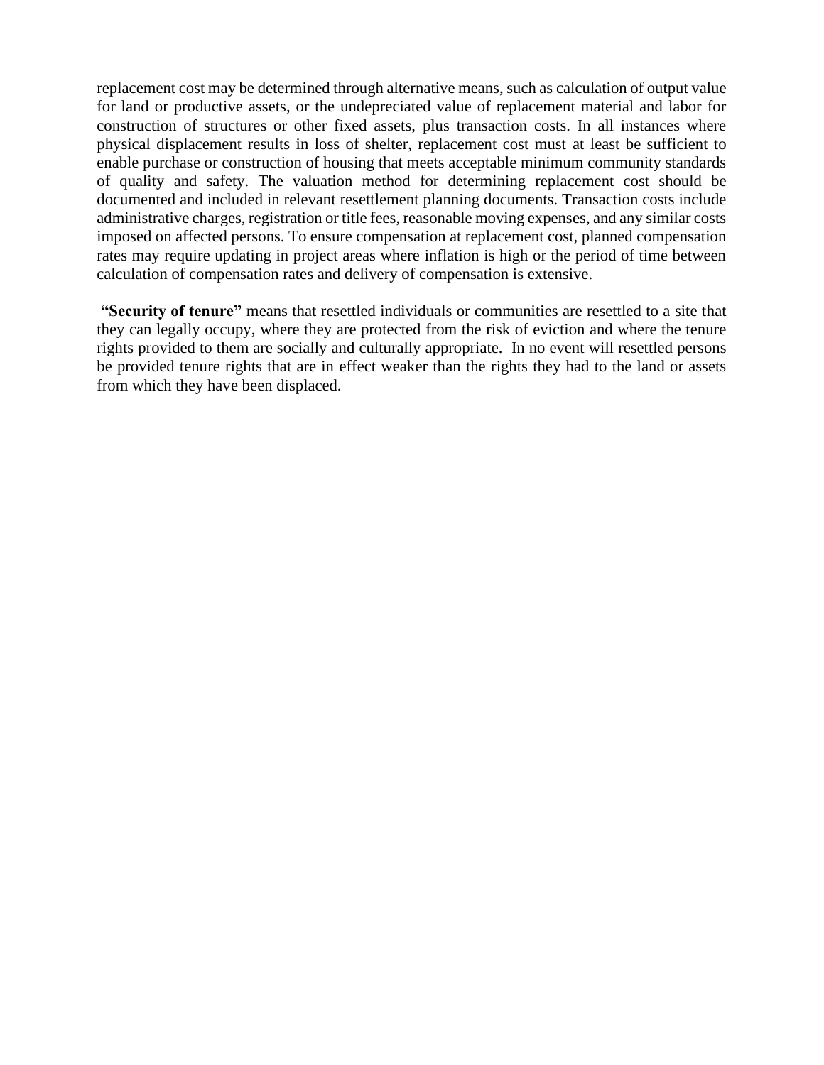replacement cost may be determined through alternative means, such as calculation of output value for land or productive assets, or the undepreciated value of replacement material and labor for construction of structures or other fixed assets, plus transaction costs. In all instances where physical displacement results in loss of shelter, replacement cost must at least be sufficient to enable purchase or construction of housing that meets acceptable minimum community standards of quality and safety. The valuation method for determining replacement cost should be documented and included in relevant resettlement planning documents. Transaction costs include administrative charges, registration or title fees, reasonable moving expenses, and any similar costs imposed on affected persons. To ensure compensation at replacement cost, planned compensation rates may require updating in project areas where inflation is high or the period of time between calculation of compensation rates and delivery of compensation is extensive.

**"Security of tenure"** means that resettled individuals or communities are resettled to a site that they can legally occupy, where they are protected from the risk of eviction and where the tenure rights provided to them are socially and culturally appropriate. In no event will resettled persons be provided tenure rights that are in effect weaker than the rights they had to the land or assets from which they have been displaced.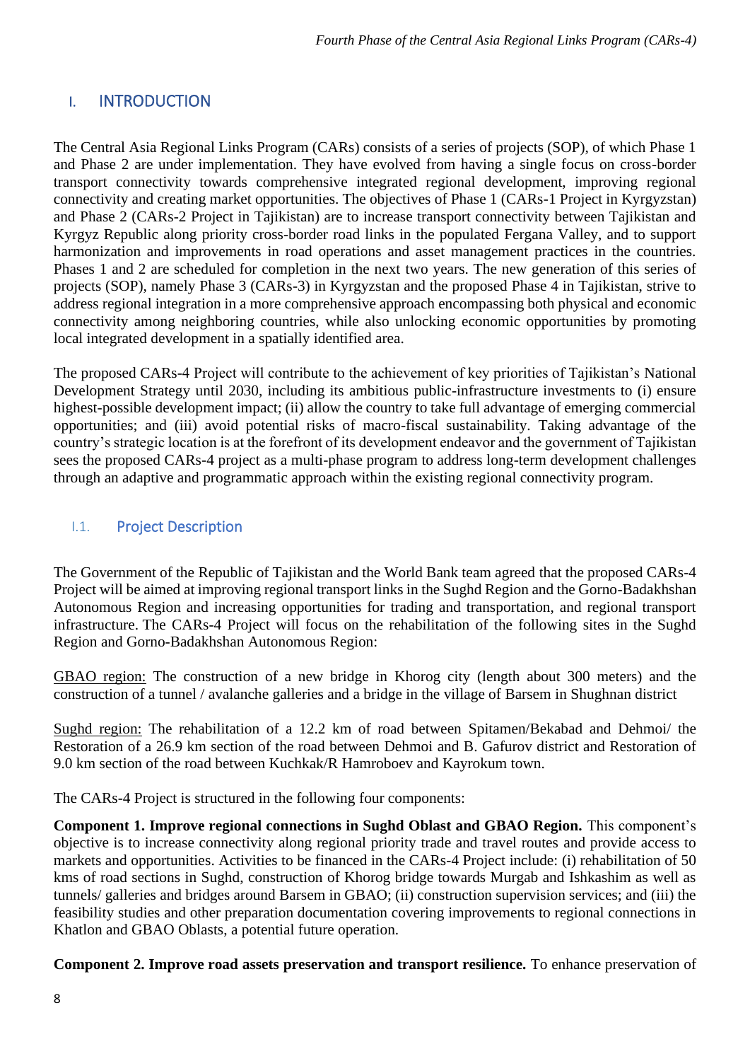# I. INTRODUCTION

The Central Asia Regional Links Program (CARs) consists of a series of projects (SOP), of which Phase 1 and Phase 2 are under implementation. They have evolved from having a single focus on cross-border transport connectivity towards comprehensive integrated regional development, improving regional connectivity and creating market opportunities. The objectives of Phase 1 (CARs-1 Project in Kyrgyzstan) and Phase 2 (CARs-2 Project in Tajikistan) are to increase transport connectivity between Tajikistan and Kyrgyz Republic along priority cross-border road links in the populated Fergana Valley, and to support harmonization and improvements in road operations and asset management practices in the countries. Phases 1 and 2 are scheduled for completion in the next two years. The new generation of this series of projects (SOP), namely Phase 3 (CARs-3) in Kyrgyzstan and the proposed Phase 4 in Tajikistan, strive to address regional integration in a more comprehensive approach encompassing both physical and economic connectivity among neighboring countries, while also unlocking economic opportunities by promoting local integrated development in a spatially identified area.

The proposed CARs-4 Project will contribute to the achievement of key priorities of Tajikistan's National Development Strategy until 2030, including its ambitious public-infrastructure investments to (i) ensure highest-possible development impact; (ii) allow the country to take full advantage of emerging commercial opportunities; and (iii) avoid potential risks of macro-fiscal sustainability. Taking advantage of the country's strategic location is at the forefront of its development endeavor and the government of Tajikistan sees the proposed CARs-4 project as a multi-phase program to address long-term development challenges through an adaptive and programmatic approach within the existing regional connectivity program.

## I.1. Project Description

The Government of the Republic of Tajikistan and the World Bank team agreed that the proposed CARs-4 Project will be aimed at improving regional transport links in the Sughd Region and the Gorno-Badakhshan Autonomous Region and increasing opportunities for trading and transportation, and regional transport infrastructure. The CARs-4 Project will focus on the rehabilitation of the following sites in the Sughd Region and Gorno-Badakhshan Autonomous Region:

GBAO region: The construction of a new bridge in Khorog city (length about 300 meters) and the construction of a tunnel / avalanche galleries and a bridge in the village of Barsem in Shughnan district

Sughd region: The rehabilitation of a 12.2 km of road between Spitamen/Bekabad and Dehmoi/ the Restoration of a 26.9 km section of the road between Dehmoi and B. Gafurov district and Restoration of 9.0 km section of the road between Kuchkak/R Hamroboev and Kayrokum town.

The CARs-4 Project is structured in the following four components:

**Component 1. Improve regional connections in Sughd Oblast and GBAO Region.** This component's objective is to increase connectivity along regional priority trade and travel routes and provide access to markets and opportunities. Activities to be financed in the CARs-4 Project include: (i) rehabilitation of 50 kms of road sections in Sughd, construction of Khorog bridge towards Murgab and Ishkashim as well as tunnels/ galleries and bridges around Barsem in GBAO; (ii) construction supervision services; and (iii) the feasibility studies and other preparation documentation covering improvements to regional connections in Khatlon and GBAO Oblasts, a potential future operation.

**Component 2. Improve road assets preservation and transport resilience.** To enhance preservation of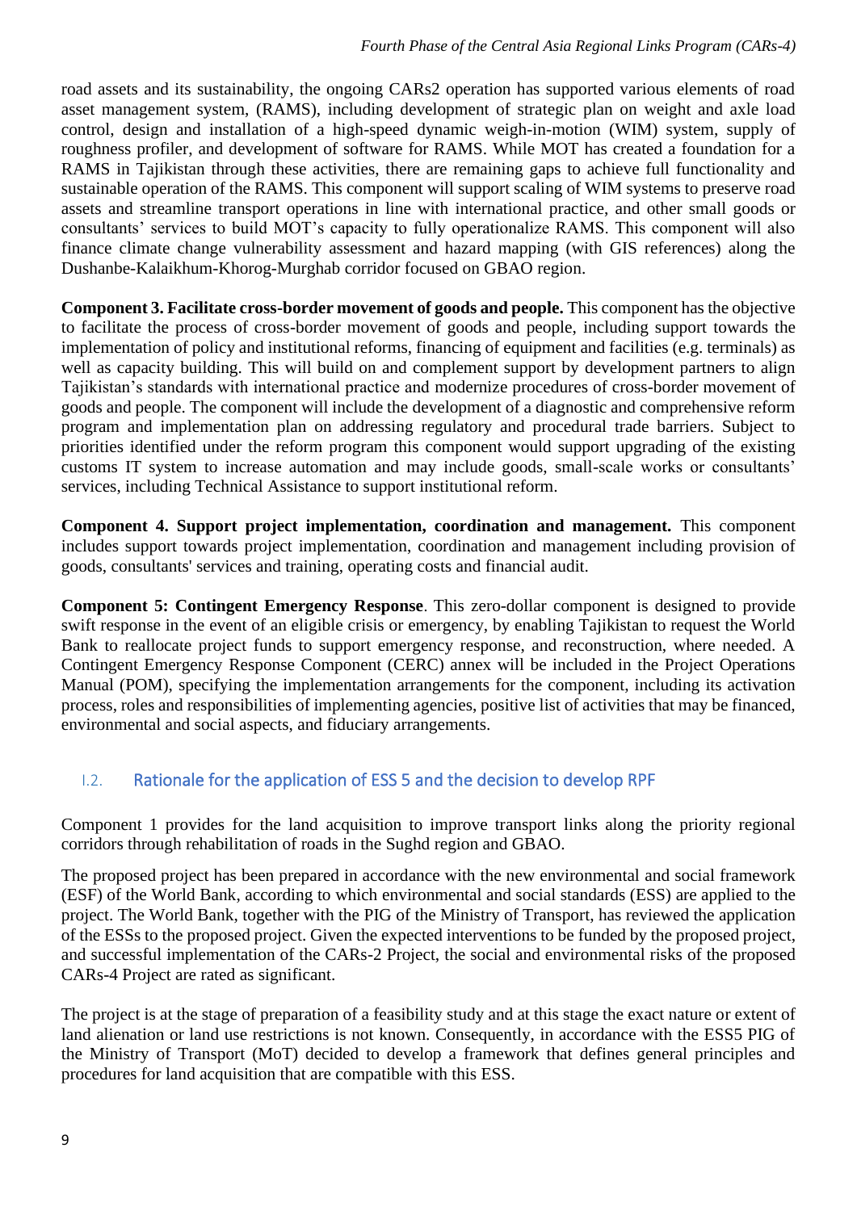road assets and its sustainability, the ongoing CARs2 operation has supported various elements of road asset management system, (RAMS), including development of strategic plan on weight and axle load control, design and installation of a high-speed dynamic weigh-in-motion (WIM) system, supply of roughness profiler, and development of software for RAMS. While MOT has created a foundation for a RAMS in Tajikistan through these activities, there are remaining gaps to achieve full functionality and sustainable operation of the RAMS. This component will support scaling of WIM systems to preserve road assets and streamline transport operations in line with international practice, and other small goods or consultants' services to build MOT's capacity to fully operationalize RAMS. This component will also finance climate change vulnerability assessment and hazard mapping (with GIS references) along the Dushanbe-Kalaikhum-Khorog-Murghab corridor focused on GBAO region.

**Component 3. Facilitate cross-border movement of goods and people.** This component has the objective to facilitate the process of cross-border movement of goods and people, including support towards the implementation of policy and institutional reforms, financing of equipment and facilities (e.g. terminals) as well as capacity building. This will build on and complement support by development partners to align Tajikistan's standards with international practice and modernize procedures of cross-border movement of goods and people. The component will include the development of a diagnostic and comprehensive reform program and implementation plan on addressing regulatory and procedural trade barriers. Subject to priorities identified under the reform program this component would support upgrading of the existing customs IT system to increase automation and may include goods, small-scale works or consultants' services, including Technical Assistance to support institutional reform.

**Component 4. Support project implementation, coordination and management.** This component includes support towards project implementation, coordination and management including provision of goods, consultants' services and training, operating costs and financial audit.

**Component 5: Contingent Emergency Response**. This zero-dollar component is designed to provide swift response in the event of an eligible crisis or emergency, by enabling Tajikistan to request the World Bank to reallocate project funds to support emergency response, and reconstruction, where needed. A Contingent Emergency Response Component (CERC) annex will be included in the Project Operations Manual (POM), specifying the implementation arrangements for the component, including its activation process, roles and responsibilities of implementing agencies, positive list of activities that may be financed, environmental and social aspects, and fiduciary arrangements.

## I.2. Rationale for the application of ESS 5 and the decision to develop RPF

Component 1 provides for the land acquisition to improve transport links along the priority regional corridors through rehabilitation of roads in the Sughd region and GBAO.

The proposed project has been prepared in accordance with the new environmental and social framework (ESF) of the World Bank, according to which environmental and social standards (ESS) are applied to the project. The World Bank, together with the PIG of the Ministry of Transport, has reviewed the application of the ESSs to the proposed project. Given the expected interventions to be funded by the proposed project, and successful implementation of the CARs-2 Project, the social and environmental risks of the proposed CARs-4 Project are rated as significant.

The project is at the stage of preparation of a feasibility study and at this stage the exact nature or extent of land alienation or land use restrictions is not known. Consequently, in accordance with the ESS5 PIG of the Ministry of Transport (MoT) decided to develop a framework that defines general principles and procedures for land acquisition that are compatible with this ESS.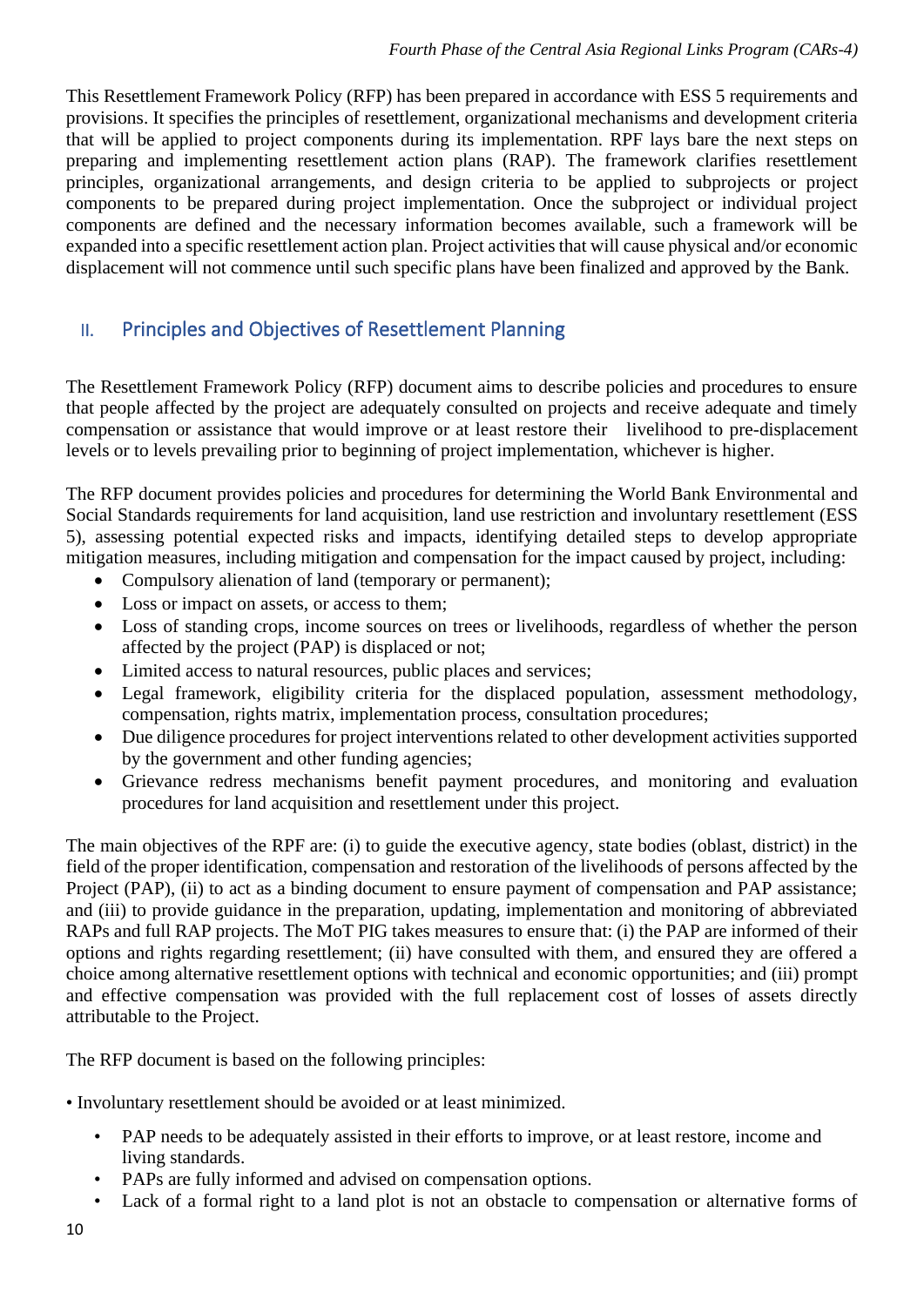This Resettlement Framework Policy (RFP) has been prepared in accordance with ESS 5 requirements and provisions. It specifies the principles of resettlement, organizational mechanisms and development criteria that will be applied to project components during its implementation. RPF lays bare the next steps on preparing and implementing resettlement action plans (RAP). The framework clarifies resettlement principles, organizational arrangements, and design criteria to be applied to subprojects or project components to be prepared during project implementation. Once the subproject or individual project components are defined and the necessary information becomes available, such a framework will be expanded into a specific resettlement action plan. Project activities that will cause physical and/or economic displacement will not commence until such specific plans have been finalized and approved by the Bank.

## II. Principles and Objectives of Resettlement Planning

The Resettlement Framework Policy (RFP) document aims to describe policies and procedures to ensure that people affected by the project are adequately consulted on projects and receive adequate and timely compensation or assistance that would improve or at least restore their livelihood to pre-displacement levels or to levels prevailing prior to beginning of project implementation, whichever is higher.

The RFP document provides policies and procedures for determining the World Bank Environmental and Social Standards requirements for land acquisition, land use restriction and involuntary resettlement (ESS 5), assessing potential expected risks and impacts, identifying detailed steps to develop appropriate mitigation measures, including mitigation and compensation for the impact caused by project, including:

- Compulsory alienation of land (temporary or permanent);
- Loss or impact on assets, or access to them;
- Loss of standing crops, income sources on trees or livelihoods, regardless of whether the person affected by the project (PAP) is displaced or not;
- Limited access to natural resources, public places and services;
- Legal framework, eligibility criteria for the displaced population, assessment methodology, compensation, rights matrix, implementation process, consultation procedures;
- Due diligence procedures for project interventions related to other development activities supported by the government and other funding agencies;
- Grievance redress mechanisms benefit payment procedures, and monitoring and evaluation procedures for land acquisition and resettlement under this project.

The main objectives of the RPF are: (i) to guide the executive agency, state bodies (oblast, district) in the field of the proper identification, compensation and restoration of the livelihoods of persons affected by the Project (PAP), (ii) to act as a binding document to ensure payment of compensation and PAP assistance; and (iii) to provide guidance in the preparation, updating, implementation and monitoring of abbreviated RAPs and full RAP projects. The MoT PIG takes measures to ensure that: (i) the PAP are informed of their options and rights regarding resettlement; (ii) have consulted with them, and ensured they are offered a choice among alternative resettlement options with technical and economic opportunities; and (iii) prompt and effective compensation was provided with the full replacement cost of losses of assets directly attributable to the Project.

The RFP document is based on the following principles:

- Involuntary resettlement should be avoided or at least minimized.
  - PAP needs to be adequately assisted in their efforts to improve, or at least restore, income and living standards.
  - PAPs are fully informed and advised on compensation options.
  - Lack of a formal right to a land plot is not an obstacle to compensation or alternative forms of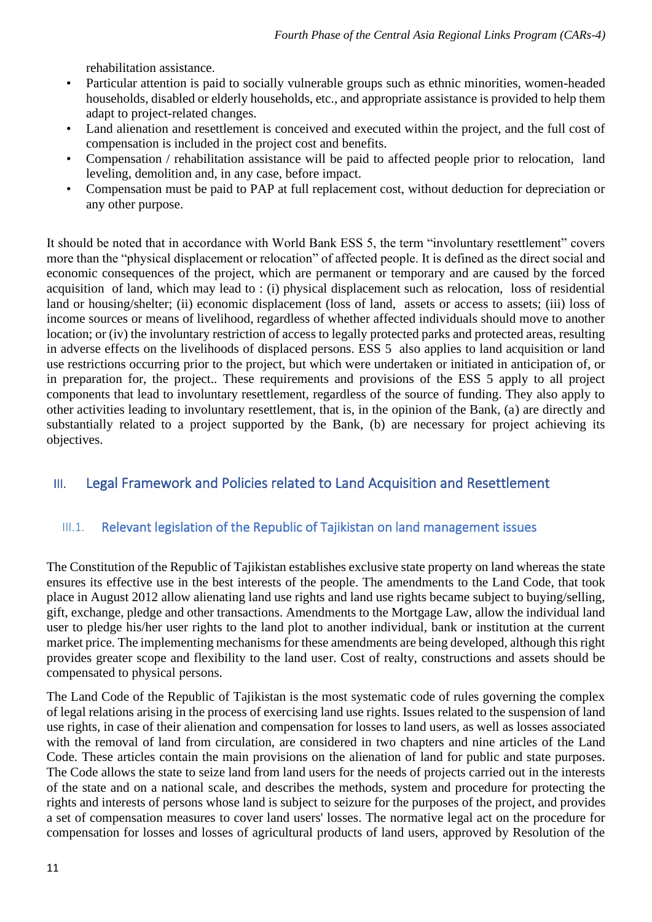rehabilitation assistance.

- Particular attention is paid to socially vulnerable groups such as ethnic minorities, women-headed households, disabled or elderly households, etc., and appropriate assistance is provided to help them adapt to project-related changes.
- Land alienation and resettlement is conceived and executed within the project, and the full cost of compensation is included in the project cost and benefits.
- Compensation / rehabilitation assistance will be paid to affected people prior to relocation, land leveling, demolition and, in any case, before impact.
- Compensation must be paid to PAP at full replacement cost, without deduction for depreciation or any other purpose.

It should be noted that in accordance with World Bank ESS 5, the term "involuntary resettlement" covers more than the "physical displacement or relocation" of affected people. It is defined as the direct social and economic consequences of the project, which are permanent or temporary and are caused by the forced acquisition of land, which may lead to : (i) physical displacement such as relocation, loss of residential land or housing/shelter; (ii) economic displacement (loss of land, assets or access to assets; (iii) loss of income sources or means of livelihood, regardless of whether affected individuals should move to another location; or (iv) the involuntary restriction of access to legally protected parks and protected areas, resulting in adverse effects on the livelihoods of displaced persons. ESS 5 also applies to land acquisition or land use restrictions occurring prior to the project, but which were undertaken or initiated in anticipation of, or in preparation for, the project.. These requirements and provisions of the ESS 5 apply to all project components that lead to involuntary resettlement, regardless of the source of funding. They also apply to other activities leading to involuntary resettlement, that is, in the opinion of the Bank, (a) are directly and substantially related to a project supported by the Bank, (b) are necessary for project achieving its objectives.

# III. Legal Framework and Policies related to Land Acquisition and Resettlement

## III.1. Relevant legislation of the Republic of Tajikistan on land management issues

The Constitution of the Republic of Tajikistan establishes exclusive state property on land whereas the state ensures its effective use in the best interests of the people. The amendments to the Land Code, that took place in August 2012 allow alienating land use rights and land use rights became subject to buying/selling, gift, exchange, pledge and other transactions. Amendments to the Mortgage Law, allow the individual land user to pledge his/her user rights to the land plot to another individual, bank or institution at the current market price. The implementing mechanisms for these amendments are being developed, although this right provides greater scope and flexibility to the land user. Cost of realty, constructions and assets should be compensated to physical persons.

The Land Code of the Republic of Tajikistan is the most systematic code of rules governing the complex of legal relations arising in the process of exercising land use rights. Issues related to the suspension of land use rights, in case of their alienation and compensation for losses to land users, as well as losses associated with the removal of land from circulation, are considered in two chapters and nine articles of the Land Code. These articles contain the main provisions on the alienation of land for public and state purposes. The Code allows the state to seize land from land users for the needs of projects carried out in the interests of the state and on a national scale, and describes the methods, system and procedure for protecting the rights and interests of persons whose land is subject to seizure for the purposes of the project, and provides a set of compensation measures to cover land users' losses. The normative legal act on the procedure for compensation for losses and losses of agricultural products of land users, approved by Resolution of the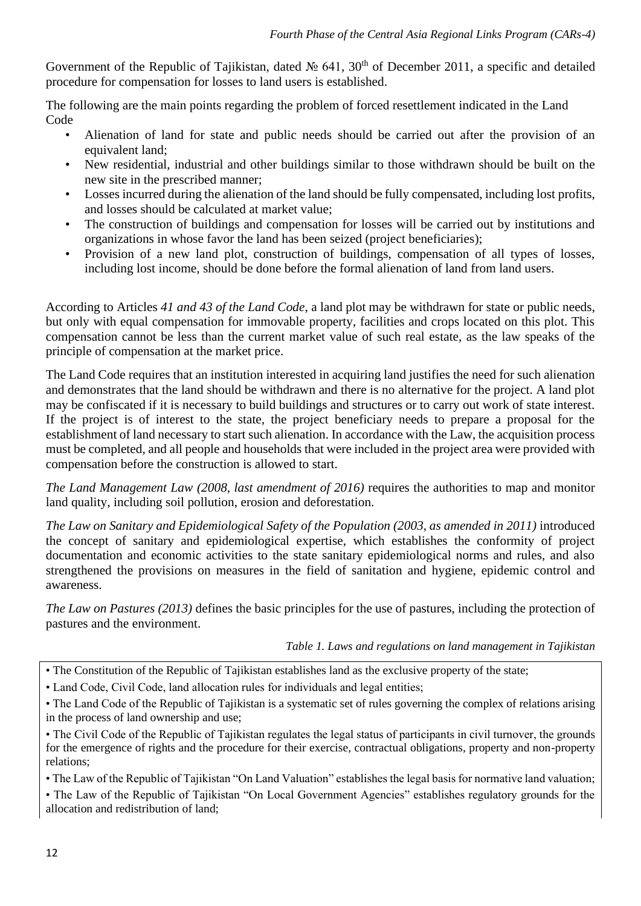Government of the Republic of Tajikistan, dated № 641, 30th of December 2011, a specific and detailed procedure for compensation for losses to land users is established.

The following are the main points regarding the problem of forced resettlement indicated in the Land Code

- Alienation of land for state and public needs should be carried out after the provision of an equivalent land;
- New residential, industrial and other buildings similar to those withdrawn should be built on the new site in the prescribed manner;
- Losses incurred during the alienation of the land should be fully compensated, including lost profits, and losses should be calculated at market value;
- The construction of buildings and compensation for losses will be carried out by institutions and organizations in whose favor the land has been seized (project beneficiaries);
- Provision of a new land plot, construction of buildings, compensation of all types of losses, including lost income, should be done before the formal alienation of land from land users.

According to Articles *41 and 43 of the Land Code*, a land plot may be withdrawn for state or public needs, but only with equal compensation for immovable property, facilities and crops located on this plot. This compensation cannot be less than the current market value of such real estate, as the law speaks of the principle of compensation at the market price.

The Land Code requires that an institution interested in acquiring land justifies the need for such alienation and demonstrates that the land should be withdrawn and there is no alternative for the project. A land plot may be confiscated if it is necessary to build buildings and structures or to carry out work of state interest. If the project is of interest to the state, the project beneficiary needs to prepare a proposal for the establishment of land necessary to start such alienation. In accordance with the Law, the acquisition process must be completed, and all people and households that were included in the project area were provided with compensation before the construction is allowed to start.

*The Land Management Law (2008, last amendment of 2016)* requires the authorities to map and monitor land quality, including soil pollution, erosion and deforestation.

*The Law on Sanitary and Epidemiological Safety of the Population (2003, as amended in 2011)* introduced the concept of sanitary and epidemiological expertise, which establishes the conformity of project documentation and economic activities to the state sanitary epidemiological norms and rules, and also strengthened the provisions on measures in the field of sanitation and hygiene, epidemic control and awareness.

*The Law on Pastures (2013)* defines the basic principles for the use of pastures, including the protection of pastures and the environment.

*Table 1. Laws and regulations on land management in Tajikistan*

| |
|---|
| • The Constitution of the Republic of Tajikistan establishes land as the exclusive property of the state; |
| • Land Code, Civil Code, land allocation rules for individuals and legal entities; |
| • The Land Code of the Republic of Tajikistan is a systematic set of rules governing the complex of relations arising in the process of land ownership and use; |
| • The Civil Code of the Republic of Tajikistan regulates the legal status of participants in civil turnover, the grounds for the emergence of rights and the procedure for their exercise, contractual obligations, property and non-property relations; |
| • The Law of the Republic of Tajikistan "On Land Valuation" establishes the legal basis for normative land valuation; |
| • The Law of the Republic of Tajikistan "On Local Government Agencies" establishes regulatory grounds for the allocation and redistribution of land; |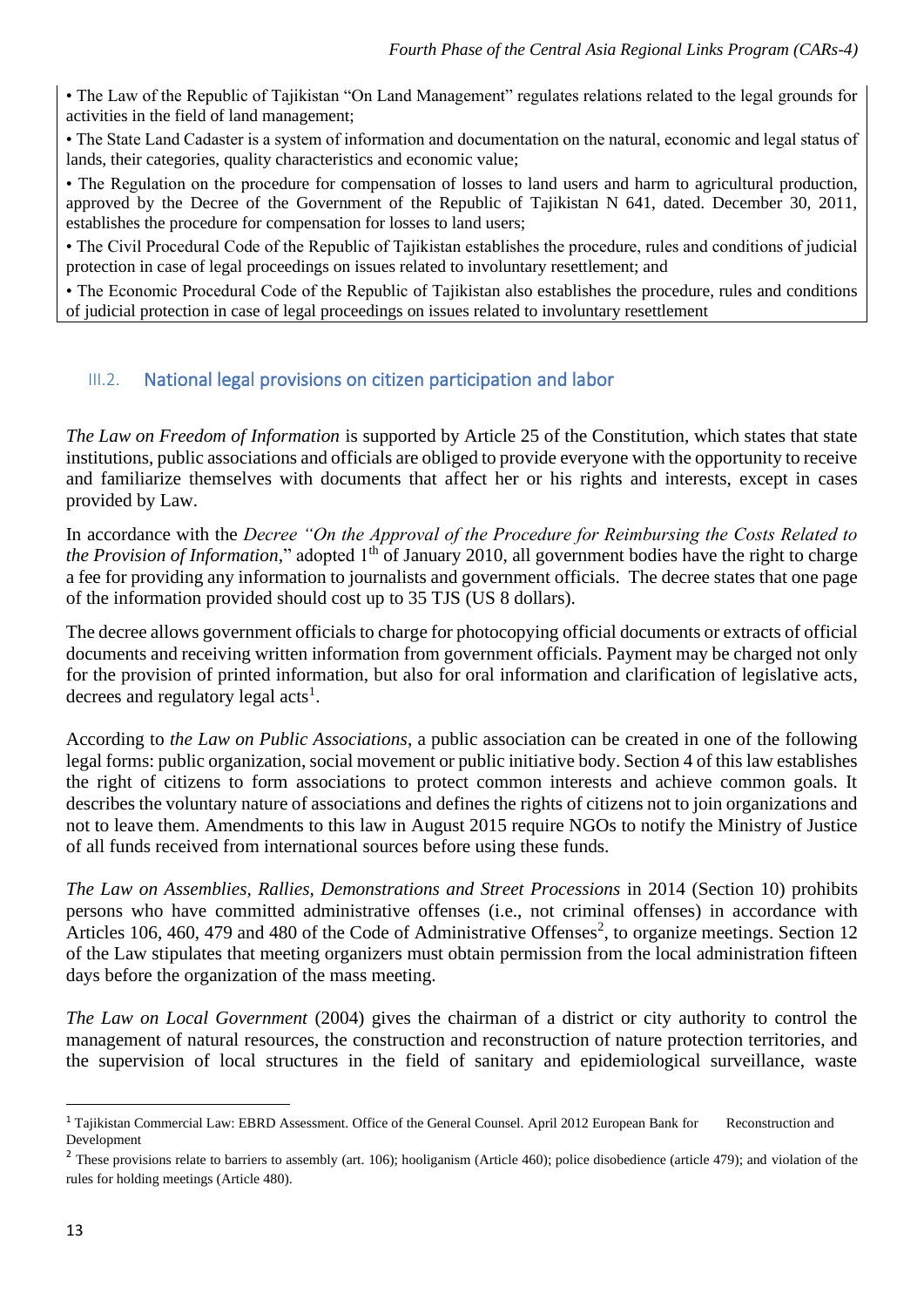- The Law of the Republic of Tajikistan "On Land Management" regulates relations related to the legal grounds for activities in the field of land management;
- The State Land Cadaster is a system of information and documentation on the natural, economic and legal status of lands, their categories, quality characteristics and economic value;
- The Regulation on the procedure for compensation of losses to land users and harm to agricultural production, approved by the Decree of the Government of the Republic of Tajikistan N 641, dated. December 30, 2011, establishes the procedure for compensation for losses to land users;
- The Civil Procedural Code of the Republic of Tajikistan establishes the procedure, rules and conditions of judicial protection in case of legal proceedings on issues related to involuntary resettlement; and
- The Economic Procedural Code of the Republic of Tajikistan also establishes the procedure, rules and conditions of judicial protection in case of legal proceedings on issues related to involuntary resettlement

## III.2. National legal provisions on citizen participation and labor

*The Law on Freedom of Information* is supported by Article 25 of the Constitution, which states that state institutions, public associations and officials are obliged to provide everyone with the opportunity to receive and familiarize themselves with documents that affect her or his rights and interests, except in cases provided by Law.

In accordance with the *Decree "On the Approval of the Procedure for Reimbursing the Costs Related to the Provision of Information,*" adopted 1th of January 2010, all government bodies have the right to charge a fee for providing any information to journalists and government officials. The decree states that one page of the information provided should cost up to 35 TJS (US 8 dollars).

The decree allows government officials to charge for photocopying official documents or extracts of official documents and receiving written information from government officials. Payment may be charged not only for the provision of printed information, but also for oral information and clarification of legislative acts, decrees and regulatory legal acts[1].

According to *the Law on Public Associations*, a public association can be created in one of the following legal forms: public organization, social movement or public initiative body. Section 4 of this law establishes the right of citizens to form associations to protect common interests and achieve common goals. It describes the voluntary nature of associations and defines the rights of citizens not to join organizations and not to leave them. Amendments to this law in August 2015 require NGOs to notify the Ministry of Justice of all funds received from international sources before using these funds.

*The Law on Assemblies, Rallies, Demonstrations and Street Processions* in 2014 (Section 10) prohibits persons who have committed administrative offenses (i.e., not criminal offenses) in accordance with Articles 106, 460, 479 and 480 of the Code of Administrative Offenses[2], to organize meetings. Section 12 of the Law stipulates that meeting organizers must obtain permission from the local administration fifteen days before the organization of the mass meeting.

*The Law on Local Government* (2004) gives the chairman of a district or city authority to control the management of natural resources, the construction and reconstruction of nature protection territories, and the supervision of local structures in the field of sanitary and epidemiological surveillance, waste

---

[1] Tajikistan Commercial Law: EBRD Assessment. Office of the General Counsel. April 2012 European Bank for Reconstruction and Development

[2] These provisions relate to barriers to assembly (art. 106); hooliganism (Article 460); police disobedience (article 479); and violation of the rules for holding meetings (Article 480).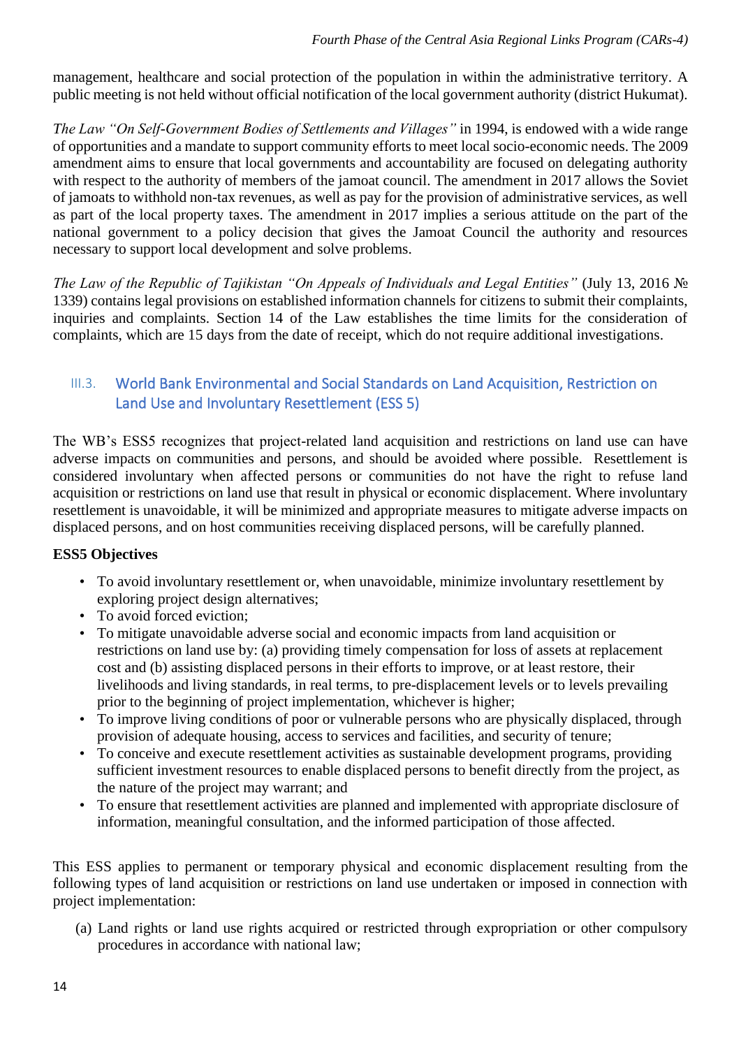management, healthcare and social protection of the population in within the administrative territory. A public meeting is not held without official notification of the local government authority (district Hukumat).

*The Law "On Self-Government Bodies of Settlements and Villages"* in 1994, is endowed with a wide range of opportunities and a mandate to support community efforts to meet local socio-economic needs. The 2009 amendment aims to ensure that local governments and accountability are focused on delegating authority with respect to the authority of members of the jamoat council. The amendment in 2017 allows the Soviet of jamoats to withhold non-tax revenues, as well as pay for the provision of administrative services, as well as part of the local property taxes. The amendment in 2017 implies a serious attitude on the part of the national government to a policy decision that gives the Jamoat Council the authority and resources necessary to support local development and solve problems.

*The Law of the Republic of Tajikistan "On Appeals of Individuals and Legal Entities"* (July 13, 2016 № 1339) contains legal provisions on established information channels for citizens to submit their complaints, inquiries and complaints. Section 14 of the Law establishes the time limits for the consideration of complaints, which are 15 days from the date of receipt, which do not require additional investigations.

## III.3. World Bank Environmental and Social Standards on Land Acquisition, Restriction on Land Use and Involuntary Resettlement (ESS 5)

The WB's ESS5 recognizes that project-related land acquisition and restrictions on land use can have adverse impacts on communities and persons, and should be avoided where possible. Resettlement is considered involuntary when affected persons or communities do not have the right to refuse land acquisition or restrictions on land use that result in physical or economic displacement. Where involuntary resettlement is unavoidable, it will be minimized and appropriate measures to mitigate adverse impacts on displaced persons, and on host communities receiving displaced persons, will be carefully planned.

**ESS5 Objectives**

- To avoid involuntary resettlement or, when unavoidable, minimize involuntary resettlement by exploring project design alternatives;
- To avoid forced eviction;
- To mitigate unavoidable adverse social and economic impacts from land acquisition or restrictions on land use by: (a) providing timely compensation for loss of assets at replacement cost and (b) assisting displaced persons in their efforts to improve, or at least restore, their livelihoods and living standards, in real terms, to pre-displacement levels or to levels prevailing prior to the beginning of project implementation, whichever is higher;
- To improve living conditions of poor or vulnerable persons who are physically displaced, through provision of adequate housing, access to services and facilities, and security of tenure;
- To conceive and execute resettlement activities as sustainable development programs, providing sufficient investment resources to enable displaced persons to benefit directly from the project, as the nature of the project may warrant; and
- To ensure that resettlement activities are planned and implemented with appropriate disclosure of information, meaningful consultation, and the informed participation of those affected.

This ESS applies to permanent or temporary physical and economic displacement resulting from the following types of land acquisition or restrictions on land use undertaken or imposed in connection with project implementation:

(a) Land rights or land use rights acquired or restricted through expropriation or other compulsory procedures in accordance with national law;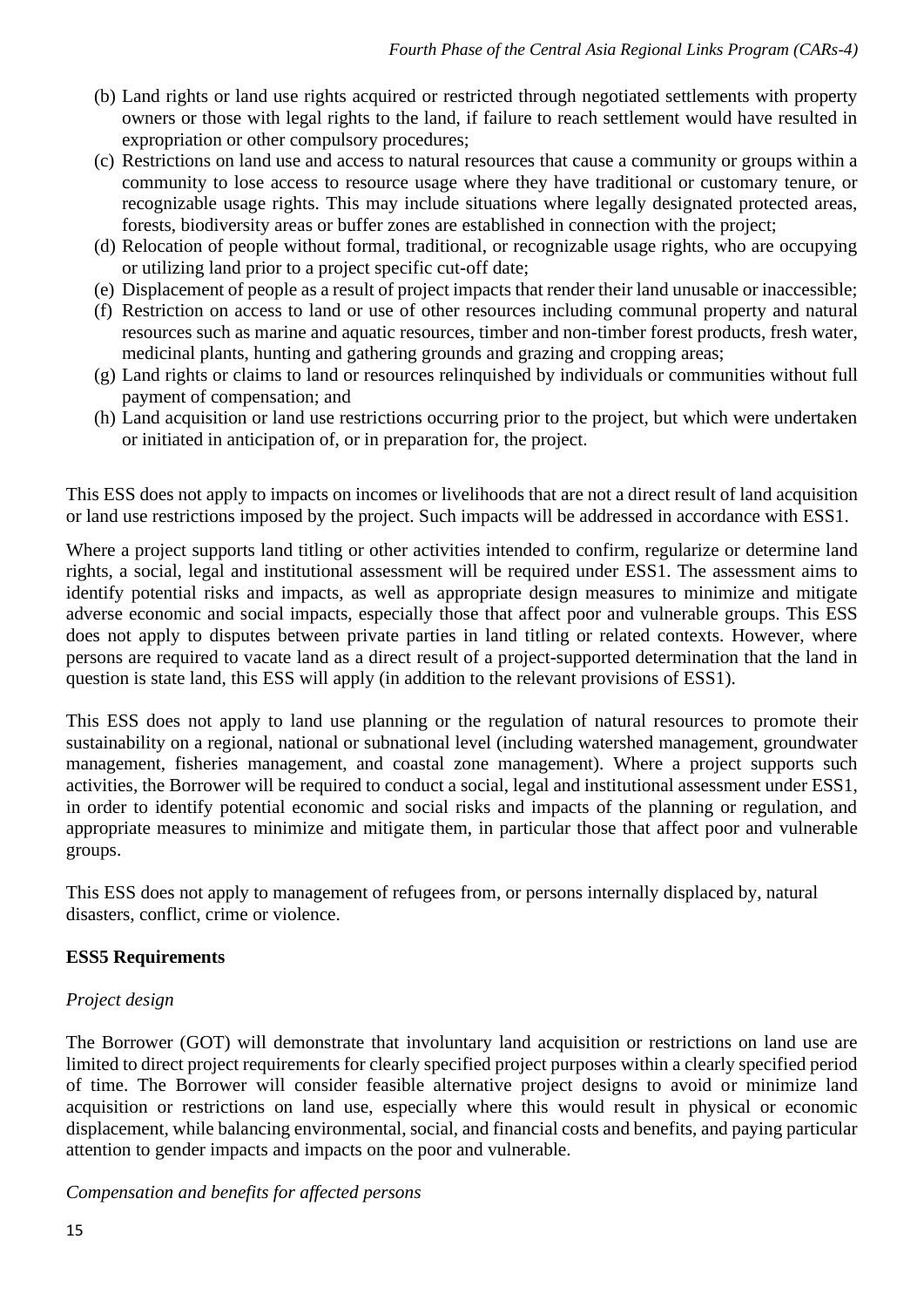(b) Land rights or land use rights acquired or restricted through negotiated settlements with property owners or those with legal rights to the land, if failure to reach settlement would have resulted in expropriation or other compulsory procedures;
(c) Restrictions on land use and access to natural resources that cause a community or groups within a community to lose access to resource usage where they have traditional or customary tenure, or recognizable usage rights. This may include situations where legally designated protected areas, forests, biodiversity areas or buffer zones are established in connection with the project;
(d) Relocation of people without formal, traditional, or recognizable usage rights, who are occupying or utilizing land prior to a project specific cut-off date;
(e) Displacement of people as a result of project impacts that render their land unusable or inaccessible;
(f) Restriction on access to land or use of other resources including communal property and natural resources such as marine and aquatic resources, timber and non-timber forest products, fresh water, medicinal plants, hunting and gathering grounds and grazing and cropping areas;
(g) Land rights or claims to land or resources relinquished by individuals or communities without full payment of compensation; and
(h) Land acquisition or land use restrictions occurring prior to the project, but which were undertaken or initiated in anticipation of, or in preparation for, the project.

This ESS does not apply to impacts on incomes or livelihoods that are not a direct result of land acquisition or land use restrictions imposed by the project. Such impacts will be addressed in accordance with ESS1.

Where a project supports land titling or other activities intended to confirm, regularize or determine land rights, a social, legal and institutional assessment will be required under ESS1. The assessment aims to identify potential risks and impacts, as well as appropriate design measures to minimize and mitigate adverse economic and social impacts, especially those that affect poor and vulnerable groups. This ESS does not apply to disputes between private parties in land titling or related contexts. However, where persons are required to vacate land as a direct result of a project-supported determination that the land in question is state land, this ESS will apply (in addition to the relevant provisions of ESS1).

This ESS does not apply to land use planning or the regulation of natural resources to promote their sustainability on a regional, national or subnational level (including watershed management, groundwater management, fisheries management, and coastal zone management). Where a project supports such activities, the Borrower will be required to conduct a social, legal and institutional assessment under ESS1, in order to identify potential economic and social risks and impacts of the planning or regulation, and appropriate measures to minimize and mitigate them, in particular those that affect poor and vulnerable groups.

This ESS does not apply to management of refugees from, or persons internally displaced by, natural disasters, conflict, crime or violence.

**ESS5 Requirements**

*Project design*

The Borrower (GOT) will demonstrate that involuntary land acquisition or restrictions on land use are limited to direct project requirements for clearly specified project purposes within a clearly specified period of time. The Borrower will consider feasible alternative project designs to avoid or minimize land acquisition or restrictions on land use, especially where this would result in physical or economic displacement, while balancing environmental, social, and financial costs and benefits, and paying particular attention to gender impacts and impacts on the poor and vulnerable.

*Compensation and benefits for affected persons*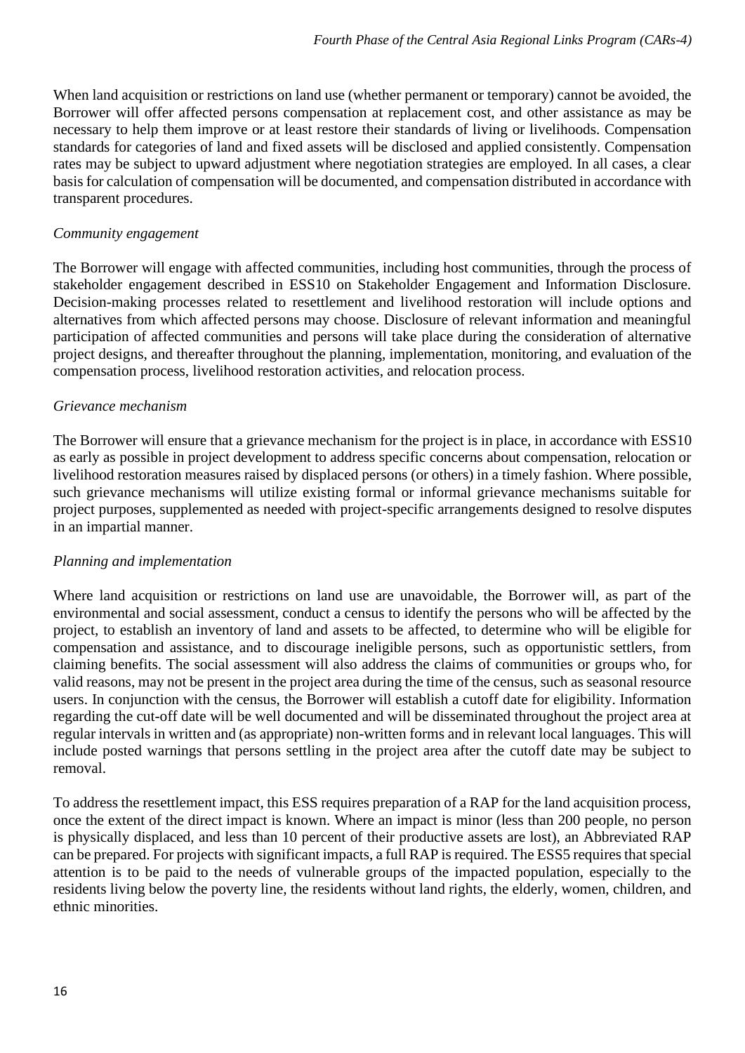When land acquisition or restrictions on land use (whether permanent or temporary) cannot be avoided, the Borrower will offer affected persons compensation at replacement cost, and other assistance as may be necessary to help them improve or at least restore their standards of living or livelihoods. Compensation standards for categories of land and fixed assets will be disclosed and applied consistently. Compensation rates may be subject to upward adjustment where negotiation strategies are employed. In all cases, a clear basis for calculation of compensation will be documented, and compensation distributed in accordance with transparent procedures.

*Community engagement*

The Borrower will engage with affected communities, including host communities, through the process of stakeholder engagement described in ESS10 on Stakeholder Engagement and Information Disclosure. Decision-making processes related to resettlement and livelihood restoration will include options and alternatives from which affected persons may choose. Disclosure of relevant information and meaningful participation of affected communities and persons will take place during the consideration of alternative project designs, and thereafter throughout the planning, implementation, monitoring, and evaluation of the compensation process, livelihood restoration activities, and relocation process.

*Grievance mechanism*

The Borrower will ensure that a grievance mechanism for the project is in place, in accordance with ESS10 as early as possible in project development to address specific concerns about compensation, relocation or livelihood restoration measures raised by displaced persons (or others) in a timely fashion. Where possible, such grievance mechanisms will utilize existing formal or informal grievance mechanisms suitable for project purposes, supplemented as needed with project-specific arrangements designed to resolve disputes in an impartial manner.

*Planning and implementation*

Where land acquisition or restrictions on land use are unavoidable, the Borrower will, as part of the environmental and social assessment, conduct a census to identify the persons who will be affected by the project, to establish an inventory of land and assets to be affected, to determine who will be eligible for compensation and assistance, and to discourage ineligible persons, such as opportunistic settlers, from claiming benefits. The social assessment will also address the claims of communities or groups who, for valid reasons, may not be present in the project area during the time of the census, such as seasonal resource users. In conjunction with the census, the Borrower will establish a cutoff date for eligibility. Information regarding the cut-off date will be well documented and will be disseminated throughout the project area at regular intervals in written and (as appropriate) non-written forms and in relevant local languages. This will include posted warnings that persons settling in the project area after the cutoff date may be subject to removal.

To address the resettlement impact, this ESS requires preparation of a RAP for the land acquisition process, once the extent of the direct impact is known. Where an impact is minor (less than 200 people, no person is physically displaced, and less than 10 percent of their productive assets are lost), an Abbreviated RAP can be prepared. For projects with significant impacts, a full RAP is required. The ESS5 requires that special attention is to be paid to the needs of vulnerable groups of the impacted population, especially to the residents living below the poverty line, the residents without land rights, the elderly, women, children, and ethnic minorities.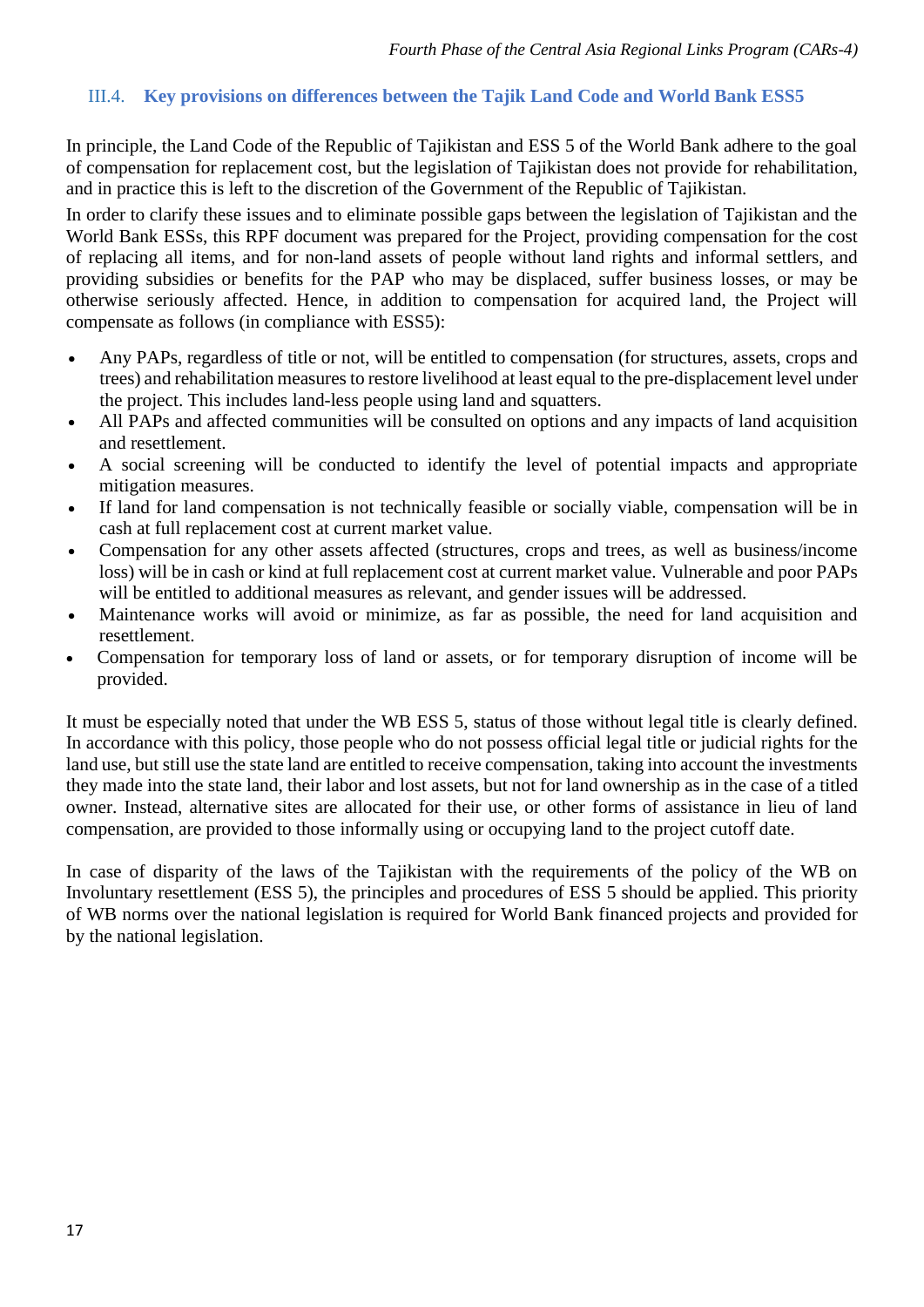### III.4. Key provisions on differences between the Tajik Land Code and World Bank ESS5

In principle, the Land Code of the Republic of Tajikistan and ESS 5 of the World Bank adhere to the goal of compensation for replacement cost, but the legislation of Tajikistan does not provide for rehabilitation, and in practice this is left to the discretion of the Government of the Republic of Tajikistan.

In order to clarify these issues and to eliminate possible gaps between the legislation of Tajikistan and the World Bank ESSs, this RPF document was prepared for the Project, providing compensation for the cost of replacing all items, and for non-land assets of people without land rights and informal settlers, and providing subsidies or benefits for the PAP who may be displaced, suffer business losses, or may be otherwise seriously affected. Hence, in addition to compensation for acquired land, the Project will compensate as follows (in compliance with ESS5):

- Any PAPs, regardless of title or not, will be entitled to compensation (for structures, assets, crops and trees) and rehabilitation measures to restore livelihood at least equal to the pre-displacement level under the project. This includes land-less people using land and squatters.
- All PAPs and affected communities will be consulted on options and any impacts of land acquisition and resettlement.
- A social screening will be conducted to identify the level of potential impacts and appropriate mitigation measures.
- If land for land compensation is not technically feasible or socially viable, compensation will be in cash at full replacement cost at current market value.
- Compensation for any other assets affected (structures, crops and trees, as well as business/income loss) will be in cash or kind at full replacement cost at current market value. Vulnerable and poor PAPs will be entitled to additional measures as relevant, and gender issues will be addressed.
- Maintenance works will avoid or minimize, as far as possible, the need for land acquisition and resettlement.
- Compensation for temporary loss of land or assets, or for temporary disruption of income will be provided.

It must be especially noted that under the WB ESS 5, status of those without legal title is clearly defined. In accordance with this policy, those people who do not possess official legal title or judicial rights for the land use, but still use the state land are entitled to receive compensation, taking into account the investments they made into the state land, their labor and lost assets, but not for land ownership as in the case of a titled owner. Instead, alternative sites are allocated for their use, or other forms of assistance in lieu of land compensation, are provided to those informally using or occupying land to the project cutoff date.

In case of disparity of the laws of the Tajikistan with the requirements of the policy of the WB on Involuntary resettlement (ESS 5), the principles and procedures of ESS 5 should be applied. This priority of WB norms over the national legislation is required for World Bank financed projects and provided for by the national legislation.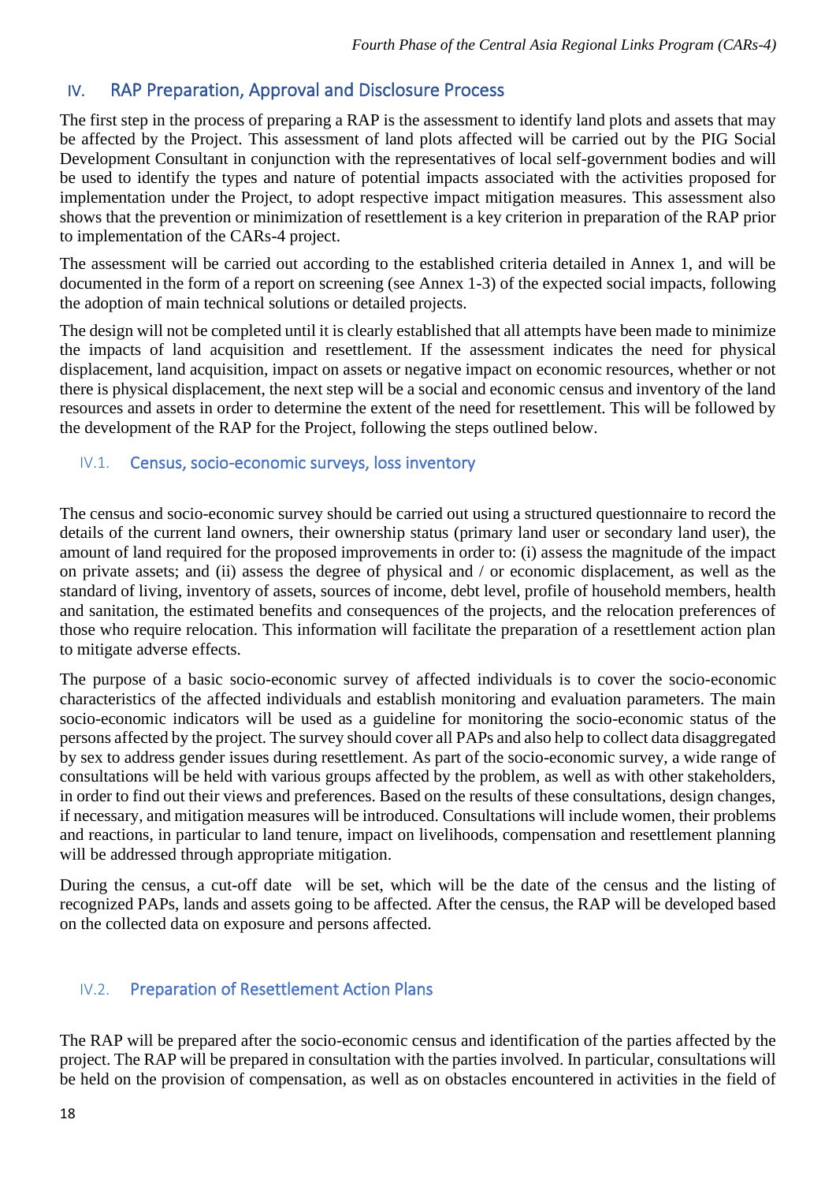## IV. RAP Preparation, Approval and Disclosure Process

The first step in the process of preparing a RAP is the assessment to identify land plots and assets that may be affected by the Project. This assessment of land plots affected will be carried out by the PIG Social Development Consultant in conjunction with the representatives of local self-government bodies and will be used to identify the types and nature of potential impacts associated with the activities proposed for implementation under the Project, to adopt respective impact mitigation measures. This assessment also shows that the prevention or minimization of resettlement is a key criterion in preparation of the RAP prior to implementation of the CARs-4 project.

The assessment will be carried out according to the established criteria detailed in Annex 1, and will be documented in the form of a report on screening (see Annex 1-3) of the expected social impacts, following the adoption of main technical solutions or detailed projects.

The design will not be completed until it is clearly established that all attempts have been made to minimize the impacts of land acquisition and resettlement. If the assessment indicates the need for physical displacement, land acquisition, impact on assets or negative impact on economic resources, whether or not there is physical displacement, the next step will be a social and economic census and inventory of the land resources and assets in order to determine the extent of the need for resettlement. This will be followed by the development of the RAP for the Project, following the steps outlined below.

### IV.1. Census, socio-economic surveys, loss inventory

The census and socio-economic survey should be carried out using a structured questionnaire to record the details of the current land owners, their ownership status (primary land user or secondary land user), the amount of land required for the proposed improvements in order to: (i) assess the magnitude of the impact on private assets; and (ii) assess the degree of physical and / or economic displacement, as well as the standard of living, inventory of assets, sources of income, debt level, profile of household members, health and sanitation, the estimated benefits and consequences of the projects, and the relocation preferences of those who require relocation. This information will facilitate the preparation of a resettlement action plan to mitigate adverse effects.

The purpose of a basic socio-economic survey of affected individuals is to cover the socio-economic characteristics of the affected individuals and establish monitoring and evaluation parameters. The main socio-economic indicators will be used as a guideline for monitoring the socio-economic status of the persons affected by the project. The survey should cover all PAPs and also help to collect data disaggregated by sex to address gender issues during resettlement. As part of the socio-economic survey, a wide range of consultations will be held with various groups affected by the problem, as well as with other stakeholders, in order to find out their views and preferences. Based on the results of these consultations, design changes, if necessary, and mitigation measures will be introduced. Consultations will include women, their problems and reactions, in particular to land tenure, impact on livelihoods, compensation and resettlement planning will be addressed through appropriate mitigation.

During the census, a cut-off date will be set, which will be the date of the census and the listing of recognized PAPs, lands and assets going to be affected. After the census, the RAP will be developed based on the collected data on exposure and persons affected.

### IV.2. Preparation of Resettlement Action Plans

The RAP will be prepared after the socio-economic census and identification of the parties affected by the project. The RAP will be prepared in consultation with the parties involved. In particular, consultations will be held on the provision of compensation, as well as on obstacles encountered in activities in the field of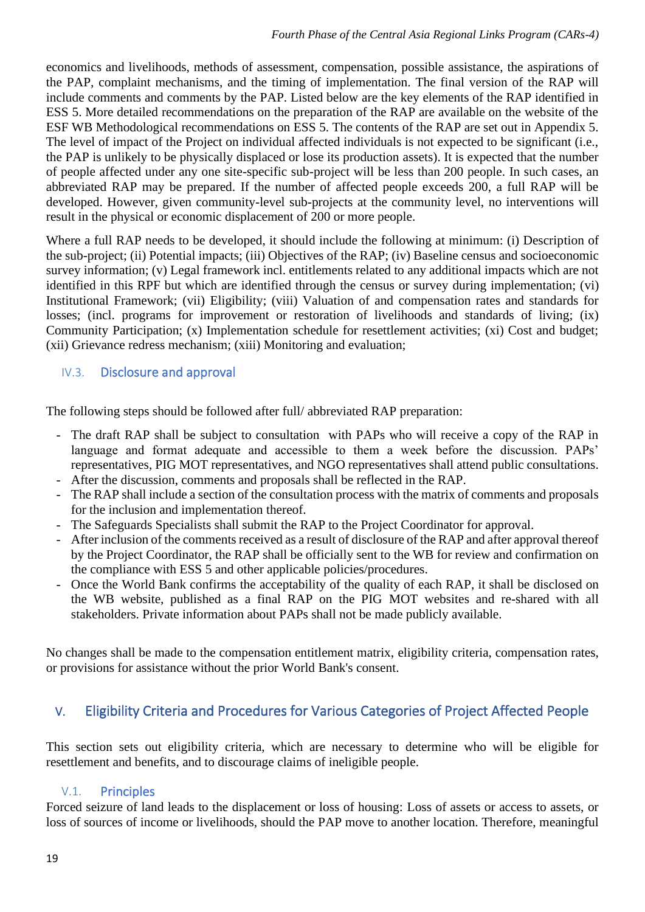economics and livelihoods, methods of assessment, compensation, possible assistance, the aspirations of the PAP, complaint mechanisms, and the timing of implementation. The final version of the RAP will include comments and comments by the PAP. Listed below are the key elements of the RAP identified in ESS 5. More detailed recommendations on the preparation of the RAP are available on the website of the ESF WB Methodological recommendations on ESS 5. The contents of the RAP are set out in Appendix 5. The level of impact of the Project on individual affected individuals is not expected to be significant (i.e., the PAP is unlikely to be physically displaced or lose its production assets). It is expected that the number of people affected under any one site-specific sub-project will be less than 200 people. In such cases, an abbreviated RAP may be prepared. If the number of affected people exceeds 200, a full RAP will be developed. However, given community-level sub-projects at the community level, no interventions will result in the physical or economic displacement of 200 or more people.

Where a full RAP needs to be developed, it should include the following at minimum: (i) Description of the sub-project; (ii) Potential impacts; (iii) Objectives of the RAP; (iv) Baseline census and socioeconomic survey information; (v) Legal framework incl. entitlements related to any additional impacts which are not identified in this RPF but which are identified through the census or survey during implementation; (vi) Institutional Framework; (vii) Eligibility; (viii) Valuation of and compensation rates and standards for losses; (incl. programs for improvement or restoration of livelihoods and standards of living; (ix) Community Participation; (x) Implementation schedule for resettlement activities; (xi) Cost and budget; (xii) Grievance redress mechanism; (xiii) Monitoring and evaluation;

### IV.3. Disclosure and approval

The following steps should be followed after full/ abbreviated RAP preparation:

- The draft RAP shall be subject to consultation with PAPs who will receive a copy of the RAP in language and format adequate and accessible to them a week before the discussion. PAPs' representatives, PIG MOT representatives, and NGO representatives shall attend public consultations.
- After the discussion, comments and proposals shall be reflected in the RAP.
- The RAP shall include a section of the consultation process with the matrix of comments and proposals for the inclusion and implementation thereof.
- The Safeguards Specialists shall submit the RAP to the Project Coordinator for approval.
- After inclusion of the comments received as a result of disclosure of the RAP and after approval thereof by the Project Coordinator, the RAP shall be officially sent to the WB for review and confirmation on the compliance with ESS 5 and other applicable policies/procedures.
- Once the World Bank confirms the acceptability of the quality of each RAP, it shall be disclosed on the WB website, published as a final RAP on the PIG MOT websites and re-shared with all stakeholders. Private information about PAPs shall not be made publicly available.

No changes shall be made to the compensation entitlement matrix, eligibility criteria, compensation rates, or provisions for assistance without the prior World Bank's consent.

## V. Eligibility Criteria and Procedures for Various Categories of Project Affected People

This section sets out eligibility criteria, which are necessary to determine who will be eligible for resettlement and benefits, and to discourage claims of ineligible people.

### V.1. Principles

Forced seizure of land leads to the displacement or loss of housing: Loss of assets or access to assets, or loss of sources of income or livelihoods, should the PAP move to another location. Therefore, meaningful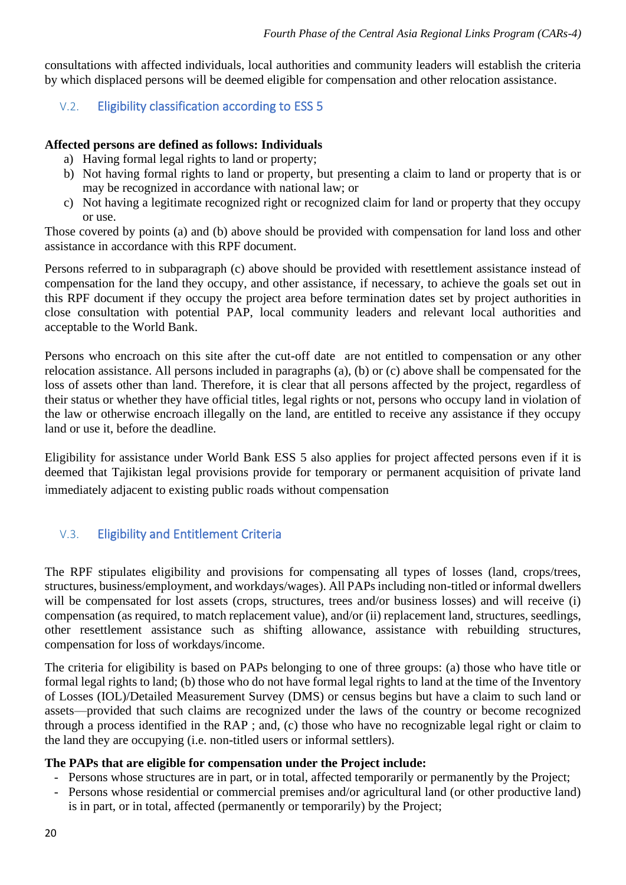consultations with affected individuals, local authorities and community leaders will establish the criteria by which displaced persons will be deemed eligible for compensation and other relocation assistance.

## V.2. Eligibility classification according to ESS 5

**Affected persons are defined as follows: Individuals**

a) Having formal legal rights to land or property;
b) Not having formal rights to land or property, but presenting a claim to land or property that is or may be recognized in accordance with national law; or
c) Not having a legitimate recognized right or recognized claim for land or property that they occupy or use.

Those covered by points (a) and (b) above should be provided with compensation for land loss and other assistance in accordance with this RPF document.

Persons referred to in subparagraph (c) above should be provided with resettlement assistance instead of compensation for the land they occupy, and other assistance, if necessary, to achieve the goals set out in this RPF document if they occupy the project area before termination dates set by project authorities in close consultation with potential PAP, local community leaders and relevant local authorities and acceptable to the World Bank.

Persons who encroach on this site after the cut-off date are not entitled to compensation or any other relocation assistance. All persons included in paragraphs (a), (b) or (c) above shall be compensated for the loss of assets other than land. Therefore, it is clear that all persons affected by the project, regardless of their status or whether they have official titles, legal rights or not, persons who occupy land in violation of the law or otherwise encroach illegally on the land, are entitled to receive any assistance if they occupy land or use it, before the deadline.

Eligibility for assistance under World Bank ESS 5 also applies for project affected persons even if it is deemed that Tajikistan legal provisions provide for temporary or permanent acquisition of private land immediately adjacent to existing public roads without compensation

## V.3. Eligibility and Entitlement Criteria

The RPF stipulates eligibility and provisions for compensating all types of losses (land, crops/trees, structures, business/employment, and workdays/wages). All PAPs including non-titled or informal dwellers will be compensated for lost assets (crops, structures, trees and/or business losses) and will receive (i) compensation (as required, to match replacement value), and/or (ii) replacement land, structures, seedlings, other resettlement assistance such as shifting allowance, assistance with rebuilding structures, compensation for loss of workdays/income.

The criteria for eligibility is based on PAPs belonging to one of three groups: (a) those who have title or formal legal rights to land; (b) those who do not have formal legal rights to land at the time of the Inventory of Losses (IOL)/Detailed Measurement Survey (DMS) or census begins but have a claim to such land or assets—provided that such claims are recognized under the laws of the country or become recognized through a process identified in the RAP ; and, (c) those who have no recognizable legal right or claim to the land they are occupying (i.e. non-titled users or informal settlers).

**The PAPs that are eligible for compensation under the Project include:**

- Persons whose structures are in part, or in total, affected temporarily or permanently by the Project;
- Persons whose residential or commercial premises and/or agricultural land (or other productive land) is in part, or in total, affected (permanently or temporarily) by the Project;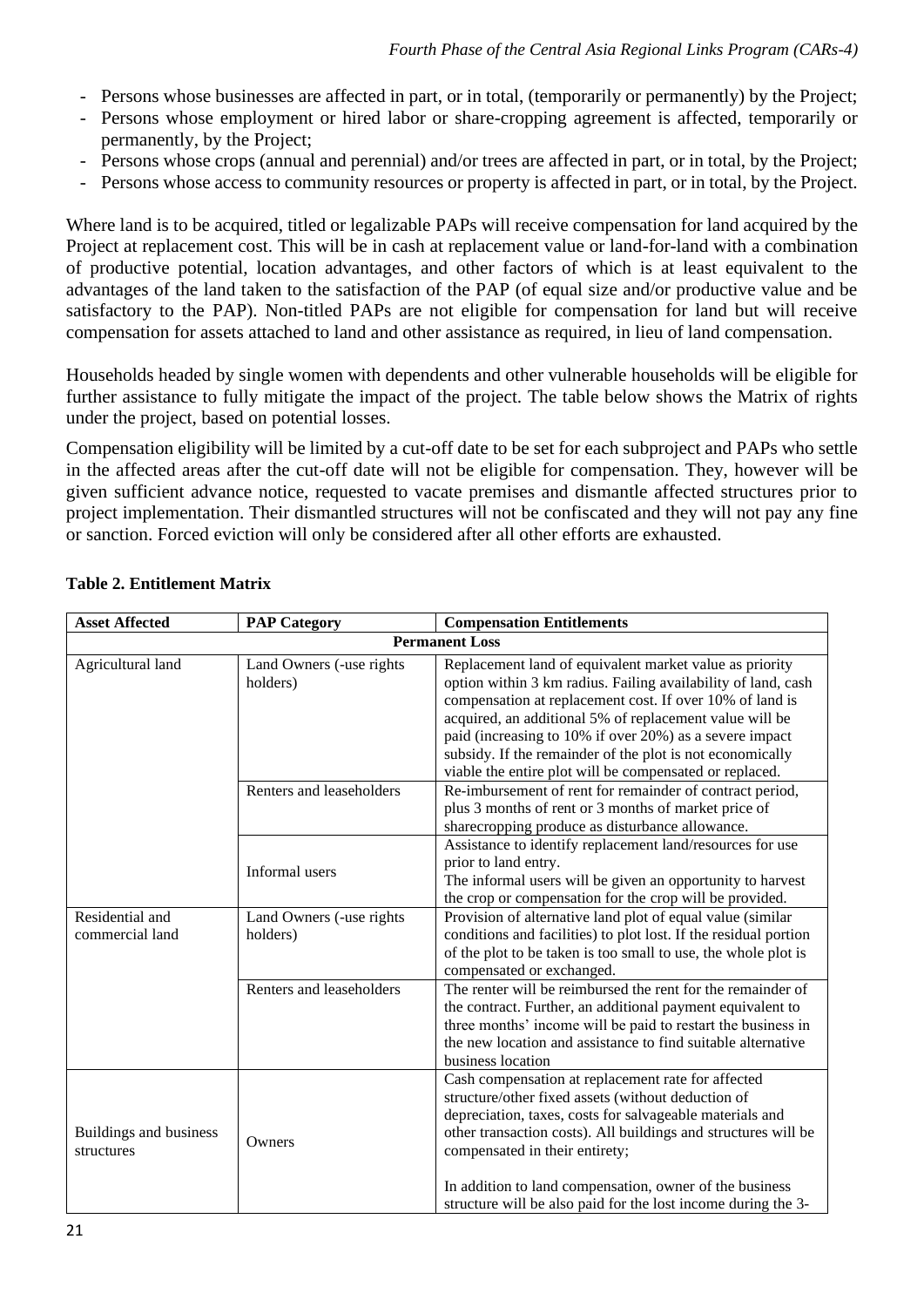- Persons whose businesses are affected in part, or in total, (temporarily or permanently) by the Project;
- Persons whose employment or hired labor or share-cropping agreement is affected, temporarily or permanently, by the Project;
- Persons whose crops (annual and perennial) and/or trees are affected in part, or in total, by the Project;
- Persons whose access to community resources or property is affected in part, or in total, by the Project.

Where land is to be acquired, titled or legalizable PAPs will receive compensation for land acquired by the Project at replacement cost. This will be in cash at replacement value or land-for-land with a combination of productive potential, location advantages, and other factors of which is at least equivalent to the advantages of the land taken to the satisfaction of the PAP (of equal size and/or productive value and be satisfactory to the PAP). Non-titled PAPs are not eligible for compensation for land but will receive compensation for assets attached to land and other assistance as required, in lieu of land compensation.

Households headed by single women with dependents and other vulnerable households will be eligible for further assistance to fully mitigate the impact of the project. The table below shows the Matrix of rights under the project, based on potential losses.

Compensation eligibility will be limited by a cut-off date to be set for each subproject and PAPs who settle in the affected areas after the cut-off date will not be eligible for compensation. They, however will be given sufficient advance notice, requested to vacate premises and dismantle affected structures prior to project implementation. Their dismantled structures will not be confiscated and they will not pay any fine or sanction. Forced eviction will only be considered after all other efforts are exhausted.

**Table 2. Entitlement Matrix**

| Asset Affected | PAP Category | Compensation Entitlements |
|---|---|---|
| **Permanent Loss** | | |
| Agricultural land | Land Owners (-use rights holders) | Replacement land of equivalent market value as priority option within 3 km radius. Failing availability of land, cash compensation at replacement cost. If over 10% of land is acquired, an additional 5% of replacement value will be paid (increasing to 10% if over 20%) as a severe impact subsidy. If the remainder of the plot is not economically viable the entire plot will be compensated or replaced. |
| | Renters and leaseholders | Re-imbursement of rent for remainder of contract period, plus 3 months of rent or 3 months of market price of sharecropping produce as disturbance allowance. |
| | Informal users | Assistance to identify replacement land/resources for use prior to land entry.<br>The informal users will be given an opportunity to harvest the crop or compensation for the crop will be provided. |
| Residential and commercial land | Land Owners (-use rights holders) | Provision of alternative land plot of equal value (similar conditions and facilities) to plot lost. If the residual portion of the plot to be taken is too small to use, the whole plot is compensated or exchanged. |
| | Renters and leaseholders | The renter will be reimbursed the rent for the remainder of the contract. Further, an additional payment equivalent to three months' income will be paid to restart the business in the new location and assistance to find suitable alternative business location |
| Buildings and business structures | Owners | Cash compensation at replacement rate for affected structure/other fixed assets (without deduction of depreciation, taxes, costs for salvageable materials and other transaction costs). All buildings and structures will be compensated in their entirety;<br><br>In addition to land compensation, owner of the business structure will be also paid for the lost income during the 3- |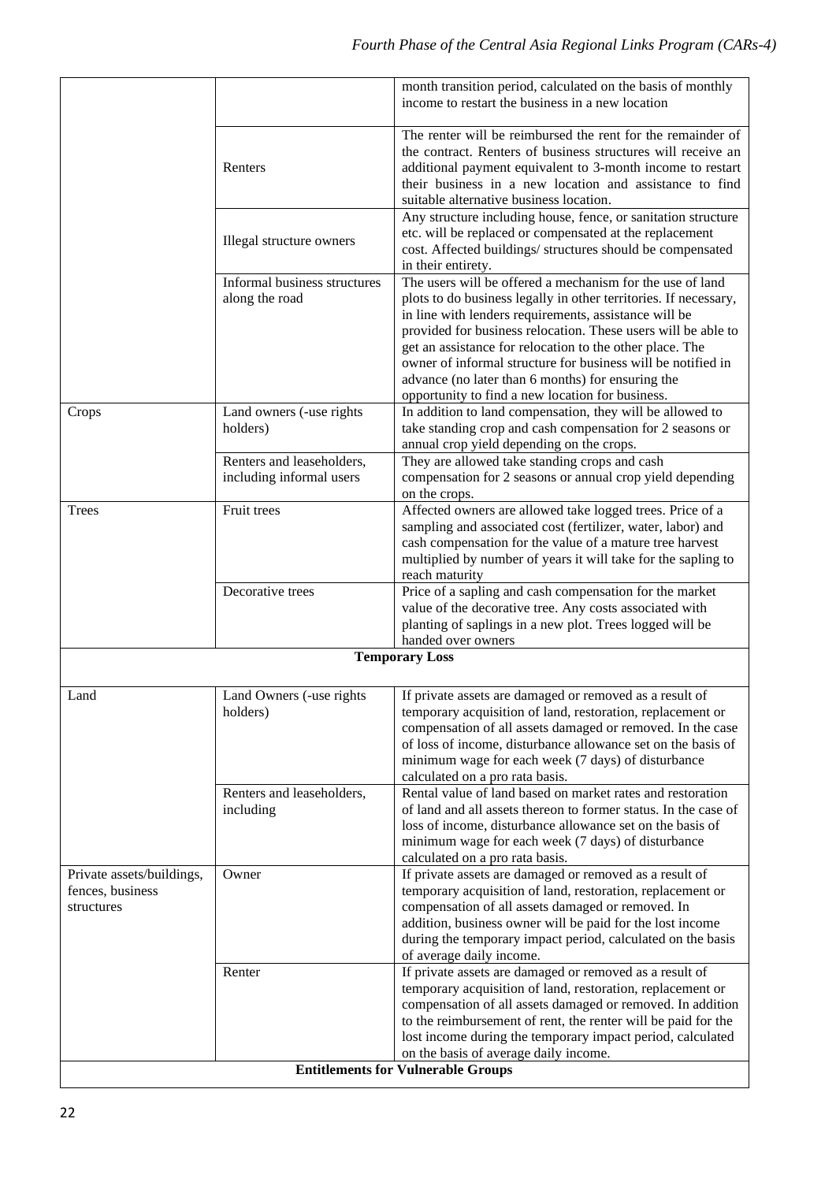| | | |
|---|---|---|
| | | month transition period, calculated on the basis of monthly income to restart the business in a new location |
| | Renters | The renter will be reimbursed the rent for the remainder of the contract. Renters of business structures will receive an additional payment equivalent to 3-month income to restart their business in a new location and assistance to find suitable alternative business location. |
| | Illegal structure owners | Any structure including house, fence, or sanitation structure etc. will be replaced or compensated at the replacement cost. Affected buildings/ structures should be compensated in their entirety. |
| | Informal business structures along the road | The users will be offered a mechanism for the use of land plots to do business legally in other territories. If necessary, in line with lenders requirements, assistance will be provided for business relocation. These users will be able to get an assistance for relocation to the other place. The owner of informal structure for business will be notified in advance (no later than 6 months) for ensuring the opportunity to find a new location for business. |
| Crops | Land owners (-use rights holders) | In addition to land compensation, they will be allowed to take standing crop and cash compensation for 2 seasons or annual crop yield depending on the crops. |
| | Renters and leaseholders, including informal users | They are allowed take standing crops and cash compensation for 2 seasons or annual crop yield depending on the crops. |
| Trees | Fruit trees | Affected owners are allowed take logged trees. Price of a sampling and associated cost (fertilizer, water, labor) and cash compensation for the value of a mature tree harvest multiplied by number of years it will take for the sapling to reach maturity |
| | Decorative trees | Price of a sapling and cash compensation for the market value of the decorative tree. Any costs associated with planting of saplings in a new plot. Trees logged will be handed over owners |
| **Temporary Loss** | | |
| Land | Land Owners (-use rights holders) | If private assets are damaged or removed as a result of temporary acquisition of land, restoration, replacement or compensation of all assets damaged or removed. In the case of loss of income, disturbance allowance set on the basis of minimum wage for each week (7 days) of disturbance calculated on a pro rata basis. |
| | Renters and leaseholders, including | Rental value of land based on market rates and restoration of land and all assets thereon to former status. In the case of loss of income, disturbance allowance set on the basis of minimum wage for each week (7 days) of disturbance calculated on a pro rata basis. |
| Private assets/buildings, fences, business structures | Owner | If private assets are damaged or removed as a result of temporary acquisition of land, restoration, replacement or compensation of all assets damaged or removed. In addition, business owner will be paid for the lost income during the temporary impact period, calculated on the basis of average daily income. |
| | Renter | If private assets are damaged or removed as a result of temporary acquisition of land, restoration, replacement or compensation of all assets damaged or removed. In addition to the reimbursement of rent, the renter will be paid for the lost income during the temporary impact period, calculated on the basis of average daily income. |
| **Entitlements for Vulnerable Groups** | | |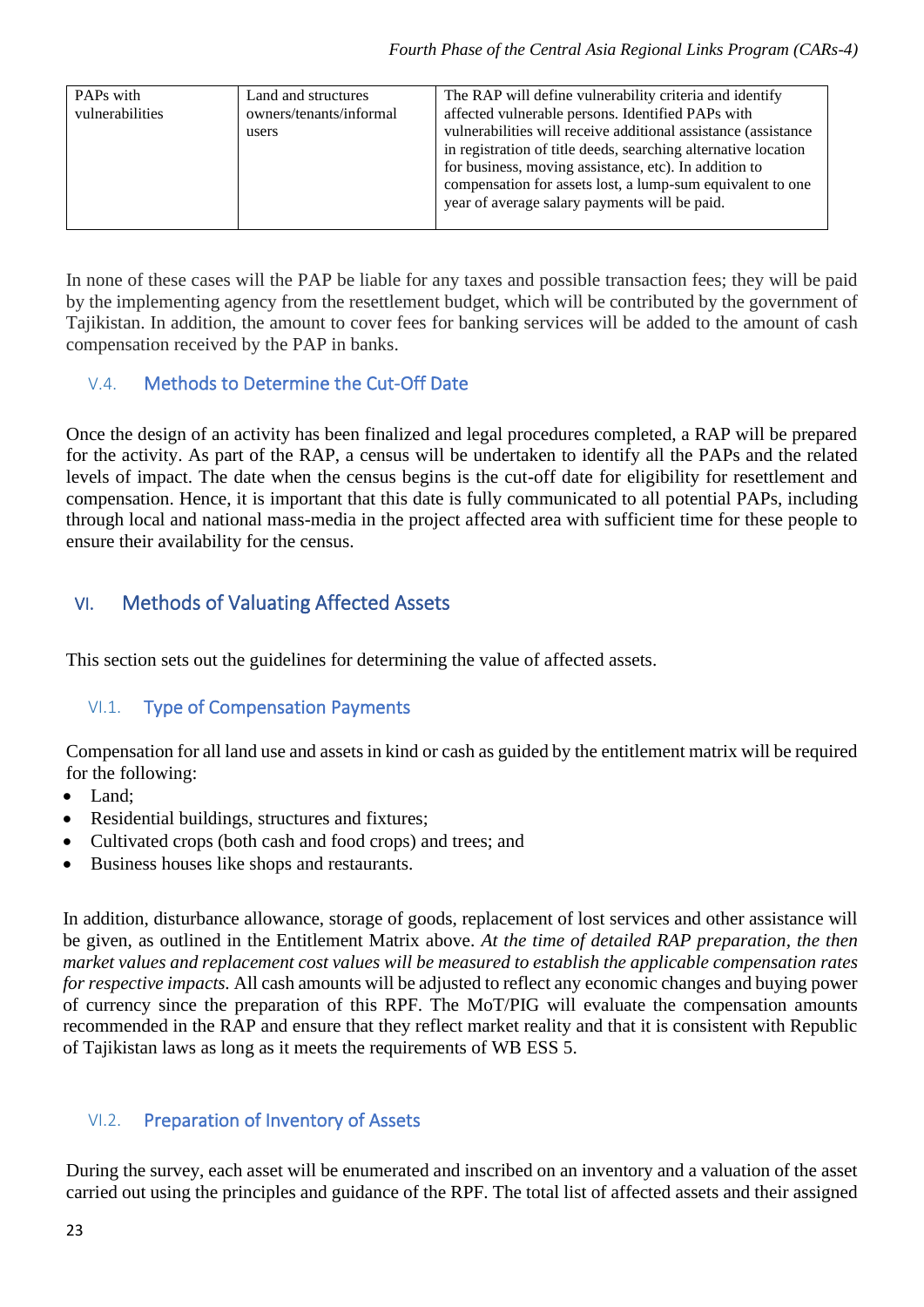| PAPs with vulnerabilities | Land and structures owners/tenants/informal users | The RAP will define vulnerability criteria and identify affected vulnerable persons. Identified PAPs with vulnerabilities will receive additional assistance (assistance in registration of title deeds, searching alternative location for business, moving assistance, etc). In addition to compensation for assets lost, a lump-sum equivalent to one year of average salary payments will be paid. |
|---|---|---|

In none of these cases will the PAP be liable for any taxes and possible transaction fees; they will be paid by the implementing agency from the resettlement budget, which will be contributed by the government of Tajikistan. In addition, the amount to cover fees for banking services will be added to the amount of cash compensation received by the PAP in banks.

### V.4. Methods to Determine the Cut-Off Date

Once the design of an activity has been finalized and legal procedures completed, a RAP will be prepared for the activity. As part of the RAP, a census will be undertaken to identify all the PAPs and the related levels of impact. The date when the census begins is the cut-off date for eligibility for resettlement and compensation. Hence, it is important that this date is fully communicated to all potential PAPs, including through local and national mass-media in the project affected area with sufficient time for these people to ensure their availability for the census.

## VI. Methods of Valuating Affected Assets

This section sets out the guidelines for determining the value of affected assets.

### VI.1. Type of Compensation Payments

Compensation for all land use and assets in kind or cash as guided by the entitlement matrix will be required for the following:

- Land;
- Residential buildings, structures and fixtures;
- Cultivated crops (both cash and food crops) and trees; and
- Business houses like shops and restaurants.

In addition, disturbance allowance, storage of goods, replacement of lost services and other assistance will be given, as outlined in the Entitlement Matrix above. *At the time of detailed RAP preparation, the then market values and replacement cost values will be measured to establish the applicable compensation rates for respective impacts.* All cash amounts will be adjusted to reflect any economic changes and buying power of currency since the preparation of this RPF. The MoT/PIG will evaluate the compensation amounts recommended in the RAP and ensure that they reflect market reality and that it is consistent with Republic of Tajikistan laws as long as it meets the requirements of WB ESS 5.

### VI.2. Preparation of Inventory of Assets

During the survey, each asset will be enumerated and inscribed on an inventory and a valuation of the asset carried out using the principles and guidance of the RPF. The total list of affected assets and their assigned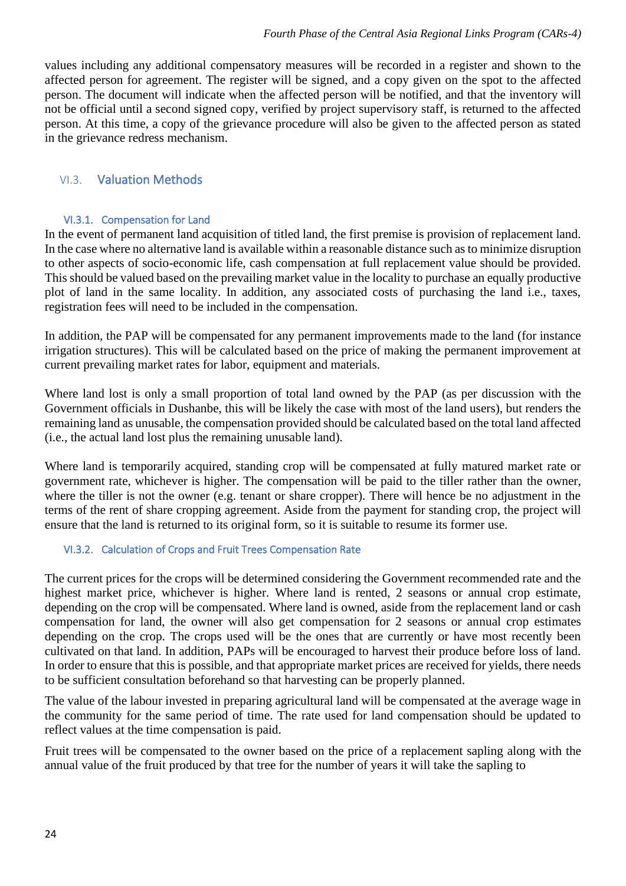values including any additional compensatory measures will be recorded in a register and shown to the affected person for agreement. The register will be signed, and a copy given on the spot to the affected person. The document will indicate when the affected person will be notified, and that the inventory will not be official until a second signed copy, verified by project supervisory staff, is returned to the affected person. At this time, a copy of the grievance procedure will also be given to the affected person as stated in the grievance redress mechanism.

## VI.3. Valuation Methods

### VI.3.1. Compensation for Land

In the event of permanent land acquisition of titled land, the first premise is provision of replacement land. In the case where no alternative land is available within a reasonable distance such as to minimize disruption to other aspects of socio-economic life, cash compensation at full replacement value should be provided. This should be valued based on the prevailing market value in the locality to purchase an equally productive plot of land in the same locality. In addition, any associated costs of purchasing the land i.e., taxes, registration fees will need to be included in the compensation.

In addition, the PAP will be compensated for any permanent improvements made to the land (for instance irrigation structures). This will be calculated based on the price of making the permanent improvement at current prevailing market rates for labor, equipment and materials.

Where land lost is only a small proportion of total land owned by the PAP (as per discussion with the Government officials in Dushanbe, this will be likely the case with most of the land users), but renders the remaining land as unusable, the compensation provided should be calculated based on the total land affected (i.e., the actual land lost plus the remaining unusable land).

Where land is temporarily acquired, standing crop will be compensated at fully matured market rate or government rate, whichever is higher. The compensation will be paid to the tiller rather than the owner, where the tiller is not the owner (e.g. tenant or share cropper). There will hence be no adjustment in the terms of the rent of share cropping agreement. Aside from the payment for standing crop, the project will ensure that the land is returned to its original form, so it is suitable to resume its former use.

### VI.3.2. Calculation of Crops and Fruit Trees Compensation Rate

The current prices for the crops will be determined considering the Government recommended rate and the highest market price, whichever is higher. Where land is rented, 2 seasons or annual crop estimate, depending on the crop will be compensated. Where land is owned, aside from the replacement land or cash compensation for land, the owner will also get compensation for 2 seasons or annual crop estimates depending on the crop. The crops used will be the ones that are currently or have most recently been cultivated on that land. In addition, PAPs will be encouraged to harvest their produce before loss of land. In order to ensure that this is possible, and that appropriate market prices are received for yields, there needs to be sufficient consultation beforehand so that harvesting can be properly planned.

The value of the labour invested in preparing agricultural land will be compensated at the average wage in the community for the same period of time. The rate used for land compensation should be updated to reflect values at the time compensation is paid.

Fruit trees will be compensated to the owner based on the price of a replacement sapling along with the annual value of the fruit produced by that tree for the number of years it will take the sapling to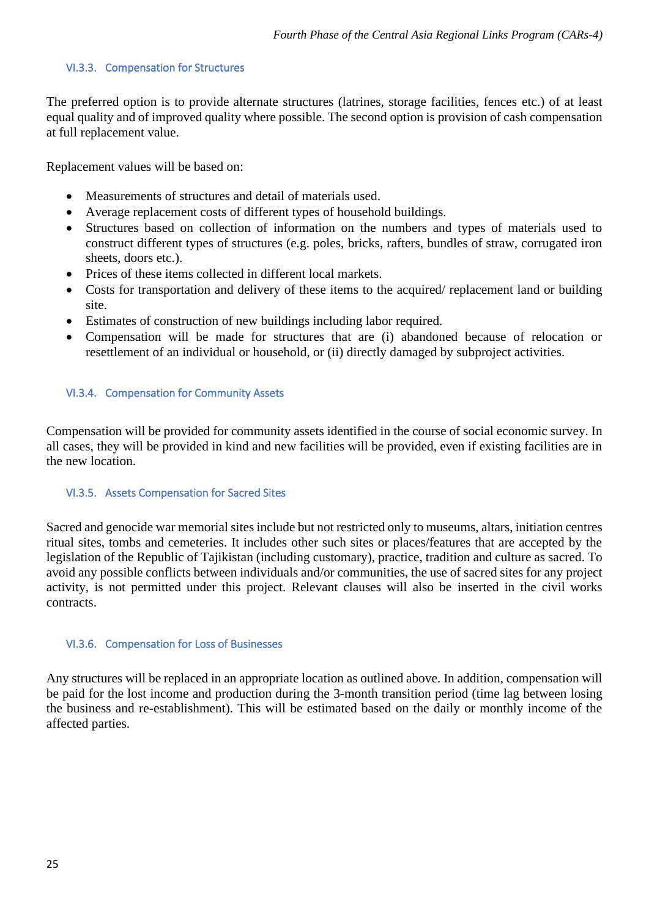### VI.3.3. Compensation for Structures

The preferred option is to provide alternate structures (latrines, storage facilities, fences etc.) of at least equal quality and of improved quality where possible. The second option is provision of cash compensation at full replacement value.

Replacement values will be based on:

- Measurements of structures and detail of materials used.
- Average replacement costs of different types of household buildings.
- Structures based on collection of information on the numbers and types of materials used to construct different types of structures (e.g. poles, bricks, rafters, bundles of straw, corrugated iron sheets, doors etc.).
- Prices of these items collected in different local markets.
- Costs for transportation and delivery of these items to the acquired/ replacement land or building site.
- Estimates of construction of new buildings including labor required.
- Compensation will be made for structures that are (i) abandoned because of relocation or resettlement of an individual or household, or (ii) directly damaged by subproject activities.

### VI.3.4. Compensation for Community Assets

Compensation will be provided for community assets identified in the course of social economic survey. In all cases, they will be provided in kind and new facilities will be provided, even if existing facilities are in the new location.

### VI.3.5. Assets Compensation for Sacred Sites

Sacred and genocide war memorial sites include but not restricted only to museums, altars, initiation centres ritual sites, tombs and cemeteries. It includes other such sites or places/features that are accepted by the legislation of the Republic of Tajikistan (including customary), practice, tradition and culture as sacred. To avoid any possible conflicts between individuals and/or communities, the use of sacred sites for any project activity, is not permitted under this project. Relevant clauses will also be inserted in the civil works contracts.

### VI.3.6. Compensation for Loss of Businesses

Any structures will be replaced in an appropriate location as outlined above. In addition, compensation will be paid for the lost income and production during the 3-month transition period (time lag between losing the business and re-establishment). This will be estimated based on the daily or monthly income of the affected parties.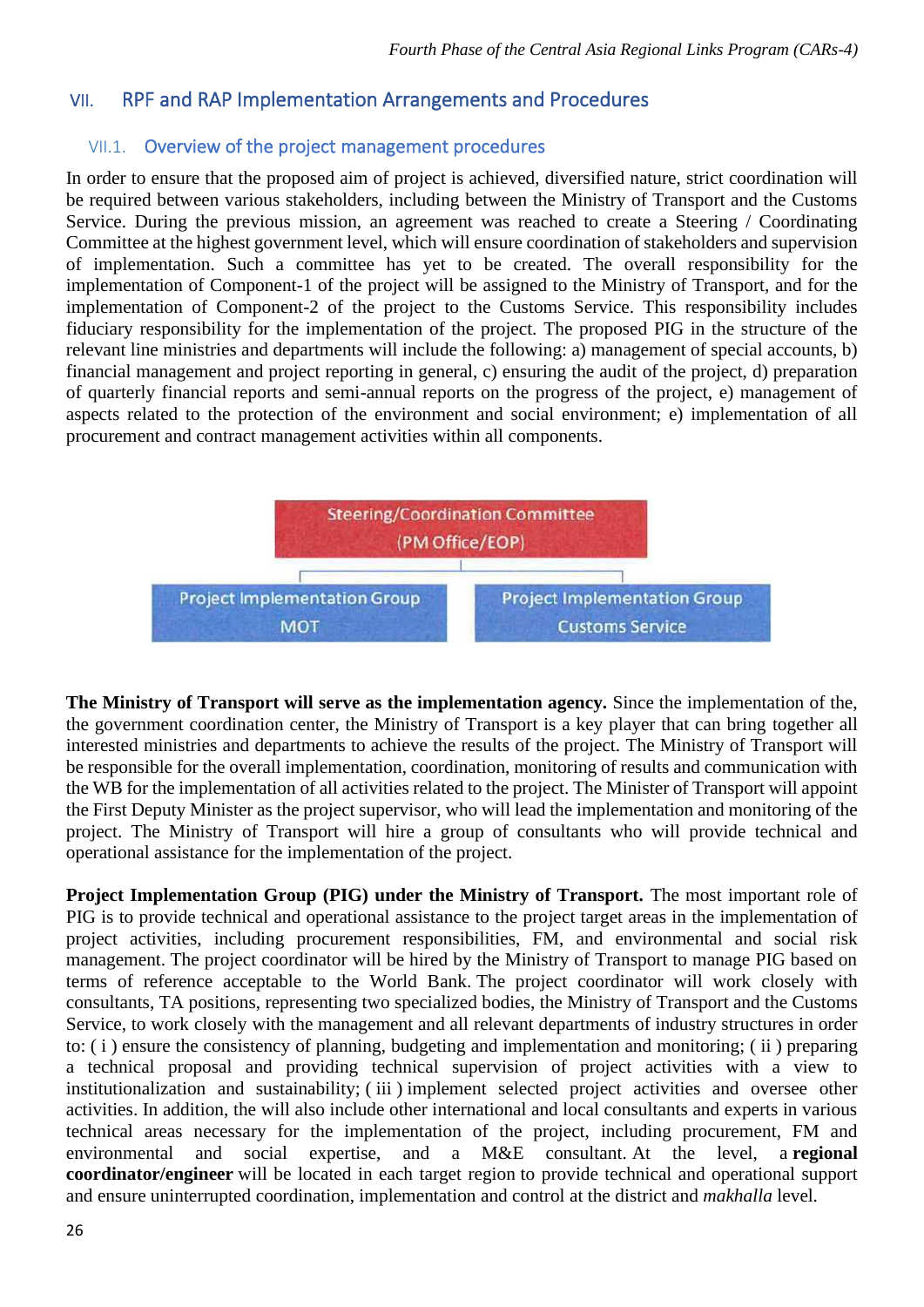# VII. RPF and RAP Implementation Arrangements and Procedures

## VII.1. Overview of the project management procedures

In order to ensure that the proposed aim of project is achieved, diversified nature, strict coordination will be required between various stakeholders, including between the Ministry of Transport and the Customs Service. During the previous mission, an agreement was reached to create a Steering / Coordinating Committee at the highest government level, which will ensure coordination of stakeholders and supervision of implementation. Such a committee has yet to be created. The overall responsibility for the implementation of Component-1 of the project will be assigned to the Ministry of Transport, and for the implementation of Component-2 of the project to the Customs Service. This responsibility includes fiduciary responsibility for the implementation of the project. The proposed PIG in the structure of the relevant line ministries and departments will include the following: a) management of special accounts, b) financial management and project reporting in general, c) ensuring the audit of the project, d) preparation of quarterly financial reports and semi-annual reports on the progress of the project, e) management of aspects related to the protection of the environment and social environment; e) implementation of all procurement and contract management activities within all components.

Steering/Coordination Committee (PM Office/EOP)

Project Implementation Group MOT | Project Implementation Group Customs Service

**The Ministry of Transport will serve as the implementation agency.** Since the implementation of the, the government coordination center, the Ministry of Transport is a key player that can bring together all interested ministries and departments to achieve the results of the project. The Ministry of Transport will be responsible for the overall implementation, coordination, monitoring of results and communication with the WB for the implementation of all activities related to the project. The Minister of Transport will appoint the First Deputy Minister as the project supervisor, who will lead the implementation and monitoring of the project. The Ministry of Transport will hire a group of consultants who will provide technical and operational assistance for the implementation of the project.

**Project Implementation Group (PIG) under the Ministry of Transport.** The most important role of PIG is to provide technical and operational assistance to the project target areas in the implementation of project activities, including procurement responsibilities, FM, and environmental and social risk management. The project coordinator will be hired by the Ministry of Transport to manage PIG based on terms of reference acceptable to the World Bank. The project coordinator will work closely with consultants, TA positions, representing two specialized bodies, the Ministry of Transport and the Customs Service, to work closely with the management and all relevant departments of industry structures in order to: ( i ) ensure the consistency of planning, budgeting and implementation and monitoring; ( ii ) preparing a technical proposal and providing technical supervision of project activities with a view to institutionalization and sustainability; ( iii ) implement selected project activities and oversee other activities. In addition, the will also include other international and local consultants and experts in various technical areas necessary for the implementation of the project, including procurement, FM and environmental and social expertise, and a M&E consultant. At the level, a **regional coordinator/engineer** will be located in each target region to provide technical and operational support and ensure uninterrupted coordination, implementation and control at the district and *makhalla* level.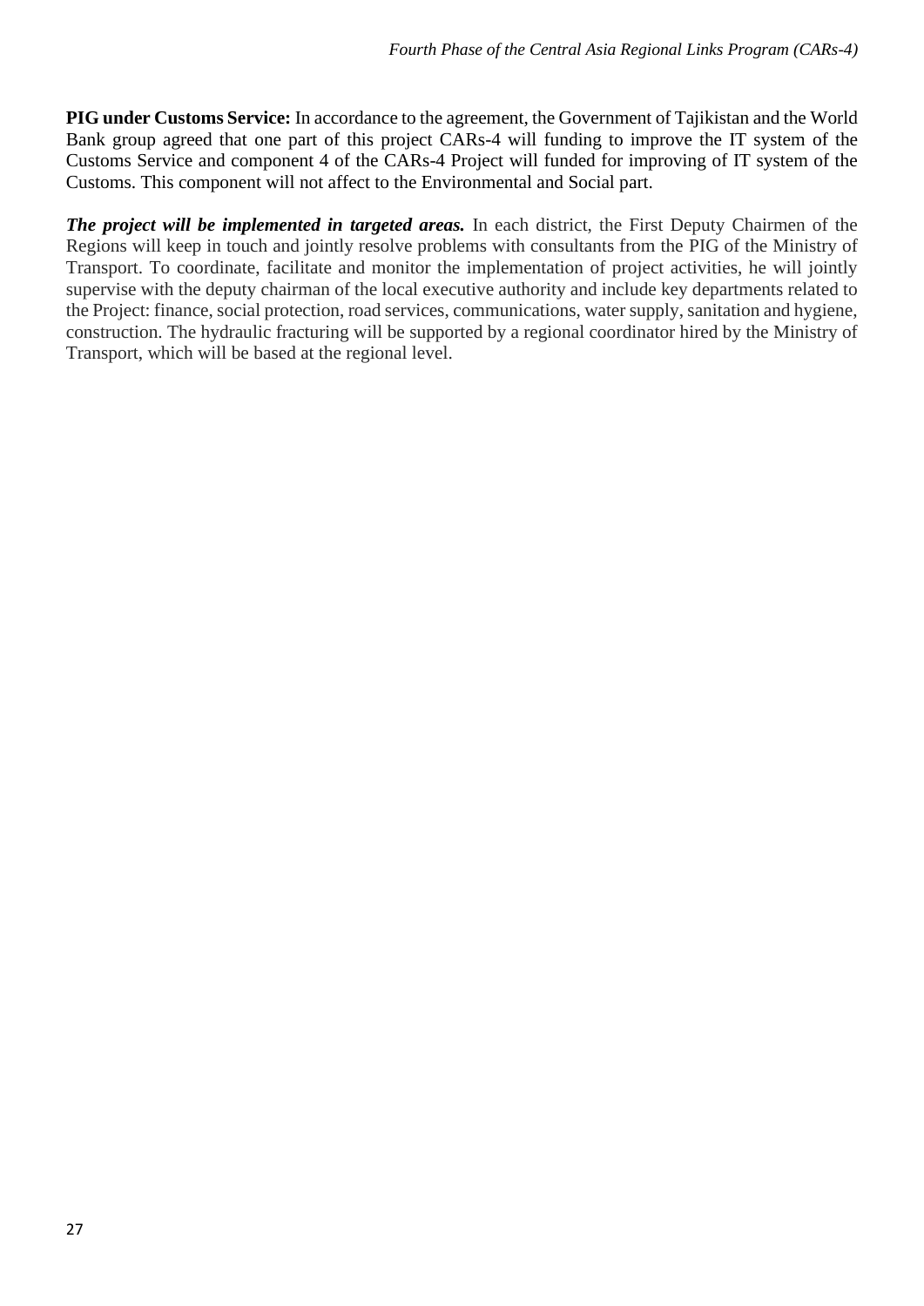**PIG under Customs Service:** In accordance to the agreement, the Government of Tajikistan and the World Bank group agreed that one part of this project CARs-4 will funding to improve the IT system of the Customs Service and component 4 of the CARs-4 Project will funded for improving of IT system of the Customs. This component will not affect to the Environmental and Social part.

***The project will be implemented in targeted areas.*** In each district, the First Deputy Chairmen of the Regions will keep in touch and jointly resolve problems with consultants from the PIG of the Ministry of Transport. To coordinate, facilitate and monitor the implementation of project activities, he will jointly supervise with the deputy chairman of the local executive authority and include key departments related to the Project: finance, social protection, road services, communications, water supply, sanitation and hygiene, construction. The hydraulic fracturing will be supported by a regional coordinator hired by the Ministry of Transport, which will be based at the regional level.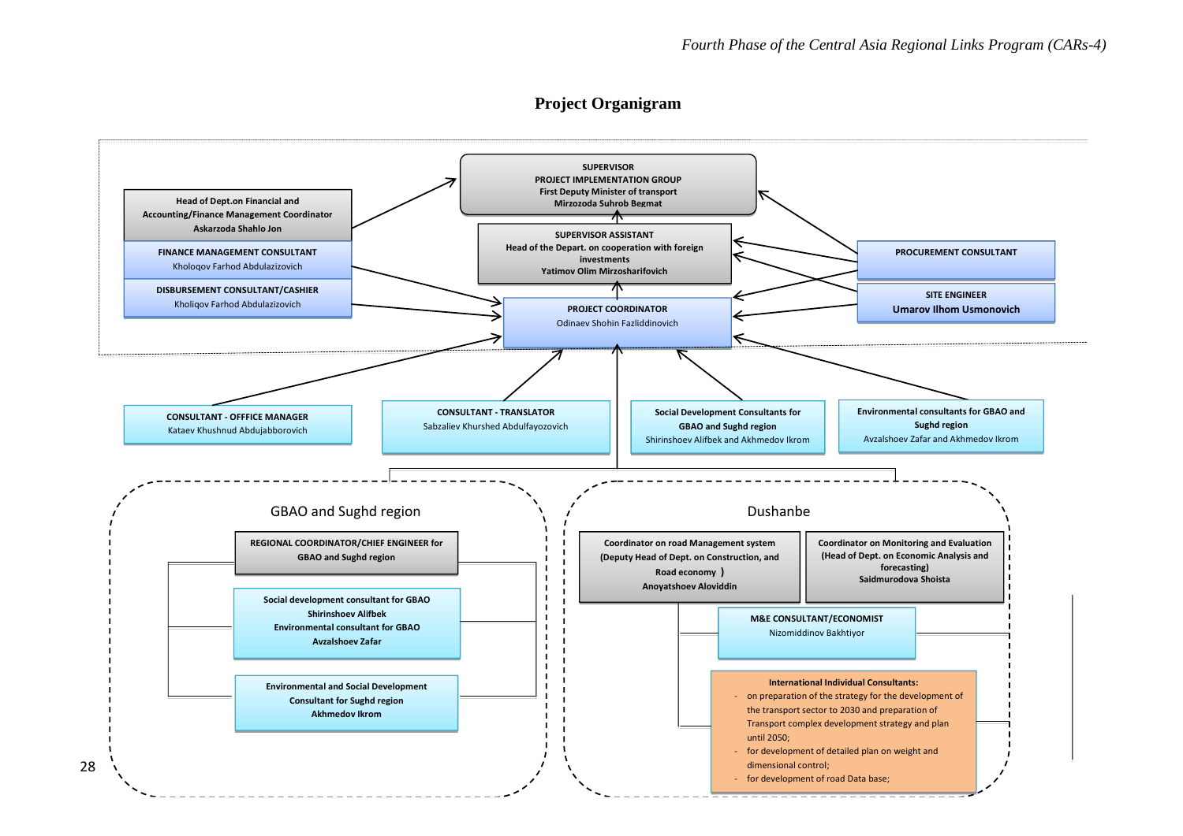# Project Organigram

**SUPERVISOR**
**PROJECT IMPLEMENTATION GROUP**
**First Deputy Minister of transport**
**Mirzozoda Suhrob Begmat**

**SUPERVISOR ASSISTANT**
**Head of the Depart. on cooperation with foreign investments**
**Yatimov Olim Mirzosharifovich**

**Head of Dept.on Financial and Accounting/Finance Management Coordinator**
**Askarzoda Shahlo Jon**

**FINANCE MANAGEMENT CONSULTANT**
Kholoqov Farhod Abdulazizovich

**DISBURSEMENT CONSULTANT/CASHIER**
Kholiqov Farhod Abdulazizovich

**PROJECT COORDINATOR**
Odinaev Shohin Fazliddinovich

**PROCUREMENT CONSULTANT**

**SITE ENGINEER**
**Umarov Ilhom Usmonovich**

**CONSULTANT - OFFICE MANAGER**
Kataev Khushnud Abdujabborovich

**CONSULTANT - TRANSLATOR**
Sabzaliev Khurshed Abdulfayozovich

**Social Development Consultants for GBAO and Sughd region**
Shirinshoev Alifbek and Akhmedov Ikrom

**Environmental consultants for GBAO and Sughd region**
Avzalshoev Zafar and Akhmedov Ikrom

## GBAO and Sughd region

**REGIONAL COORDINATOR/CHIEF ENGINEER for GBAO and Sughd region**

**Social development consultant for GBAO**
**Shirinshoev Alifbek**
**Environmental consultant for GBAO**
**Avzalshoev Zafar**

**Environmental and Social Development Consultant for Sughd region**
**Akhmedov Ikrom**

## Dushanbe

**Coordinator on road Management system (Deputy Head of Dept. on Construction, and Road economy )**
**Anoyatshoev Aloviddin**

**Coordinator on Monitoring and Evaluation (Head of Dept. on Economic Analysis and forecasting)**
**Saidmurodova Shoista**

**M&E CONSULTANT/ECONOMIST**
Nizomiddinov Bakhtiyor

**International Individual Consultants:**

- on preparation of the strategy for the development of the transport sector to 2030 and preparation of Transport complex development strategy and plan until 2050;
- for development of detailed plan on weight and dimensional control;
- for development of road Data base;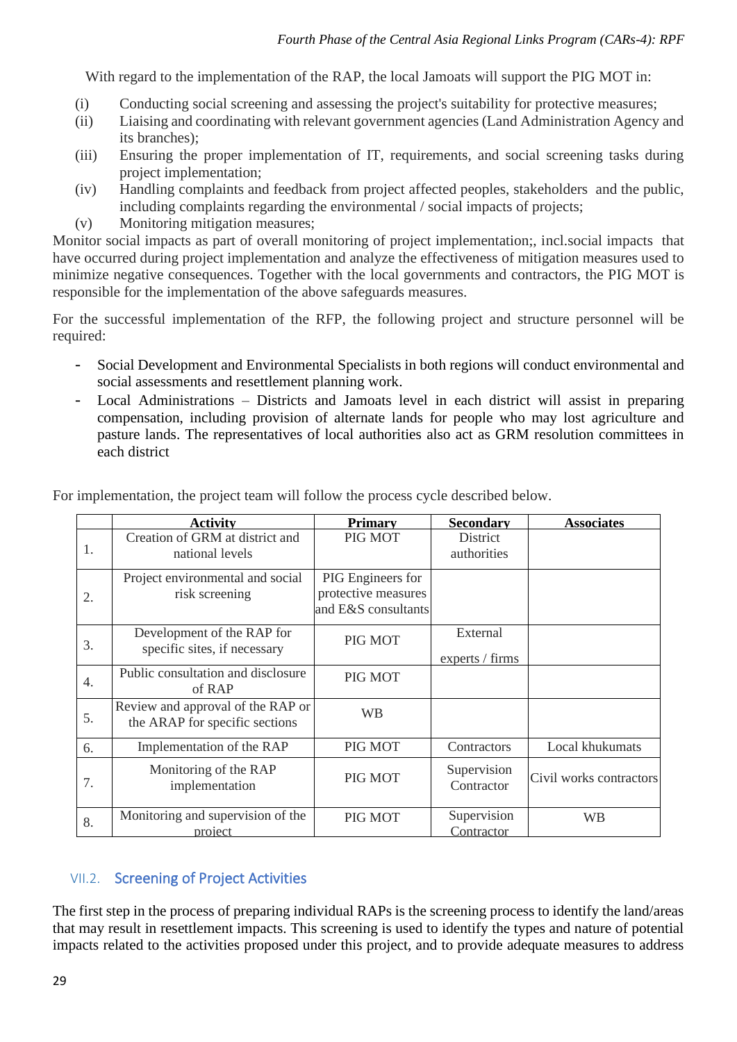With regard to the implementation of the RAP, the local Jamoats will support the PIG MOT in:

(i) Conducting social screening and assessing the project's suitability for protective measures;
(ii) Liaising and coordinating with relevant government agencies (Land Administration Agency and its branches);
(iii) Ensuring the proper implementation of IT, requirements, and social screening tasks during project implementation;
(iv) Handling complaints and feedback from project affected peoples, stakeholders and the public, including complaints regarding the environmental / social impacts of projects;
(v) Monitoring mitigation measures;

Monitor social impacts as part of overall monitoring of project implementation;, incl.social impacts that have occurred during project implementation and analyze the effectiveness of mitigation measures used to minimize negative consequences. Together with the local governments and contractors, the PIG MOT is responsible for the implementation of the above safeguards measures.

For the successful implementation of the RFP, the following project and structure personnel will be required:

- Social Development and Environmental Specialists in both regions will conduct environmental and social assessments and resettlement planning work.
- Local Administrations – Districts and Jamoats level in each district will assist in preparing compensation, including provision of alternate lands for people who may lost agriculture and pasture lands. The representatives of local authorities also act as GRM resolution committees in each district

For implementation, the project team will follow the process cycle described below.

| | Activity | Primary | Secondary | Associates |
|---|---|---|---|---|
| 1. | Creation of GRM at district and national levels | PIG MOT | District authorities | |
| 2. | Project environmental and social risk screening | PIG Engineers for protective measures and E&S consultants | | |
| 3. | Development of the RAP for specific sites, if necessary | PIG MOT | External experts / firms | |
| 4. | Public consultation and disclosure of RAP | PIG MOT | | |
| 5. | Review and approval of the RAP or the ARAP for specific sections | WB | | |
| 6. | Implementation of the RAP | PIG MOT | Contractors | Local khukumats |
| 7. | Monitoring of the RAP implementation | PIG MOT | Supervision Contractor | Civil works contractors |
| 8. | Monitoring and supervision of the project | PIG MOT | Supervision Contractor | WB |

## VII.2. Screening of Project Activities

The first step in the process of preparing individual RAPs is the screening process to identify the land/areas that may result in resettlement impacts. This screening is used to identify the types and nature of potential impacts related to the activities proposed under this project, and to provide adequate measures to address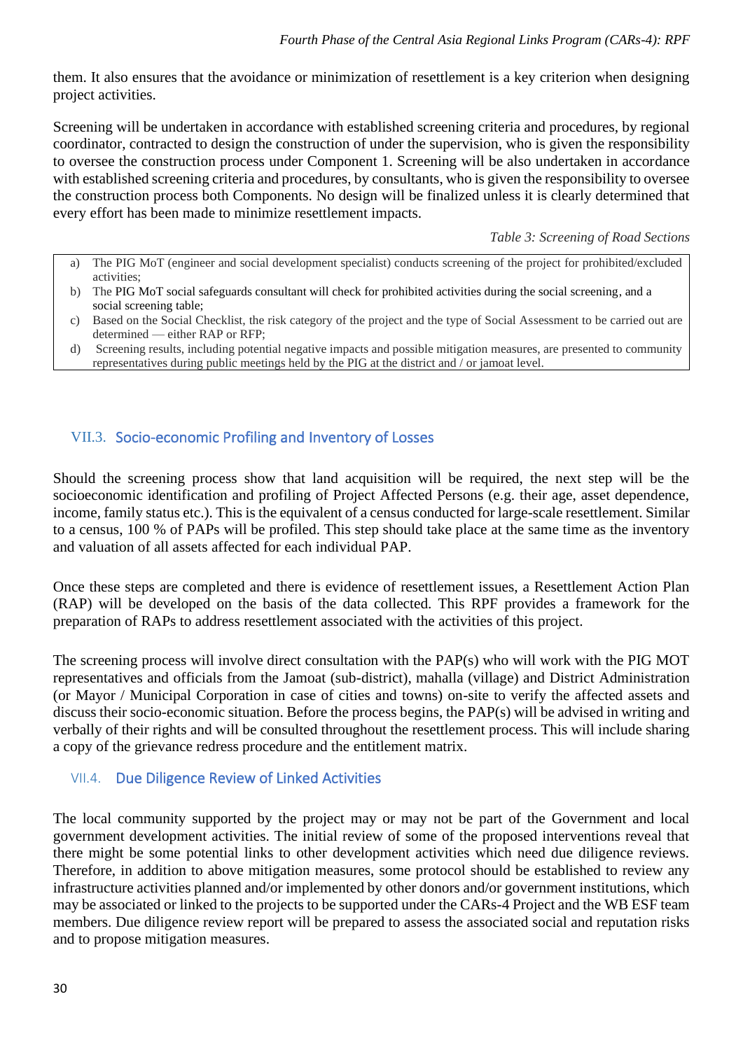them. It also ensures that the avoidance or minimization of resettlement is a key criterion when designing project activities.

Screening will be undertaken in accordance with established screening criteria and procedures, by regional coordinator, contracted to design the construction of under the supervision, who is given the responsibility to oversee the construction process under Component 1. Screening will be also undertaken in accordance with established screening criteria and procedures, by consultants, who is given the responsibility to oversee the construction process both Components. No design will be finalized unless it is clearly determined that every effort has been made to minimize resettlement impacts.

*Table 3: Screening of Road Sections*

| |
|---|
| a) The PIG MoT (engineer and social development specialist) conducts screening of the project for prohibited/excluded activities; |
| b) The PIG MoT social safeguards consultant will check for prohibited activities during the social screening, and a social screening table; |
| c) Based on the Social Checklist, the risk category of the project and the type of Social Assessment to be carried out are determined — either RAP or RFP; |
| d) Screening results, including potential negative impacts and possible mitigation measures, are presented to community representatives during public meetings held by the PIG at the district and / or jamoat level. |

## VII.3. Socio-economic Profiling and Inventory of Losses

Should the screening process show that land acquisition will be required, the next step will be the socioeconomic identification and profiling of Project Affected Persons (e.g. their age, asset dependence, income, family status etc.). This is the equivalent of a census conducted for large-scale resettlement. Similar to a census, 100 % of PAPs will be profiled. This step should take place at the same time as the inventory and valuation of all assets affected for each individual PAP.

Once these steps are completed and there is evidence of resettlement issues, a Resettlement Action Plan (RAP) will be developed on the basis of the data collected. This RPF provides a framework for the preparation of RAPs to address resettlement associated with the activities of this project.

The screening process will involve direct consultation with the PAP(s) who will work with the PIG MOT representatives and officials from the Jamoat (sub-district), mahalla (village) and District Administration (or Mayor / Municipal Corporation in case of cities and towns) on-site to verify the affected assets and discuss their socio-economic situation. Before the process begins, the PAP(s) will be advised in writing and verbally of their rights and will be consulted throughout the resettlement process. This will include sharing a copy of the grievance redress procedure and the entitlement matrix.

## VII.4. Due Diligence Review of Linked Activities

The local community supported by the project may or may not be part of the Government and local government development activities. The initial review of some of the proposed interventions reveal that there might be some potential links to other development activities which need due diligence reviews. Therefore, in addition to above mitigation measures, some protocol should be established to review any infrastructure activities planned and/or implemented by other donors and/or government institutions, which may be associated or linked to the projects to be supported under the CARs-4 Project and the WB ESF team members. Due diligence review report will be prepared to assess the associated social and reputation risks and to propose mitigation measures.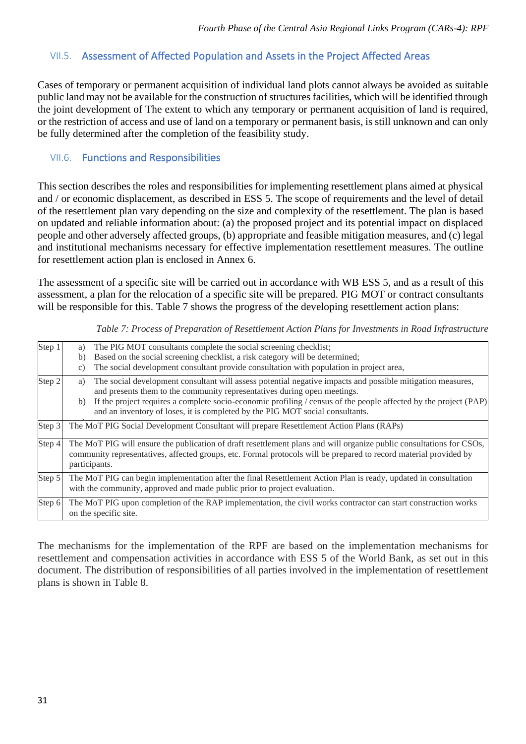### VII.5. Assessment of Affected Population and Assets in the Project Affected Areas

Cases of temporary or permanent acquisition of individual land plots cannot always be avoided as suitable public land may not be available for the construction of structures facilities, which will be identified through the joint development of The extent to which any temporary or permanent acquisition of land is required, or the restriction of access and use of land on a temporary or permanent basis, is still unknown and can only be fully determined after the completion of the feasibility study.

### VII.6. Functions and Responsibilities

This section describes the roles and responsibilities for implementing resettlement plans aimed at physical and / or economic displacement, as described in ESS 5. The scope of requirements and the level of detail of the resettlement plan vary depending on the size and complexity of the resettlement. The plan is based on updated and reliable information about: (a) the proposed project and its potential impact on displaced people and other adversely affected groups, (b) appropriate and feasible mitigation measures, and (c) legal and institutional mechanisms necessary for effective implementation resettlement measures. The outline for resettlement action plan is enclosed in Annex 6.

The assessment of a specific site will be carried out in accordance with WB ESS 5, and as a result of this assessment, a plan for the relocation of a specific site will be prepared. PIG MOT or contract consultants will be responsible for this. Table 7 shows the progress of the developing resettlement action plans:

*Table 7: Process of Preparation of Resettlement Action Plans for Investments in Road Infrastructure*

| | |
|---|---|
| Step 1 | a) The PIG MOT consultants complete the social screening checklist;<br>b) Based on the social screening checklist, a risk category will be determined;<br>c) The social development consultant provide consultation with population in project area, |
| Step 2 | a) The social development consultant will assess potential negative impacts and possible mitigation measures, and presents them to the community representatives during open meetings.<br>b) If the project requires a complete socio-economic profiling / census of the people affected by the project (PAP) and an inventory of loses, it is completed by the PIG MOT social consultants. |
| Step 3 | The MoT PIG Social Development Consultant will prepare Resettlement Action Plans (RAPs) |
| Step 4 | The MoT PIG will ensure the publication of draft resettlement plans and will organize public consultations for CSOs, community representatives, affected groups, etc. Formal protocols will be prepared to record material provided by participants. |
| Step 5 | The MoT PIG can begin implementation after the final Resettlement Action Plan is ready, updated in consultation with the community, approved and made public prior to project evaluation. |
| Step 6 | The MoT PIG upon completion of the RAP implementation, the civil works contractor can start construction works on the specific site. |

The mechanisms for the implementation of the RPF are based on the implementation mechanisms for resettlement and compensation activities in accordance with ESS 5 of the World Bank, as set out in this document. The distribution of responsibilities of all parties involved in the implementation of resettlement plans is shown in Table 8.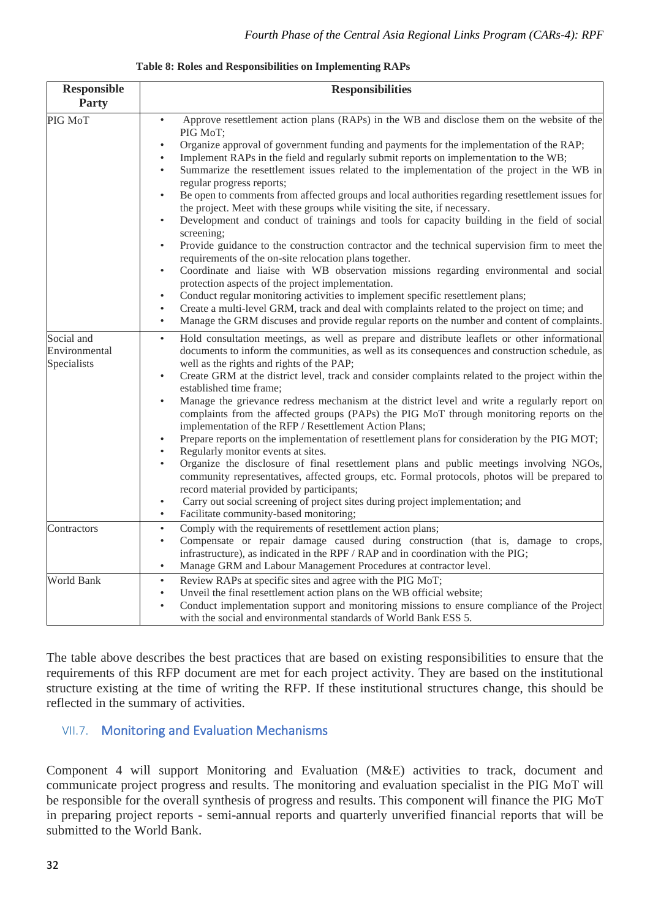**Table 8: Roles and Responsibilities on Implementing RAPs**

| Responsible Party | Responsibilities |
|---|---|
| PIG MoT | • Approve resettlement action plans (RAPs) in the WB and disclose them on the website of the PIG MoT;<br>• Organize approval of government funding and payments for the implementation of the RAP;<br>• Implement RAPs in the field and regularly submit reports on implementation to the WB;<br>• Summarize the resettlement issues related to the implementation of the project in the WB in regular progress reports;<br>• Be open to comments from affected groups and local authorities regarding resettlement issues for the project. Meet with these groups while visiting the site, if necessary.<br>• Development and conduct of trainings and tools for capacity building in the field of social screening;<br>• Provide guidance to the construction contractor and the technical supervision firm to meet the requirements of the on-site relocation plans together.<br>• Coordinate and liaise with WB observation missions regarding environmental and social protection aspects of the project implementation.<br>• Conduct regular monitoring activities to implement specific resettlement plans;<br>• Create a multi-level GRM, track and deal with complaints related to the project on time; and<br>• Manage the GRM discuses and provide regular reports on the number and content of complaints. |
| Social and Environmental Specialists | • Hold consultation meetings, as well as prepare and distribute leaflets or other informational documents to inform the communities, as well as its consequences and construction schedule, as well as the rights and rights of the PAP;<br>• Create GRM at the district level, track and consider complaints related to the project within the established time frame;<br>• Manage the grievance redress mechanism at the district level and write a regularly report on complaints from the affected groups (PAPs) the PIG MoT through monitoring reports on the implementation of the RFP / Resettlement Action Plans;<br>• Prepare reports on the implementation of resettlement plans for consideration by the PIG MOT;<br>• Regularly monitor events at sites.<br>• Organize the disclosure of final resettlement plans and public meetings involving NGOs, community representatives, affected groups, etc. Formal protocols, photos will be prepared to record material provided by participants;<br>• Carry out social screening of project sites during project implementation; and<br>• Facilitate community-based monitoring; |
| Contractors | • Comply with the requirements of resettlement action plans;<br>• Compensate or repair damage caused during construction (that is, damage to crops, infrastructure), as indicated in the RPF / RAP and in coordination with the PIG;<br>• Manage GRM and Labour Management Procedures at contractor level. |
| World Bank | • Review RAPs at specific sites and agree with the PIG MoT;<br>• Unveil the final resettlement action plans on the WB official website;<br>• Conduct implementation support and monitoring missions to ensure compliance of the Project with the social and environmental standards of World Bank ESS 5. |

The table above describes the best practices that are based on existing responsibilities to ensure that the requirements of this RFP document are met for each project activity. They are based on the institutional structure existing at the time of writing the RFP. If these institutional structures change, this should be reflected in the summary of activities.

## VII.7. Monitoring and Evaluation Mechanisms

Component 4 will support Monitoring and Evaluation (M&E) activities to track, document and communicate project progress and results. The monitoring and evaluation specialist in the PIG MoT will be responsible for the overall synthesis of progress and results. This component will finance the PIG MoT in preparing project reports - semi-annual reports and quarterly unverified financial reports that will be submitted to the World Bank.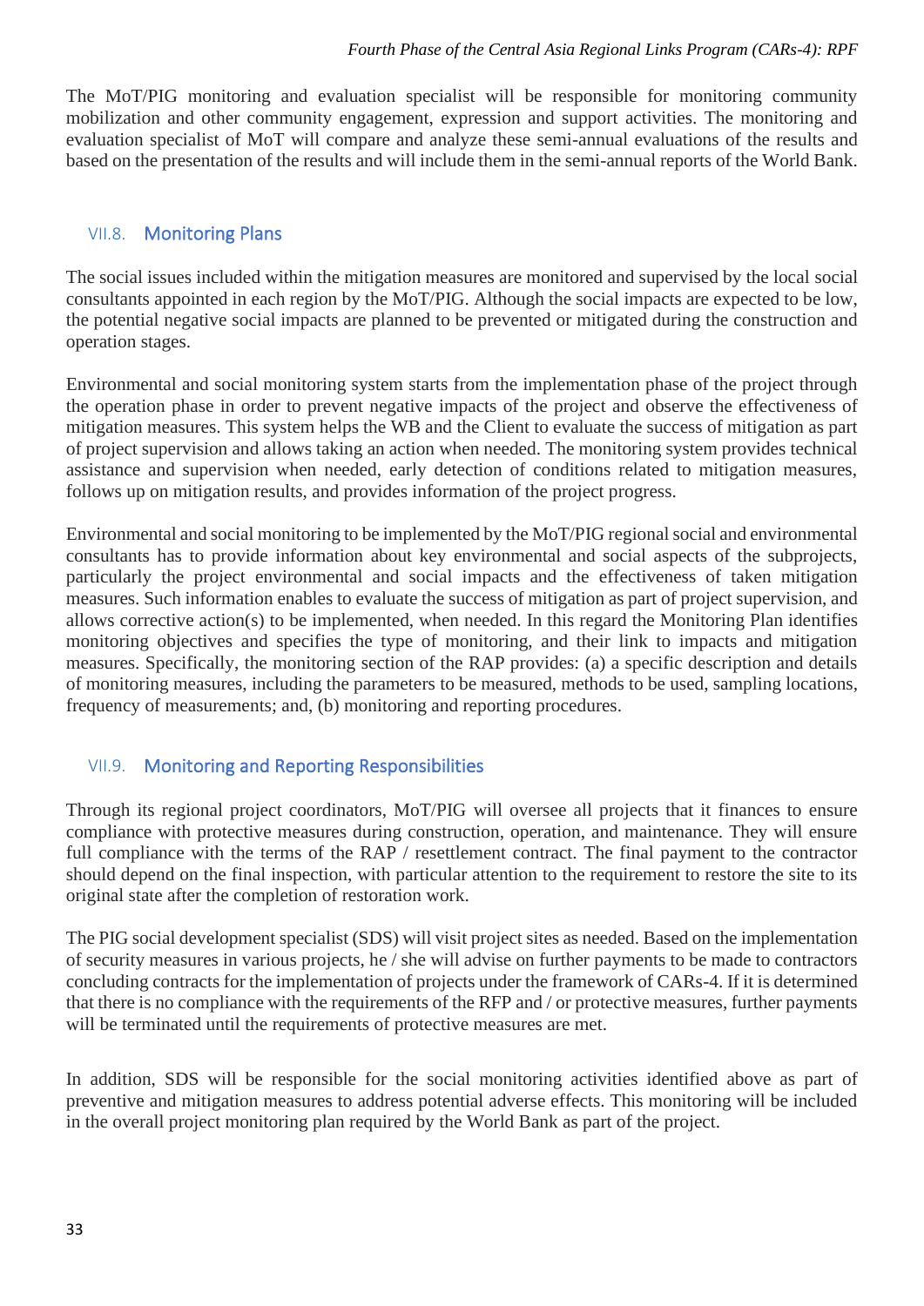The MoT/PIG monitoring and evaluation specialist will be responsible for monitoring community mobilization and other community engagement, expression and support activities. The monitoring and evaluation specialist of MoT will compare and analyze these semi-annual evaluations of the results and based on the presentation of the results and will include them in the semi-annual reports of the World Bank.

### VII.8. Monitoring Plans

The social issues included within the mitigation measures are monitored and supervised by the local social consultants appointed in each region by the MoT/PIG. Although the social impacts are expected to be low, the potential negative social impacts are planned to be prevented or mitigated during the construction and operation stages.

Environmental and social monitoring system starts from the implementation phase of the project through the operation phase in order to prevent negative impacts of the project and observe the effectiveness of mitigation measures. This system helps the WB and the Client to evaluate the success of mitigation as part of project supervision and allows taking an action when needed. The monitoring system provides technical assistance and supervision when needed, early detection of conditions related to mitigation measures, follows up on mitigation results, and provides information of the project progress.

Environmental and social monitoring to be implemented by the MoT/PIG regional social and environmental consultants has to provide information about key environmental and social aspects of the subprojects, particularly the project environmental and social impacts and the effectiveness of taken mitigation measures. Such information enables to evaluate the success of mitigation as part of project supervision, and allows corrective action(s) to be implemented, when needed. In this regard the Monitoring Plan identifies monitoring objectives and specifies the type of monitoring, and their link to impacts and mitigation measures. Specifically, the monitoring section of the RAP provides: (a) a specific description and details of monitoring measures, including the parameters to be measured, methods to be used, sampling locations, frequency of measurements; and, (b) monitoring and reporting procedures.

### VII.9. Monitoring and Reporting Responsibilities

Through its regional project coordinators, MoT/PIG will oversee all projects that it finances to ensure compliance with protective measures during construction, operation, and maintenance. They will ensure full compliance with the terms of the RAP / resettlement contract. The final payment to the contractor should depend on the final inspection, with particular attention to the requirement to restore the site to its original state after the completion of restoration work.

The PIG social development specialist (SDS) will visit project sites as needed. Based on the implementation of security measures in various projects, he / she will advise on further payments to be made to contractors concluding contracts for the implementation of projects under the framework of CARs-4. If it is determined that there is no compliance with the requirements of the RFP and / or protective measures, further payments will be terminated until the requirements of protective measures are met.

In addition, SDS will be responsible for the social monitoring activities identified above as part of preventive and mitigation measures to address potential adverse effects. This monitoring will be included in the overall project monitoring plan required by the World Bank as part of the project.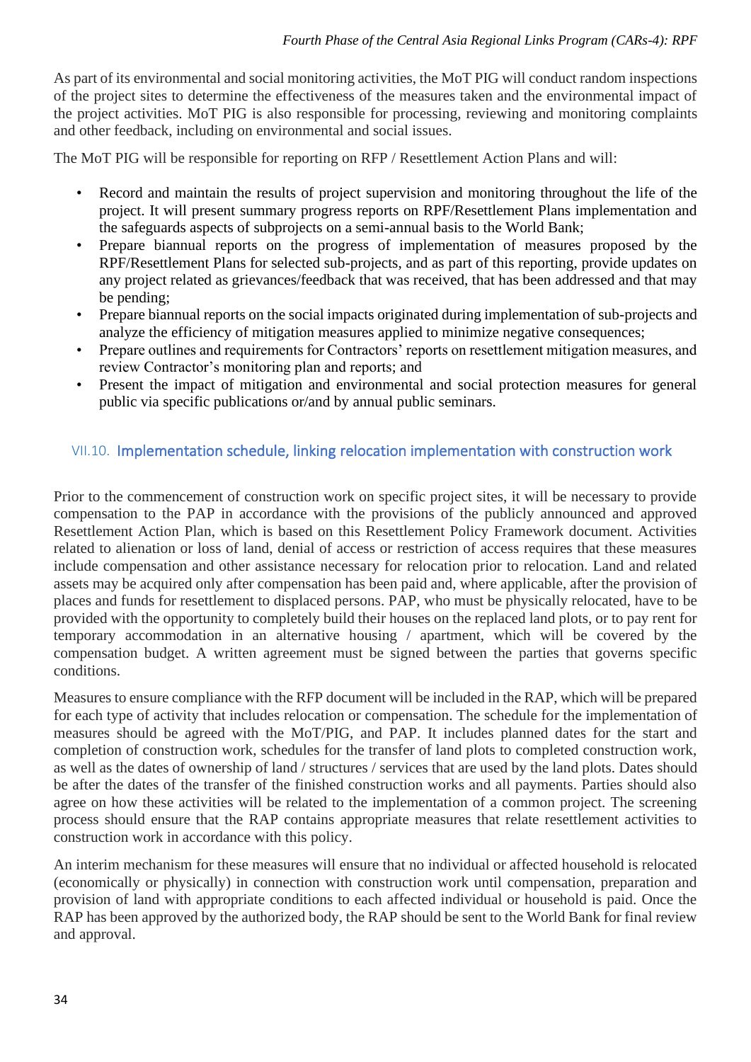As part of its environmental and social monitoring activities, the MoT PIG will conduct random inspections of the project sites to determine the effectiveness of the measures taken and the environmental impact of the project activities. MoT PIG is also responsible for processing, reviewing and monitoring complaints and other feedback, including on environmental and social issues.

The MoT PIG will be responsible for reporting on RFP / Resettlement Action Plans and will:

- Record and maintain the results of project supervision and monitoring throughout the life of the project. It will present summary progress reports on RPF/Resettlement Plans implementation and the safeguards aspects of subprojects on a semi-annual basis to the World Bank;
- Prepare biannual reports on the progress of implementation of measures proposed by the RPF/Resettlement Plans for selected sub-projects, and as part of this reporting, provide updates on any project related as grievances/feedback that was received, that has been addressed and that may be pending;
- Prepare biannual reports on the social impacts originated during implementation of sub-projects and analyze the efficiency of mitigation measures applied to minimize negative consequences;
- Prepare outlines and requirements for Contractors' reports on resettlement mitigation measures, and review Contractor's monitoring plan and reports; and
- Present the impact of mitigation and environmental and social protection measures for general public via specific publications or/and by annual public seminars.

## VII.10. Implementation schedule, linking relocation implementation with construction work

Prior to the commencement of construction work on specific project sites, it will be necessary to provide compensation to the PAP in accordance with the provisions of the publicly announced and approved Resettlement Action Plan, which is based on this Resettlement Policy Framework document. Activities related to alienation or loss of land, denial of access or restriction of access requires that these measures include compensation and other assistance necessary for relocation prior to relocation. Land and related assets may be acquired only after compensation has been paid and, where applicable, after the provision of places and funds for resettlement to displaced persons. PAP, who must be physically relocated, have to be provided with the opportunity to completely build their houses on the replaced land plots, or to pay rent for temporary accommodation in an alternative housing / apartment, which will be covered by the compensation budget. A written agreement must be signed between the parties that governs specific conditions.

Measures to ensure compliance with the RFP document will be included in the RAP, which will be prepared for each type of activity that includes relocation or compensation. The schedule for the implementation of measures should be agreed with the MoT/PIG, and PAP. It includes planned dates for the start and completion of construction work, schedules for the transfer of land plots to completed construction work, as well as the dates of ownership of land / structures / services that are used by the land plots. Dates should be after the dates of the transfer of the finished construction works and all payments. Parties should also agree on how these activities will be related to the implementation of a common project. The screening process should ensure that the RAP contains appropriate measures that relate resettlement activities to construction work in accordance with this policy.

An interim mechanism for these measures will ensure that no individual or affected household is relocated (economically or physically) in connection with construction work until compensation, preparation and provision of land with appropriate conditions to each affected individual or household is paid. Once the RAP has been approved by the authorized body, the RAP should be sent to the World Bank for final review and approval.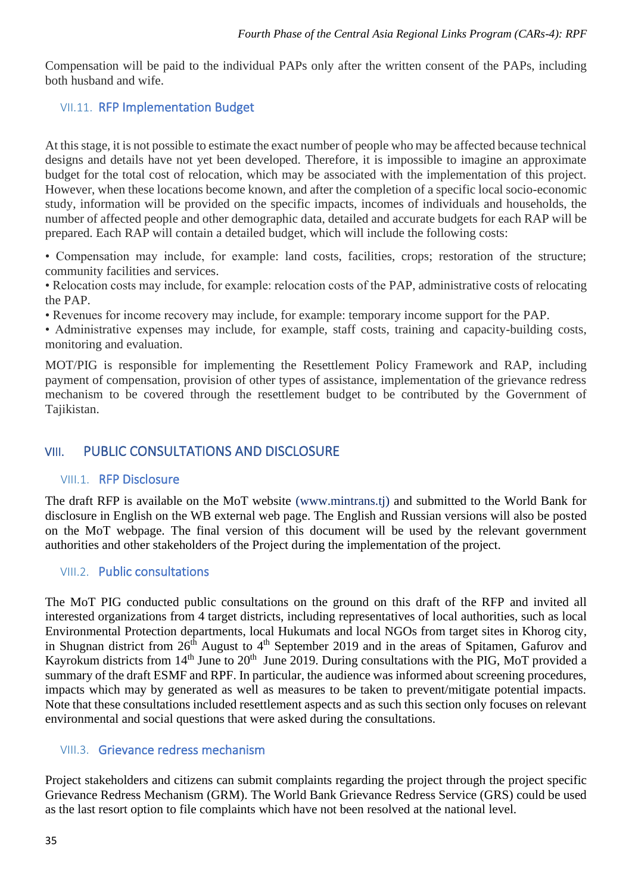Compensation will be paid to the individual PAPs only after the written consent of the PAPs, including both husband and wife.

### VII.11. RFP Implementation Budget

At this stage, it is not possible to estimate the exact number of people who may be affected because technical designs and details have not yet been developed. Therefore, it is impossible to imagine an approximate budget for the total cost of relocation, which may be associated with the implementation of this project. However, when these locations become known, and after the completion of a specific local socio-economic study, information will be provided on the specific impacts, incomes of individuals and households, the number of affected people and other demographic data, detailed and accurate budgets for each RAP will be prepared. Each RAP will contain a detailed budget, which will include the following costs:

• Compensation may include, for example: land costs, facilities, crops; restoration of the structure; community facilities and services.
• Relocation costs may include, for example: relocation costs of the PAP, administrative costs of relocating the PAP.
• Revenues for income recovery may include, for example: temporary income support for the PAP.
• Administrative expenses may include, for example, staff costs, training and capacity-building costs, monitoring and evaluation.

MOT/PIG is responsible for implementing the Resettlement Policy Framework and RAP, including payment of compensation, provision of other types of assistance, implementation of the grievance redress mechanism to be covered through the resettlement budget to be contributed by the Government of Tajikistan.

## VIII. PUBLIC CONSULTATIONS AND DISCLOSURE

### VIII.1. RFP Disclosure

The draft RFP is available on the MoT website (www.mintrans.tj) and submitted to the World Bank for disclosure in English on the WB external web page. The English and Russian versions will also be posted on the MoT webpage. The final version of this document will be used by the relevant government authorities and other stakeholders of the Project during the implementation of the project.

### VIII.2. Public consultations

The MoT PIG conducted public consultations on the ground on this draft of the RFP and invited all interested organizations from 4 target districts, including representatives of local authorities, such as local Environmental Protection departments, local Hukumats and local NGOs from target sites in Khorog city, in Shugnan district from 26th August to 4th September 2019 and in the areas of Spitamen, Gafurov and Kayrokum districts from 14th June to 20th June 2019. During consultations with the PIG, MoT provided a summary of the draft ESMF and RPF. In particular, the audience was informed about screening procedures, impacts which may by generated as well as measures to be taken to prevent/mitigate potential impacts. Note that these consultations included resettlement aspects and as such this section only focuses on relevant environmental and social questions that were asked during the consultations.

### VIII.3. Grievance redress mechanism

Project stakeholders and citizens can submit complaints regarding the project through the project specific Grievance Redress Mechanism (GRM). The World Bank Grievance Redress Service (GRS) could be used as the last resort option to file complaints which have not been resolved at the national level.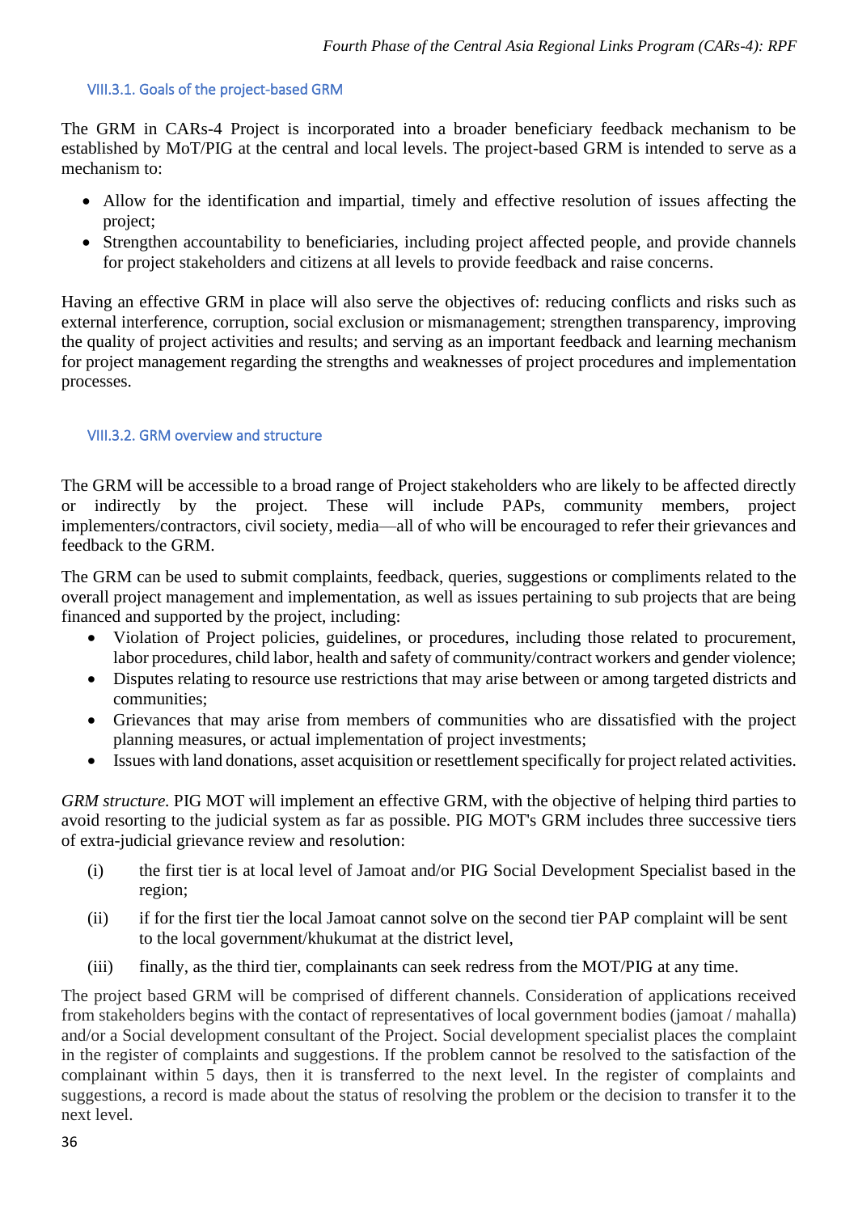### VIII.3.1. Goals of the project-based GRM

The GRM in CARs-4 Project is incorporated into a broader beneficiary feedback mechanism to be established by MoT/PIG at the central and local levels. The project-based GRM is intended to serve as a mechanism to:

- Allow for the identification and impartial, timely and effective resolution of issues affecting the project;
- Strengthen accountability to beneficiaries, including project affected people, and provide channels for project stakeholders and citizens at all levels to provide feedback and raise concerns.

Having an effective GRM in place will also serve the objectives of: reducing conflicts and risks such as external interference, corruption, social exclusion or mismanagement; strengthen transparency, improving the quality of project activities and results; and serving as an important feedback and learning mechanism for project management regarding the strengths and weaknesses of project procedures and implementation processes.

### VIII.3.2. GRM overview and structure

The GRM will be accessible to a broad range of Project stakeholders who are likely to be affected directly or indirectly by the project. These will include PAPs, community members, project implementers/contractors, civil society, media—all of who will be encouraged to refer their grievances and feedback to the GRM.

The GRM can be used to submit complaints, feedback, queries, suggestions or compliments related to the overall project management and implementation, as well as issues pertaining to sub projects that are being financed and supported by the project, including:

- Violation of Project policies, guidelines, or procedures, including those related to procurement, labor procedures, child labor, health and safety of community/contract workers and gender violence;
- Disputes relating to resource use restrictions that may arise between or among targeted districts and communities;
- Grievances that may arise from members of communities who are dissatisfied with the project planning measures, or actual implementation of project investments;
- Issues with land donations, asset acquisition or resettlement specifically for project related activities.

*GRM structure.* PIG MOT will implement an effective GRM, with the objective of helping third parties to avoid resorting to the judicial system as far as possible. PIG MOT's GRM includes three successive tiers of extra-judicial grievance review and resolution:

(i) the first tier is at local level of Jamoat and/or PIG Social Development Specialist based in the region;

(ii) if for the first tier the local Jamoat cannot solve on the second tier PAP complaint will be sent to the local government/khukumat at the district level,

(iii) finally, as the third tier, complainants can seek redress from the MOT/PIG at any time.

The project based GRM will be comprised of different channels. Consideration of applications received from stakeholders begins with the contact of representatives of local government bodies (jamoat / mahalla) and/or a Social development consultant of the Project. Social development specialist places the complaint in the register of complaints and suggestions. If the problem cannot be resolved to the satisfaction of the complainant within 5 days, then it is transferred to the next level. In the register of complaints and suggestions, a record is made about the status of resolving the problem or the decision to transfer it to the next level.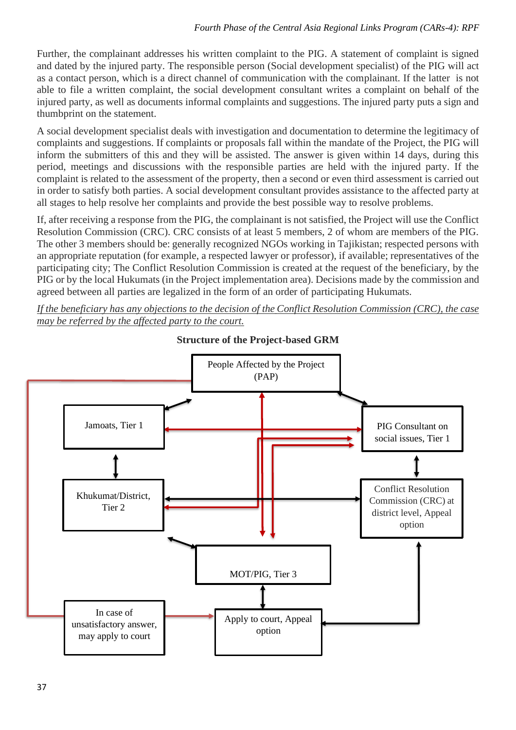Further, the complainant addresses his written complaint to the PIG. A statement of complaint is signed and dated by the injured party. The responsible person (Social development specialist) of the PIG will act as a contact person, which is a direct channel of communication with the complainant. If the latter is not able to file a written complaint, the social development consultant writes a complaint on behalf of the injured party, as well as documents informal complaints and suggestions. The injured party puts a sign and thumbprint on the statement.

A social development specialist deals with investigation and documentation to determine the legitimacy of complaints and suggestions. If complaints or proposals fall within the mandate of the Project, the PIG will inform the submitters of this and they will be assisted. The answer is given within 14 days, during this period, meetings and discussions with the responsible parties are held with the injured party. If the complaint is related to the assessment of the property, then a second or even third assessment is carried out in order to satisfy both parties. A social development consultant provides assistance to the affected party at all stages to help resolve her complaints and provide the best possible way to resolve problems.

If, after receiving a response from the PIG, the complainant is not satisfied, the Project will use the Conflict Resolution Commission (CRC). CRC consists of at least 5 members, 2 of whom are members of the PIG. The other 3 members should be: generally recognized NGOs working in Tajikistan; respected persons with an appropriate reputation (for example, a respected lawyer or professor), if available; representatives of the participating city; The Conflict Resolution Commission is created at the request of the beneficiary, by the PIG or by the local Hukumats (in the Project implementation area). Decisions made by the commission and agreed between all parties are legalized in the form of an order of participating Hukumats.

*If the beneficiary has any objections to the decision of the Conflict Resolution Commission (CRC), the case may be referred by the affected party to the court.*

**Structure of the Project-based GRM**

People Affected by the Project (PAP)

Jamoats, Tier 1

PIG Consultant on social issues, Tier 1

Khukumat/District, Tier 2

Conflict Resolution Commission (CRC) at district level, Appeal option

MOT/PIG, Tier 3

In case of unsatisfactory answer, may apply to court

Apply to court, Appeal option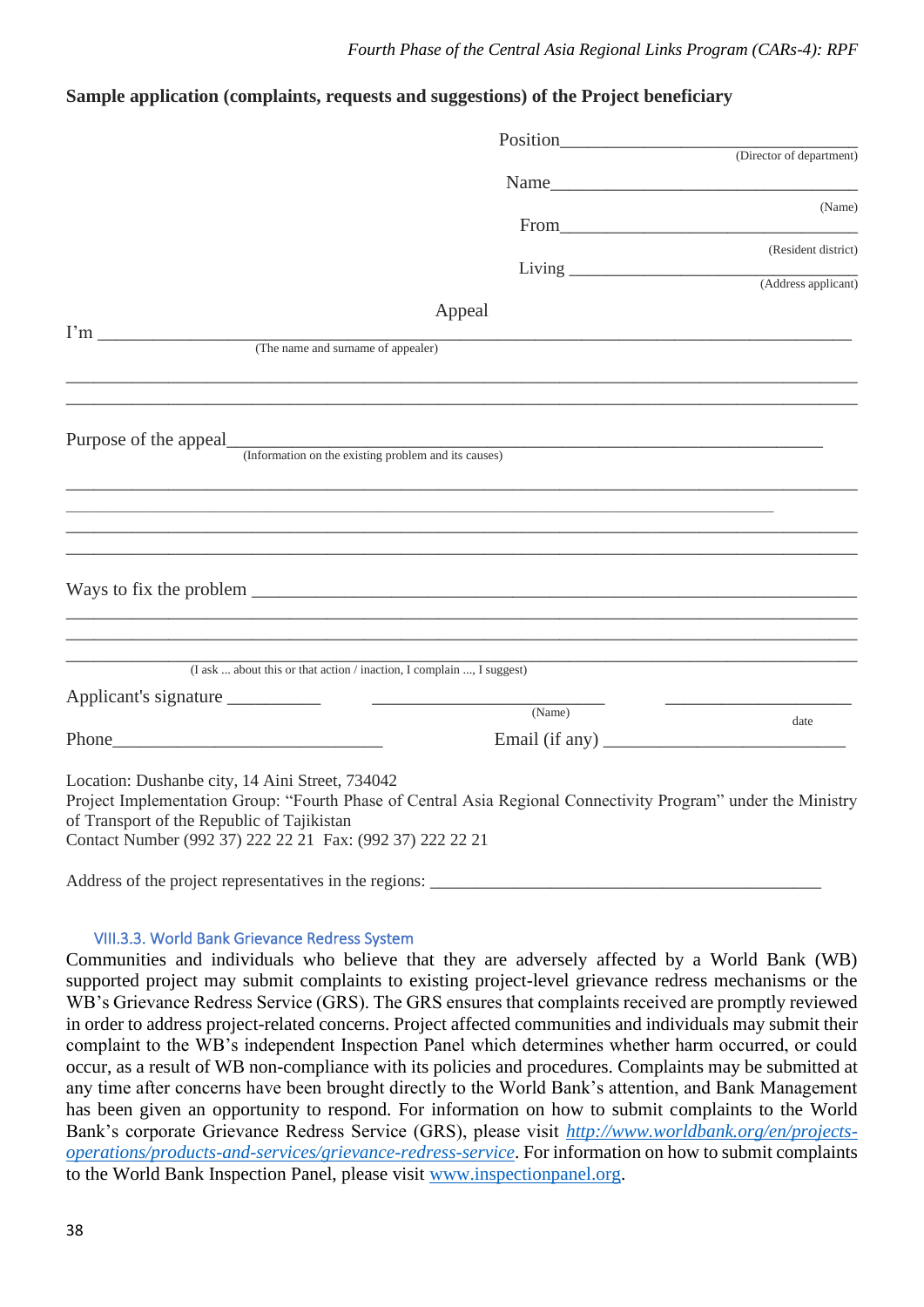**Sample application (complaints, requests and suggestions) of the Project beneficiary**

Position______________________________
(Director of department)

Name______________________________
(Name)

From______________________________
(Resident district)

Living ______________________________
(Address applicant)

Appeal

I'm ________________________________________________________________________
(The name and surname of appealer)

________________________________________________________________________________

________________________________________________________________________________

Purpose of the appeal____________________________________________________________
(Information on the existing problem and its causes)

________________________________________________________________________________

________________________________________________________________________________

________________________________________________________________________________

________________________________________________________________________________

Ways to fix the problem __________________________________________________________

________________________________________________________________________________

________________________________________________________________________________

________________________________________________________________________________
(I ask ... about this or that action / inaction, I complain ..., I suggest)

Applicant's signature __________ ________________________ ____________________
(Name) date

Phone____________________________ Email (if any) ________________________

Location: Dushanbe city, 14 Aini Street, 734042
Project Implementation Group: "Fourth Phase of Central Asia Regional Connectivity Program" under the Ministry of Transport of the Republic of Tajikistan
Contact Number (992 37) 222 22 21 Fax: (992 37) 222 22 21

Address of the project representatives in the regions: __________________________________________

### VIII.3.3. World Bank Grievance Redress System

Communities and individuals who believe that they are adversely affected by a World Bank (WB) supported project may submit complaints to existing project-level grievance redress mechanisms or the WB's Grievance Redress Service (GRS). The GRS ensures that complaints received are promptly reviewed in order to address project-related concerns. Project affected communities and individuals may submit their complaint to the WB's independent Inspection Panel which determines whether harm occurred, or could occur, as a result of WB non-compliance with its policies and procedures. Complaints may be submitted at any time after concerns have been brought directly to the World Bank's attention, and Bank Management has been given an opportunity to respond. For information on how to submit complaints to the World Bank's corporate Grievance Redress Service (GRS), please visit *http://www.worldbank.org/en/projects-operations/products-and-services/grievance-redress-service*. For information on how to submit complaints to the World Bank Inspection Panel, please visit www.inspectionpanel.org.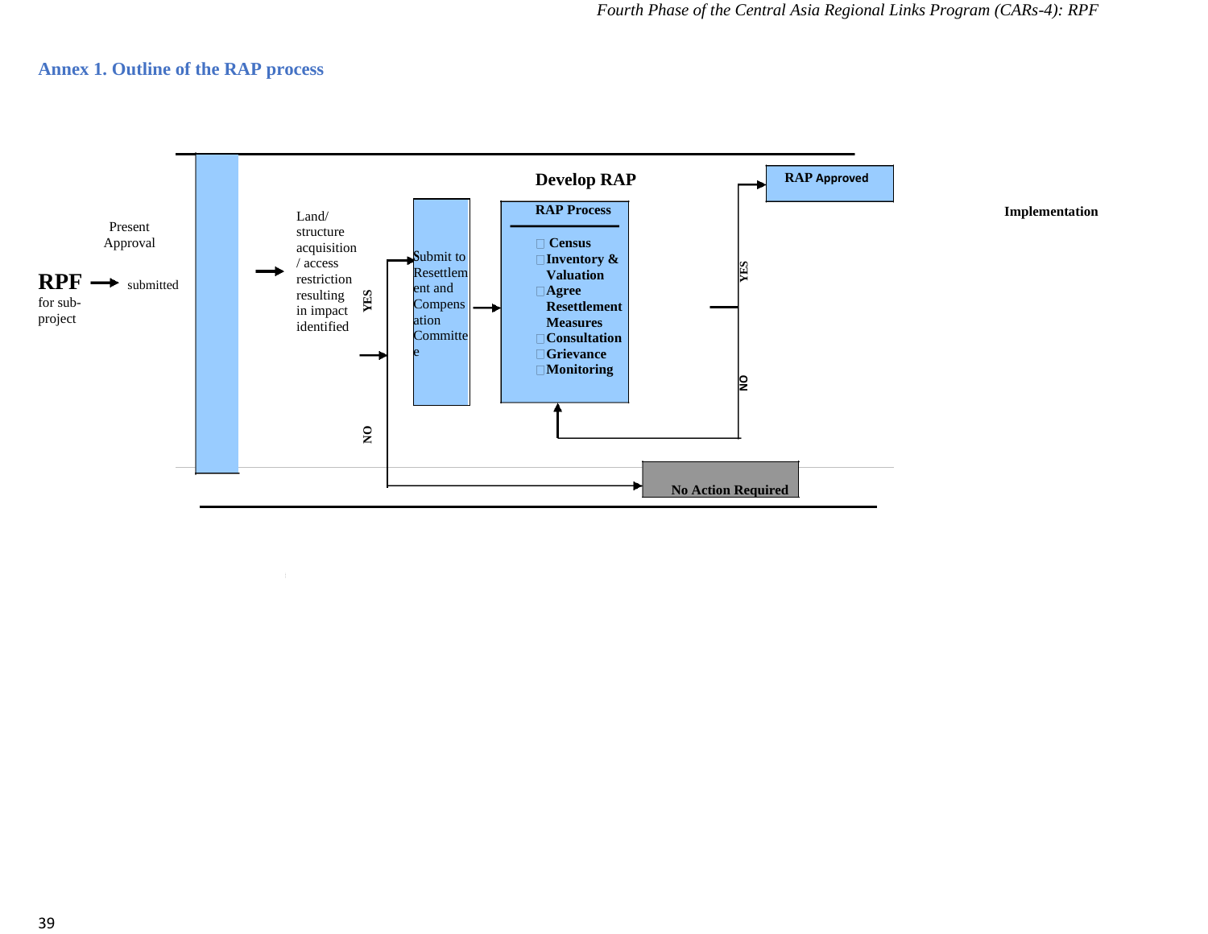## Annex 1. Outline of the RAP process

**RPF** for sub-project → submitted

Present Approval

→ Land/ structure acquisition / access restriction resulting in impact identified

YES → Submit to Resettlement and Compensation Committee → **Develop RAP**

**RAP Process**

- **Census**
- **Inventory & Valuation**
- **Agree Resettlement Measures**
- **Consultation**
- **Grievance**
- **Monitoring**

YES → **RAP Approved**

NO → (return to RAP Process)

NO → **No Action Required**

**Implementation**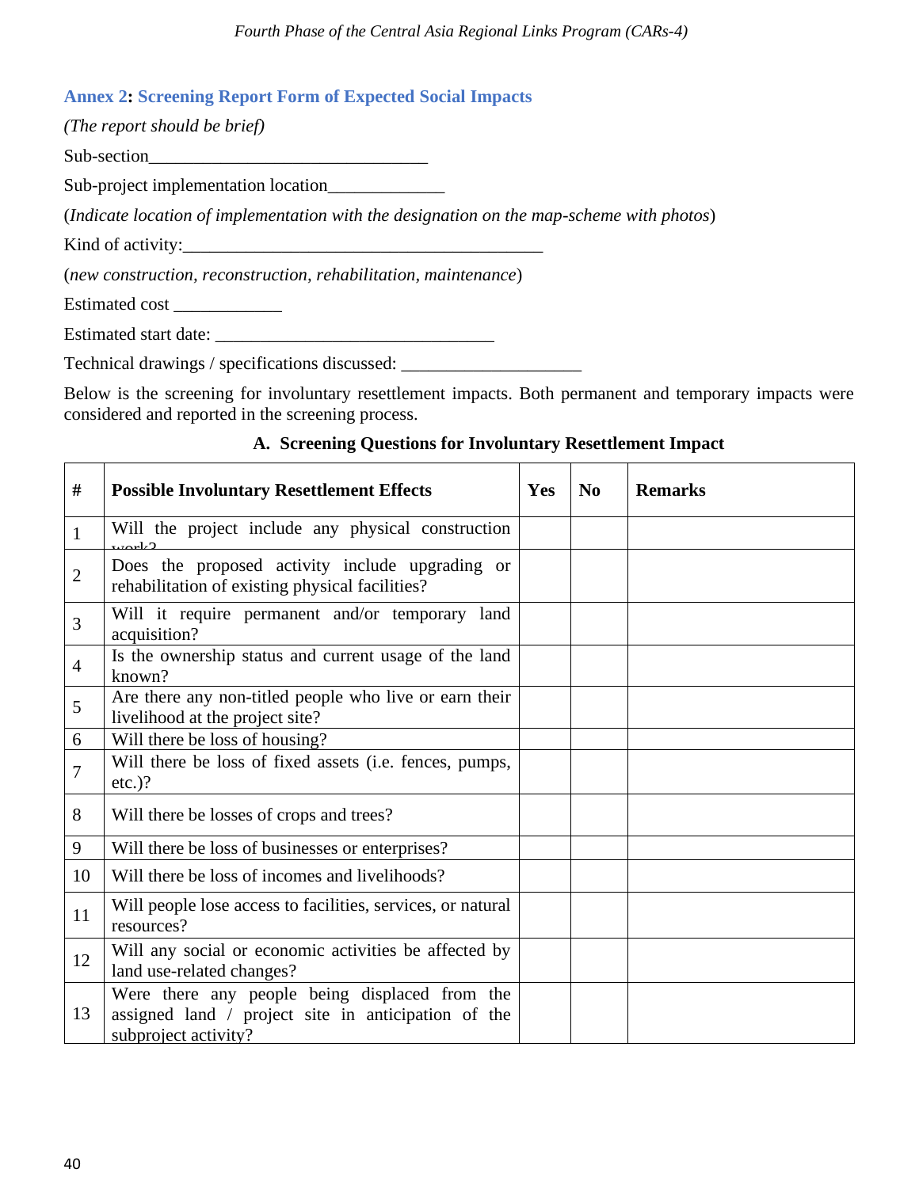## Annex 2: Screening Report Form of Expected Social Impacts

*(The report should be brief)*

Sub-section_______________________________

Sub-project implementation location_____________

(*Indicate location of implementation with the designation on the map-scheme with photos*)

Kind of activity:________________________________________

(*new construction, reconstruction, rehabilitation, maintenance*)

Estimated cost ____________

Estimated start date: _______________________________

Technical drawings / specifications discussed: ____________________

Below is the screening for involuntary resettlement impacts. Both permanent and temporary impacts were considered and reported in the screening process.

### A. Screening Questions for Involuntary Resettlement Impact

| # | Possible Involuntary Resettlement Effects | Yes | No | Remarks |
|---|---|---|---|---|
| 1 | Will the project include any physical construction work? | | | |
| 2 | Does the proposed activity include upgrading or rehabilitation of existing physical facilities? | | | |
| 3 | Will it require permanent and/or temporary land acquisition? | | | |
| 4 | Is the ownership status and current usage of the land known? | | | |
| 5 | Are there any non-titled people who live or earn their livelihood at the project site? | | | |
| 6 | Will there be loss of housing? | | | |
| 7 | Will there be loss of fixed assets (i.e. fences, pumps, etc.)? | | | |
| 8 | Will there be losses of crops and trees? | | | |
| 9 | Will there be loss of businesses or enterprises? | | | |
| 10 | Will there be loss of incomes and livelihoods? | | | |
| 11 | Will people lose access to facilities, services, or natural resources? | | | |
| 12 | Will any social or economic activities be affected by land use-related changes? | | | |
| 13 | Were there any people being displaced from the assigned land / project site in anticipation of the subproject activity? | | | |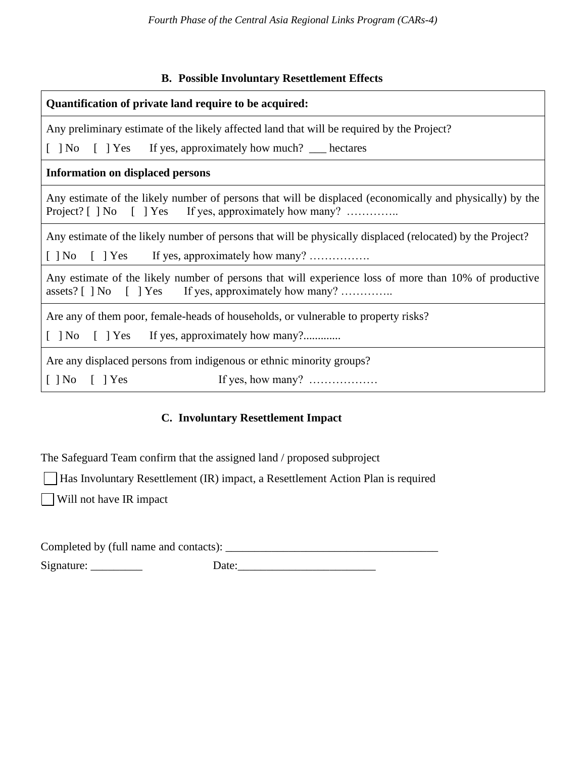### B. Possible Involuntary Resettlement Effects

| **Quantification of private land require to be acquired:** |
|---|
| Any preliminary estimate of the likely affected land that will be required by the Project?<br>[ ] No [ ] Yes If yes, approximately how much? ___ hectares |
| **Information on displaced persons** |
| Any estimate of the likely number of persons that will be displaced (economically and physically) by the Project? [ ] No [ ] Yes If yes, approximately how many? ………….. |
| Any estimate of the likely number of persons that will be physically displaced (relocated) by the Project?<br>[ ] No [ ] Yes If yes, approximately how many? ……………. |
| Any estimate of the likely number of persons that will experience loss of more than 10% of productive assets? [ ] No [ ] Yes If yes, approximately how many? ………….. |
| Are any of them poor, female-heads of households, or vulnerable to property risks?<br>[ ] No [ ] Yes If yes, approximately how many?............. |
| Are any displaced persons from indigenous or ethnic minority groups?<br>[ ] No [ ] Yes If yes, how many? ……………… |

### C. Involuntary Resettlement Impact

The Safeguard Team confirm that the assigned land / proposed subproject

☐ Has Involuntary Resettlement (IR) impact, a Resettlement Action Plan is required

☐ Will not have IR impact

Completed by (full name and contacts): ____________________________________

Signature: _________ Date:________________________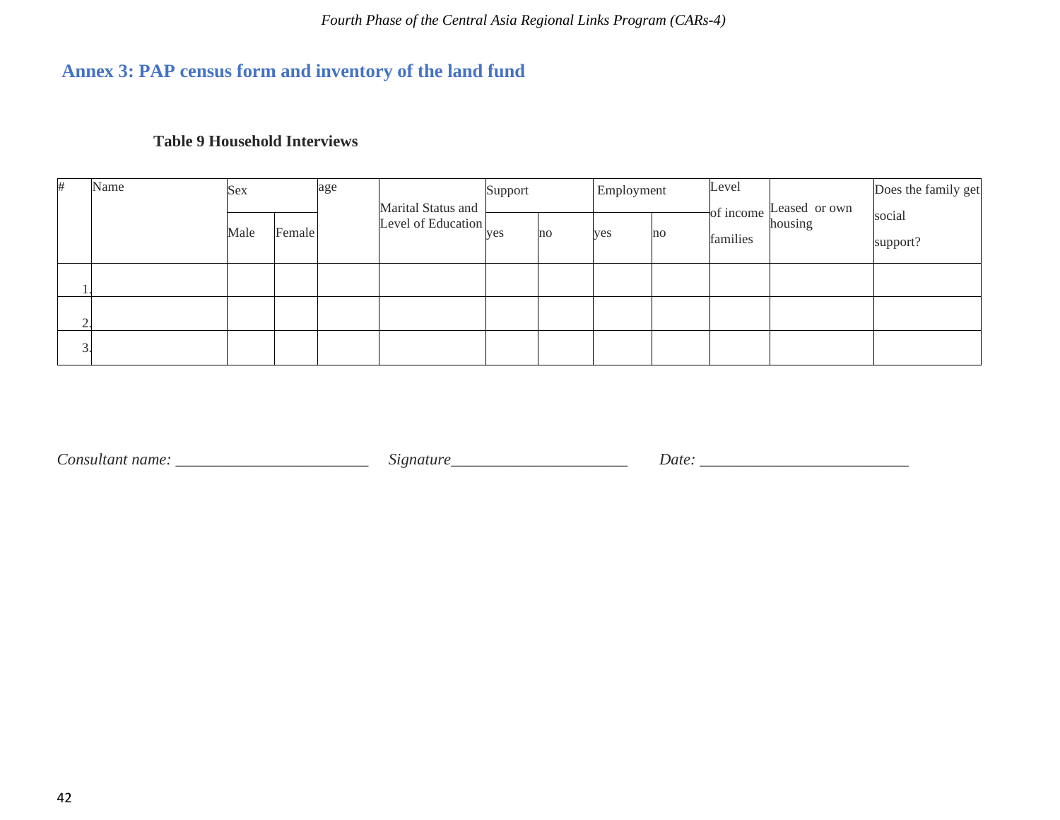## Annex 3: PAP census form and inventory of the land fund

**Table 9 Household Interviews**

| # | Name | Sex | | age | Marital Status and Level of Education | Support | | Employment | | Level of income families | Leased or own housing | Does the family get social support? |
|---|---|---|---|---|---|---|---|---|---|---|---|---|
| | | Male | Female | | | yes | no | yes | no | | | |
| 1. | | | | | | | | | | | | |
| 2. | | | | | | | | | | | | |
| 3. | | | | | | | | | | | | |

*Consultant name:* ________________________ *Signature*______________________ *Date:* __________________________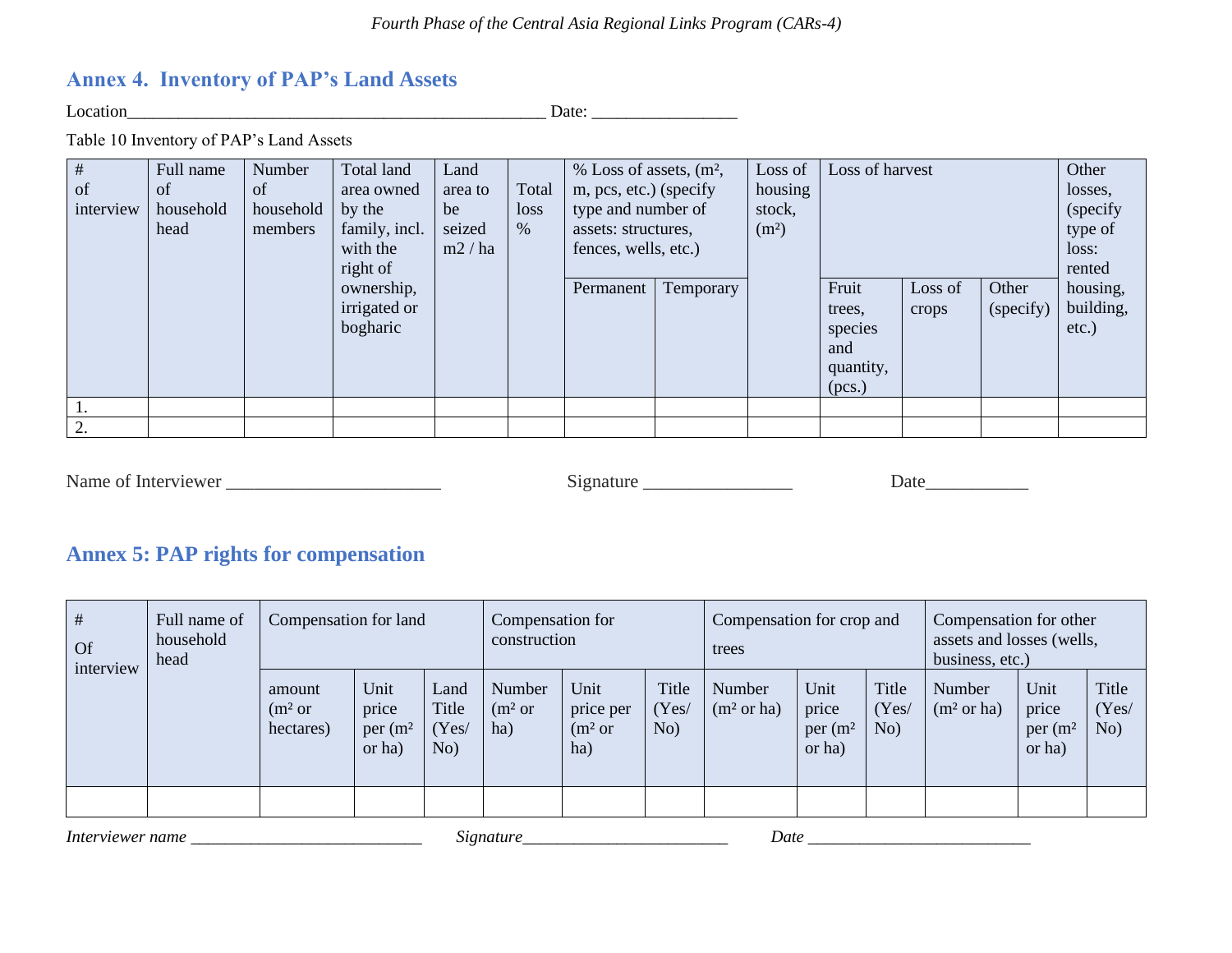## Annex 4. Inventory of PAP's Land Assets

Location_______________________________________________ Date: ________________

Table 10 Inventory of PAP's Land Assets

| # of interview | Full name of household head | Number of household members | Total land area owned by the family, incl. with the right of ownership, irrigated or bogharic | Land area to be seized m2 / ha | Total loss % | % Loss of assets, (m², m, pcs, etc.) (specify type and number of assets: structures, fences, wells, etc.) | | Loss of housing stock, (m²) | Loss of harvest | | | Other losses, (specify type of loss: rented housing, building, etc.) |
|---|---|---|---|---|---|---|---|---|---|---|---|---|
| | | | | | | Permanent | Temporary | | Fruit trees, species and quantity, (pcs.) | Loss of crops | Other (specify) | |
| 1. | | | | | | | | | | | | |
| 2. | | | | | | | | | | | | |

Name of Interviewer _______________________ Signature ________________ Date___________

## Annex 5: PAP rights for compensation

| # Of interview | Full name of household head | Compensation for land | | | Compensation for construction | | | Compensation for crop and trees | | | Compensation for other assets and losses (wells, business, etc.) | | |
|---|---|---|---|---|---|---|---|---|---|---|---|---|---|
| | | amount (m² or hectares) | Unit price per (m² or ha) | Land Title (Yes/ No) | Number (m² or ha) | Unit price per (m² or ha) | Title (Yes/ No) | Number (m² or ha) | Unit price per (m² or ha) | Title (Yes/ No) | Number (m² or ha) | Unit price per (m² or ha) | Title (Yes/ No) |
| | | | | | | | | | | | | | |

*Interviewer name* ___________________________ *Signature*________________________ *Date* __________________________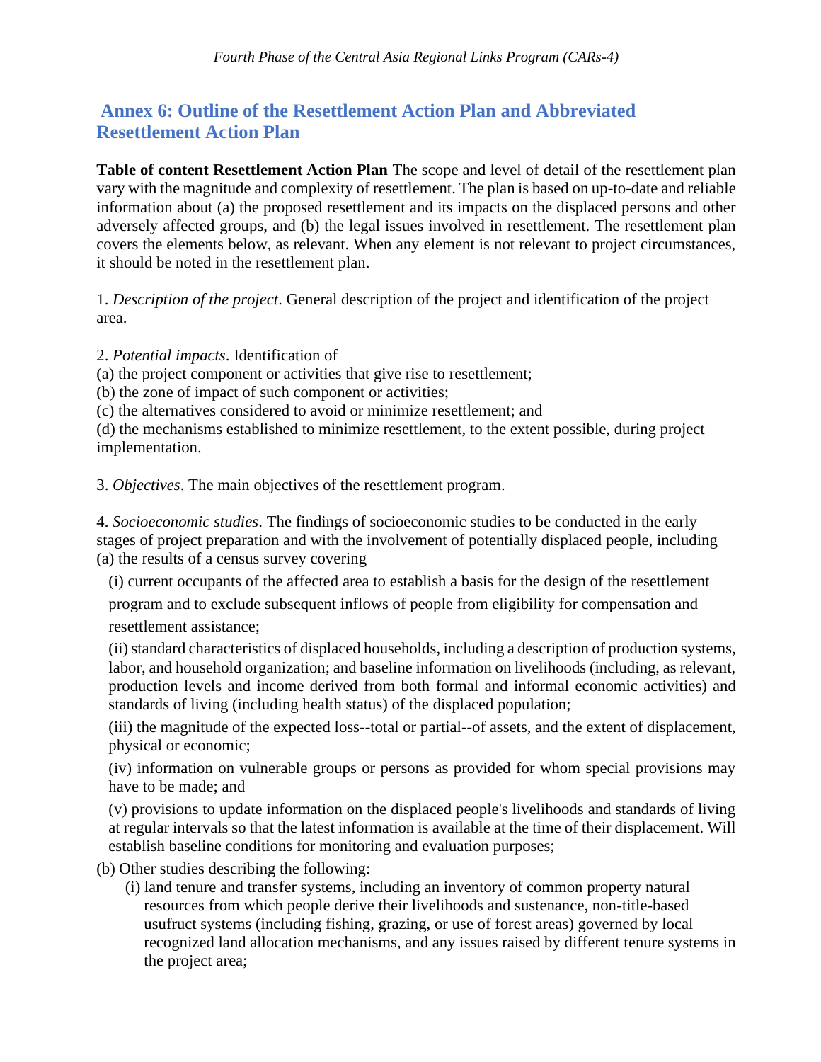## Annex 6: Outline of the Resettlement Action Plan and Abbreviated Resettlement Action Plan

**Table of content Resettlement Action Plan** The scope and level of detail of the resettlement plan vary with the magnitude and complexity of resettlement. The plan is based on up-to-date and reliable information about (a) the proposed resettlement and its impacts on the displaced persons and other adversely affected groups, and (b) the legal issues involved in resettlement. The resettlement plan covers the elements below, as relevant. When any element is not relevant to project circumstances, it should be noted in the resettlement plan.

1. *Description of the project*. General description of the project and identification of the project area.

2. *Potential impacts*. Identification of
(a) the project component or activities that give rise to resettlement;
(b) the zone of impact of such component or activities;
(c) the alternatives considered to avoid or minimize resettlement; and
(d) the mechanisms established to minimize resettlement, to the extent possible, during project implementation.

3. *Objectives*. The main objectives of the resettlement program.

4. *Socioeconomic studies*. The findings of socioeconomic studies to be conducted in the early stages of project preparation and with the involvement of potentially displaced people, including
(a) the results of a census survey covering

   (i) current occupants of the affected area to establish a basis for the design of the resettlement program and to exclude subsequent inflows of people from eligibility for compensation and resettlement assistance;

   (ii) standard characteristics of displaced households, including a description of production systems, labor, and household organization; and baseline information on livelihoods (including, as relevant, production levels and income derived from both formal and informal economic activities) and standards of living (including health status) of the displaced population;

   (iii) the magnitude of the expected loss--total or partial--of assets, and the extent of displacement, physical or economic;

   (iv) information on vulnerable groups or persons as provided for whom special provisions may have to be made; and

   (v) provisions to update information on the displaced people's livelihoods and standards of living at regular intervals so that the latest information is available at the time of their displacement. Will establish baseline conditions for monitoring and evaluation purposes;

(b) Other studies describing the following:

   (i) land tenure and transfer systems, including an inventory of common property natural resources from which people derive their livelihoods and sustenance, non-title-based usufruct systems (including fishing, grazing, or use of forest areas) governed by local recognized land allocation mechanisms, and any issues raised by different tenure systems in the project area;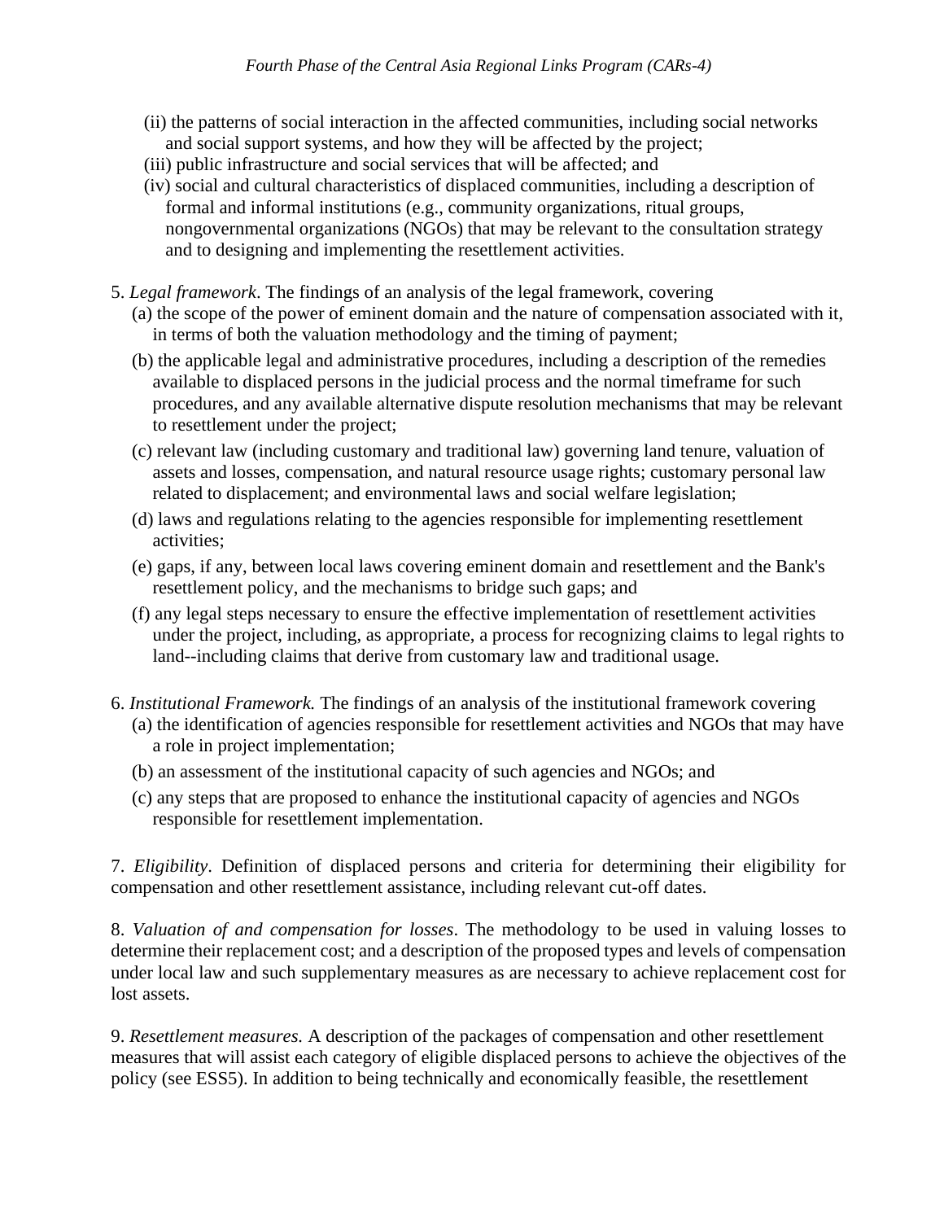(ii) the patterns of social interaction in the affected communities, including social networks and social support systems, and how they will be affected by the project;

(iii) public infrastructure and social services that will be affected; and

(iv) social and cultural characteristics of displaced communities, including a description of formal and informal institutions (e.g., community organizations, ritual groups, nongovernmental organizations (NGOs) that may be relevant to the consultation strategy and to designing and implementing the resettlement activities.

5. *Legal framework*. The findings of an analysis of the legal framework, covering

(a) the scope of the power of eminent domain and the nature of compensation associated with it, in terms of both the valuation methodology and the timing of payment;

(b) the applicable legal and administrative procedures, including a description of the remedies available to displaced persons in the judicial process and the normal timeframe for such procedures, and any available alternative dispute resolution mechanisms that may be relevant to resettlement under the project;

(c) relevant law (including customary and traditional law) governing land tenure, valuation of assets and losses, compensation, and natural resource usage rights; customary personal law related to displacement; and environmental laws and social welfare legislation;

(d) laws and regulations relating to the agencies responsible for implementing resettlement activities;

(e) gaps, if any, between local laws covering eminent domain and resettlement and the Bank's resettlement policy, and the mechanisms to bridge such gaps; and

(f) any legal steps necessary to ensure the effective implementation of resettlement activities under the project, including, as appropriate, a process for recognizing claims to legal rights to land--including claims that derive from customary law and traditional usage.

6. *Institutional Framework.* The findings of an analysis of the institutional framework covering

(a) the identification of agencies responsible for resettlement activities and NGOs that may have a role in project implementation;

(b) an assessment of the institutional capacity of such agencies and NGOs; and

(c) any steps that are proposed to enhance the institutional capacity of agencies and NGOs responsible for resettlement implementation.

7. *Eligibility*. Definition of displaced persons and criteria for determining their eligibility for compensation and other resettlement assistance, including relevant cut-off dates.

8. *Valuation of and compensation for losses*. The methodology to be used in valuing losses to determine their replacement cost; and a description of the proposed types and levels of compensation under local law and such supplementary measures as are necessary to achieve replacement cost for lost assets.

9. *Resettlement measures.* A description of the packages of compensation and other resettlement measures that will assist each category of eligible displaced persons to achieve the objectives of the policy (see ESS5). In addition to being technically and economically feasible, the resettlement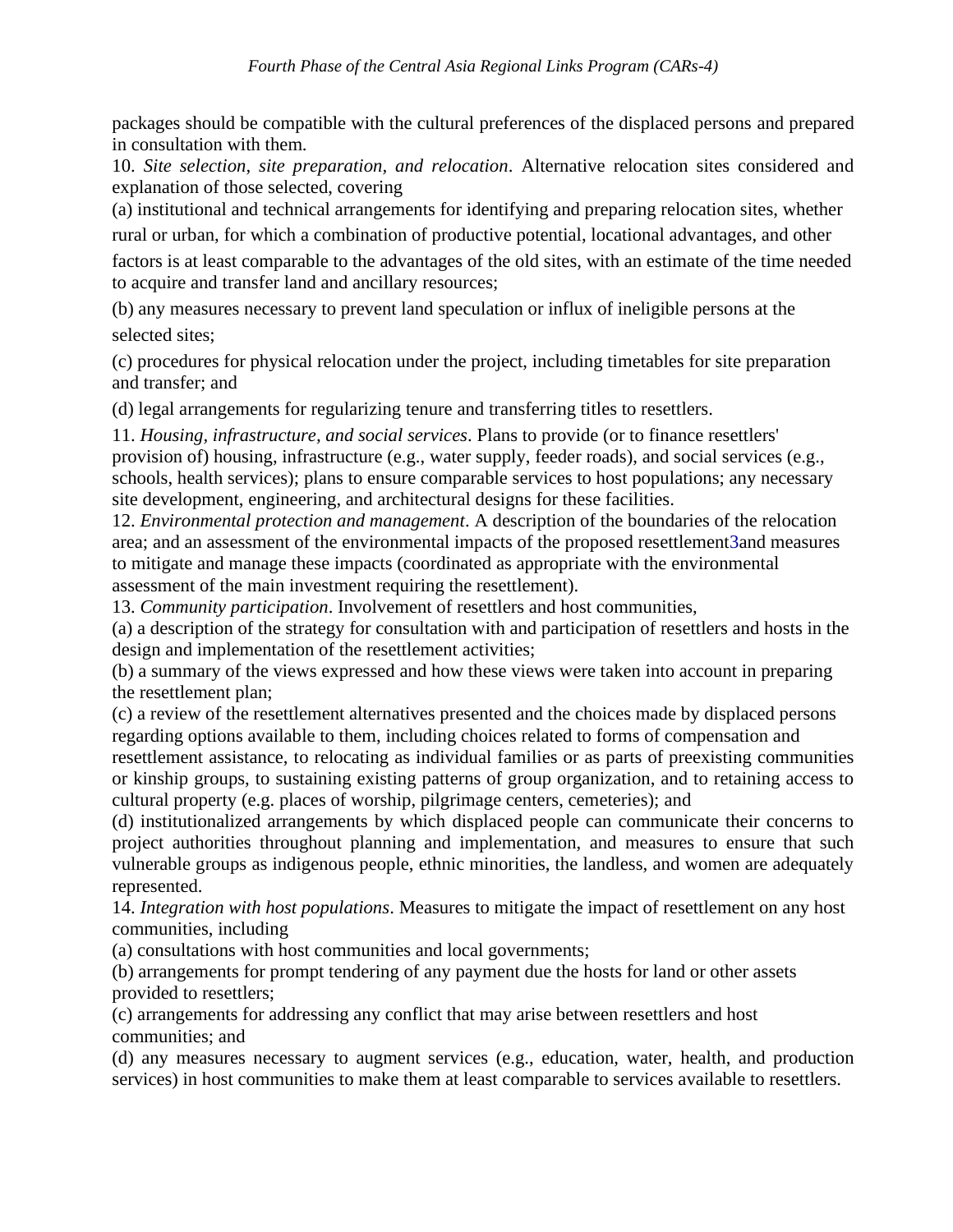packages should be compatible with the cultural preferences of the displaced persons and prepared in consultation with them.

10. *Site selection, site preparation, and relocation*. Alternative relocation sites considered and explanation of those selected, covering

(a) institutional and technical arrangements for identifying and preparing relocation sites, whether rural or urban, for which a combination of productive potential, locational advantages, and other factors is at least comparable to the advantages of the old sites, with an estimate of the time needed to acquire and transfer land and ancillary resources;

(b) any measures necessary to prevent land speculation or influx of ineligible persons at the selected sites;

(c) procedures for physical relocation under the project, including timetables for site preparation and transfer; and

(d) legal arrangements for regularizing tenure and transferring titles to resettlers.

11. *Housing, infrastructure, and social services*. Plans to provide (or to finance resettlers' provision of) housing, infrastructure (e.g., water supply, feeder roads), and social services (e.g., schools, health services); plans to ensure comparable services to host populations; any necessary site development, engineering, and architectural designs for these facilities.

12. *Environmental protection and management*. A description of the boundaries of the relocation area; and an assessment of the environmental impacts of the proposed resettlement[3] and measures to mitigate and manage these impacts (coordinated as appropriate with the environmental assessment of the main investment requiring the resettlement).

13. *Community participation*. Involvement of resettlers and host communities,

(a) a description of the strategy for consultation with and participation of resettlers and hosts in the design and implementation of the resettlement activities;

(b) a summary of the views expressed and how these views were taken into account in preparing the resettlement plan;

(c) a review of the resettlement alternatives presented and the choices made by displaced persons regarding options available to them, including choices related to forms of compensation and resettlement assistance, to relocating as individual families or as parts of preexisting communities or kinship groups, to sustaining existing patterns of group organization, and to retaining access to cultural property (e.g. places of worship, pilgrimage centers, cemeteries); and

(d) institutionalized arrangements by which displaced people can communicate their concerns to project authorities throughout planning and implementation, and measures to ensure that such vulnerable groups as indigenous people, ethnic minorities, the landless, and women are adequately represented.

14. *Integration with host populations*. Measures to mitigate the impact of resettlement on any host communities, including

(a) consultations with host communities and local governments;

(b) arrangements for prompt tendering of any payment due the hosts for land or other assets provided to resettlers;

(c) arrangements for addressing any conflict that may arise between resettlers and host communities; and

(d) any measures necessary to augment services (e.g., education, water, health, and production services) in host communities to make them at least comparable to services available to resettlers.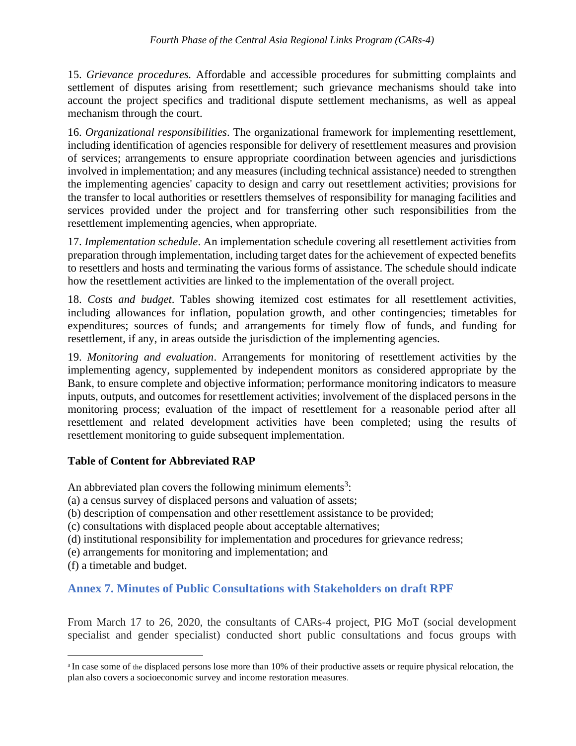15. *Grievance procedures.* Affordable and accessible procedures for submitting complaints and settlement of disputes arising from resettlement; such grievance mechanisms should take into account the project specifics and traditional dispute settlement mechanisms, as well as appeal mechanism through the court.

16. *Organizational responsibilities*. The organizational framework for implementing resettlement, including identification of agencies responsible for delivery of resettlement measures and provision of services; arrangements to ensure appropriate coordination between agencies and jurisdictions involved in implementation; and any measures (including technical assistance) needed to strengthen the implementing agencies' capacity to design and carry out resettlement activities; provisions for the transfer to local authorities or resettlers themselves of responsibility for managing facilities and services provided under the project and for transferring other such responsibilities from the resettlement implementing agencies, when appropriate.

17. *Implementation schedule*. An implementation schedule covering all resettlement activities from preparation through implementation, including target dates for the achievement of expected benefits to resettlers and hosts and terminating the various forms of assistance. The schedule should indicate how the resettlement activities are linked to the implementation of the overall project.

18. *Costs and budget*. Tables showing itemized cost estimates for all resettlement activities, including allowances for inflation, population growth, and other contingencies; timetables for expenditures; sources of funds; and arrangements for timely flow of funds, and funding for resettlement, if any, in areas outside the jurisdiction of the implementing agencies.

19. *Monitoring and evaluation*. Arrangements for monitoring of resettlement activities by the implementing agency, supplemented by independent monitors as considered appropriate by the Bank, to ensure complete and objective information; performance monitoring indicators to measure inputs, outputs, and outcomes for resettlement activities; involvement of the displaced persons in the monitoring process; evaluation of the impact of resettlement for a reasonable period after all resettlement and related development activities have been completed; using the results of resettlement monitoring to guide subsequent implementation.

**Table of Content for Abbreviated RAP**

An abbreviated plan covers the following minimum elements[3]:
(a) a census survey of displaced persons and valuation of assets;
(b) description of compensation and other resettlement assistance to be provided;
(c) consultations with displaced people about acceptable alternatives;
(d) institutional responsibility for implementation and procedures for grievance redress;
(e) arrangements for monitoring and implementation; and
(f) a timetable and budget.

## Annex 7. Minutes of Public Consultations with Stakeholders on draft RPF

From March 17 to 26, 2020, the consultants of CARs-4 project, PIG MoT (social development specialist and gender specialist) conducted short public consultations and focus groups with

[3] In case some of the displaced persons lose more than 10% of their productive assets or require physical relocation, the plan also covers a socioeconomic survey and income restoration measures.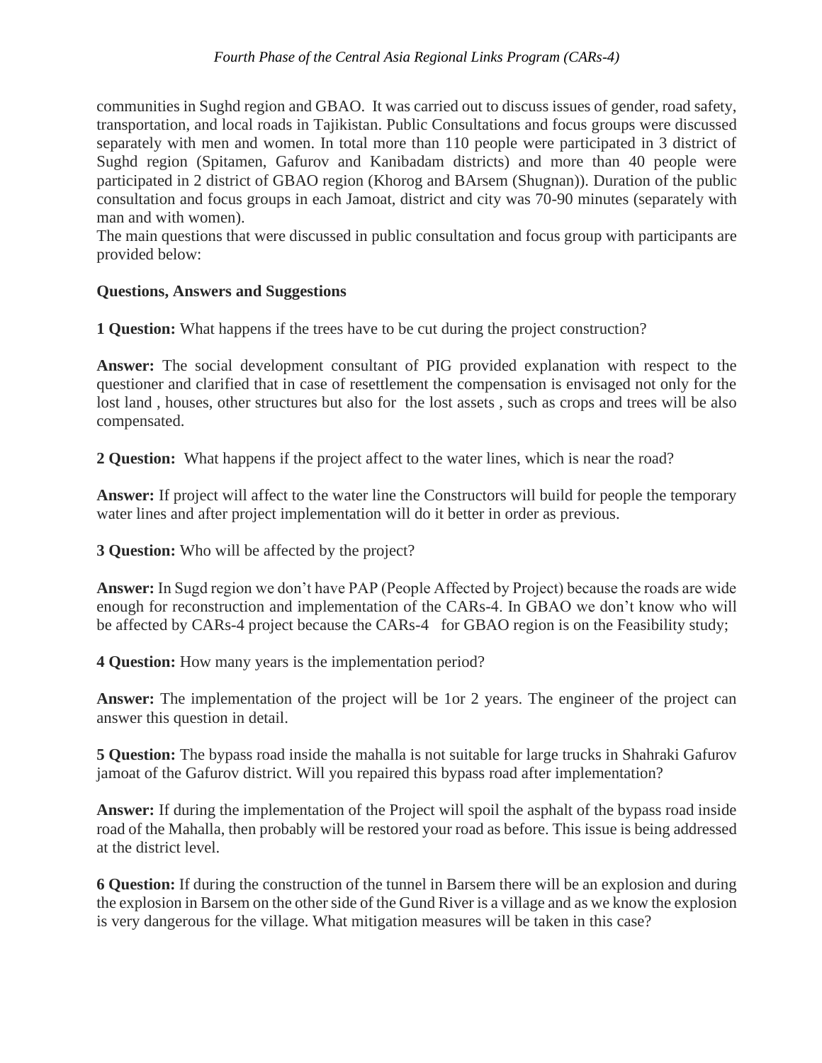communities in Sughd region and GBAO. It was carried out to discuss issues of gender, road safety, transportation, and local roads in Tajikistan. Public Consultations and focus groups were discussed separately with men and women. In total more than 110 people were participated in 3 district of Sughd region (Spitamen, Gafurov and Kanibadam districts) and more than 40 people were participated in 2 district of GBAO region (Khorog and BArsem (Shugnan)). Duration of the public consultation and focus groups in each Jamoat, district and city was 70-90 minutes (separately with man and with women).

The main questions that were discussed in public consultation and focus group with participants are provided below:

**Questions, Answers and Suggestions**

**1 Question:** What happens if the trees have to be cut during the project construction?

**Answer:** The social development consultant of PIG provided explanation with respect to the questioner and clarified that in case of resettlement the compensation is envisaged not only for the lost land , houses, other structures but also for the lost assets , such as crops and trees will be also compensated.

**2 Question:** What happens if the project affect to the water lines, which is near the road?

**Answer:** If project will affect to the water line the Constructors will build for people the temporary water lines and after project implementation will do it better in order as previous.

**3 Question:** Who will be affected by the project?

**Answer:** In Sugd region we don't have PAP (People Affected by Project) because the roads are wide enough for reconstruction and implementation of the CARs-4. In GBAO we don't know who will be affected by CARs-4 project because the CARs-4 for GBAO region is on the Feasibility study;

**4 Question:** How many years is the implementation period?

**Answer:** The implementation of the project will be 1or 2 years. The engineer of the project can answer this question in detail.

**5 Question:** The bypass road inside the mahalla is not suitable for large trucks in Shahraki Gafurov jamoat of the Gafurov district. Will you repaired this bypass road after implementation?

**Answer:** If during the implementation of the Project will spoil the asphalt of the bypass road inside road of the Mahalla, then probably will be restored your road as before. This issue is being addressed at the district level.

**6 Question:** If during the construction of the tunnel in Barsem there will be an explosion and during the explosion in Barsem on the other side of the Gund River is a village and as we know the explosion is very dangerous for the village. What mitigation measures will be taken in this case?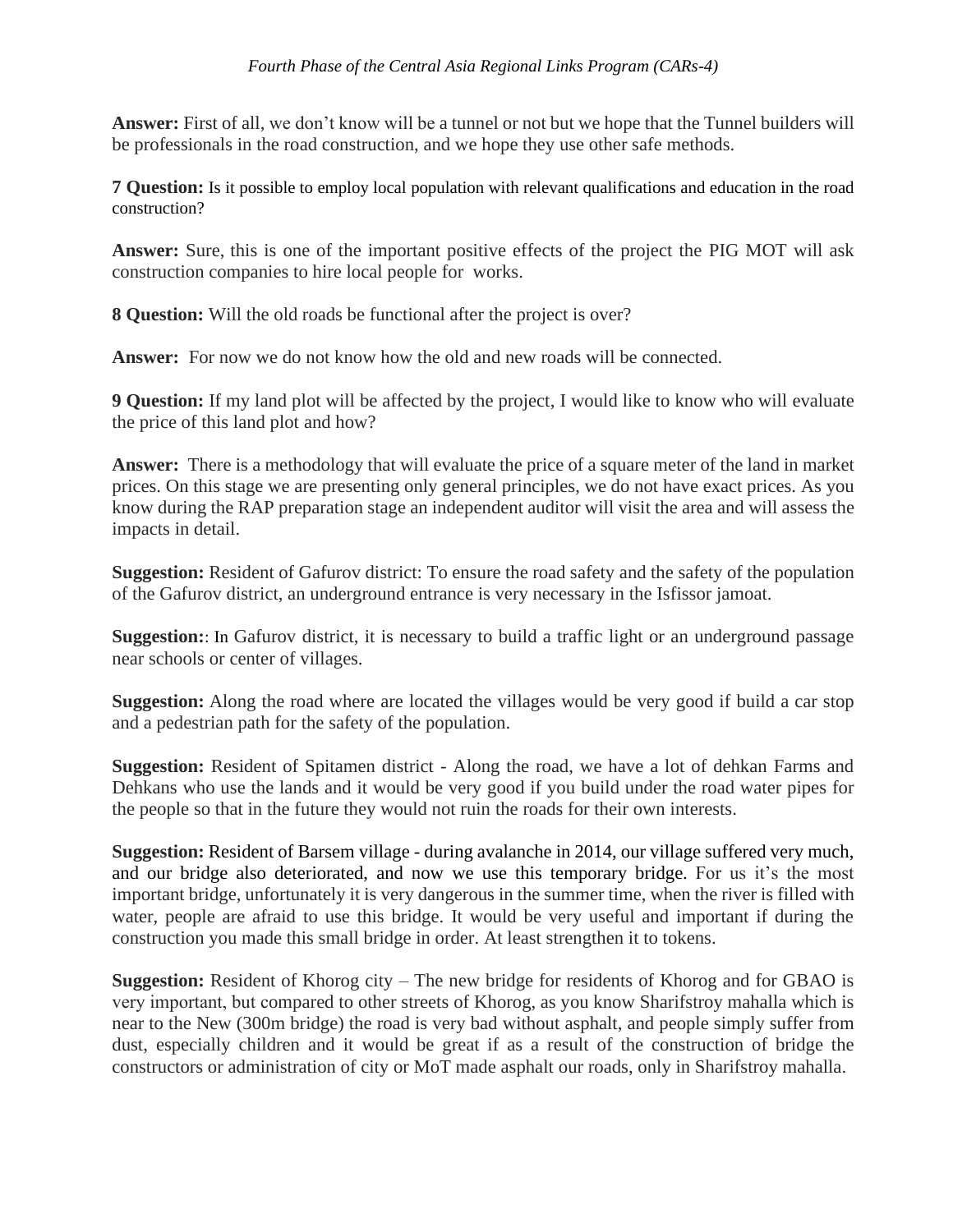**Answer:** First of all, we don't know will be a tunnel or not but we hope that the Tunnel builders will be professionals in the road construction, and we hope they use other safe methods.

**7 Question:** Is it possible to employ local population with relevant qualifications and education in the road construction?

**Answer:** Sure, this is one of the important positive effects of the project the PIG MOT will ask construction companies to hire local people for works.

**8 Question:** Will the old roads be functional after the project is over?

**Answer:** For now we do not know how the old and new roads will be connected.

**9 Question:** If my land plot will be affected by the project, I would like to know who will evaluate the price of this land plot and how?

**Answer:** There is a methodology that will evaluate the price of a square meter of the land in market prices. On this stage we are presenting only general principles, we do not have exact prices. As you know during the RAP preparation stage an independent auditor will visit the area and will assess the impacts in detail.

**Suggestion:** Resident of Gafurov district: To ensure the road safety and the safety of the population of the Gafurov district, an underground entrance is very necessary in the Isfissor jamoat.

**Suggestion:**: In Gafurov district, it is necessary to build a traffic light or an underground passage near schools or center of villages.

**Suggestion:** Along the road where are located the villages would be very good if build a car stop and a pedestrian path for the safety of the population.

**Suggestion:** Resident of Spitamen district - Along the road, we have a lot of dehkan Farms and Dehkans who use the lands and it would be very good if you build under the road water pipes for the people so that in the future they would not ruin the roads for their own interests.

**Suggestion:** Resident of Barsem village - during avalanche in 2014, our village suffered very much, and our bridge also deteriorated, and now we use this temporary bridge. For us it's the most important bridge, unfortunately it is very dangerous in the summer time, when the river is filled with water, people are afraid to use this bridge. It would be very useful and important if during the construction you made this small bridge in order. At least strengthen it to tokens.

**Suggestion:** Resident of Khorog city – The new bridge for residents of Khorog and for GBAO is very important, but compared to other streets of Khorog, as you know Sharifstroy mahalla which is near to the New (300m bridge) the road is very bad without asphalt, and people simply suffer from dust, especially children and it would be great if as a result of the construction of bridge the constructors or administration of city or MoT made asphalt our roads, only in Sharifstroy mahalla.